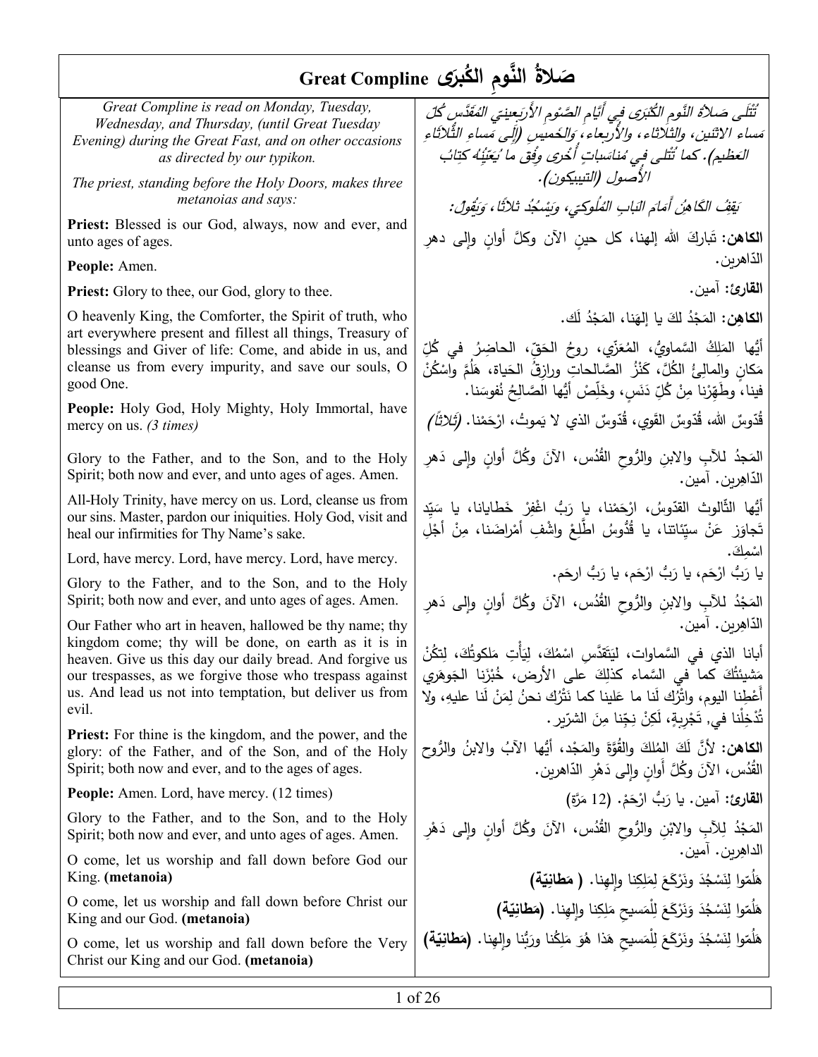# Great Compline صَلاةُ النَّومِ الكُبرَى

| | |
|---|---|
| *Great Compline is read on Monday, Tuesday, Wednesday, and Thursday, (until Great Tuesday Evening) during the Great Fast, and on other occasions as directed by our typikon.* | *تُتلَى صَلاةُ النَّومِ الكُبْرَى فِي أَيَّامِ الصَّوْمِ الأَرْبَعِينيّ المُقَدَّسِ كُلَّ مَساءِ الاثنَين، والثُلاثاء، والأربعاء، وَالخَميسِ (إِلَى مَساءِ الثُّلاثاءِ العَظيم). كما تُتلى في مُناسَباتٍ أُخرى وِفْقَ ما يُعَيِّنُه كِتابُ الأُصولِ (التيبيكون).* |
| *The priest, standing before the Holy Doors, makes three metanoias and says:* | *يَقِفُ الكَاهِنُ أَمَامَ البَابِ المُلُوكيّ، وَيَسْجُدُ ثلاثًا، وَيَقُولُ:* |
| **Priest:** Blessed is our God, always, now and ever, and unto ages of ages. | **الكاهن:** تَبارَكَ الله إلهنا، كل حينٍ الآن وكلَّ أوانٍ وإلى دهرِ الدّاهرين. |
| **People:** Amen. | **القارئ:** آمين. |
| **Priest:** Glory to thee, our God, glory to thee. | **الكاهن:** المَجْدُ لكَ يا إلهَنا، المَجْدُ لَك. |
| O heavenly King, the Comforter, the Spirit of truth, who art everywhere present and fillest all things, Treasury of blessings and Giver of life: Come, and abide in us, and cleanse us from every impurity, and save our souls, O good One. | أيُّها المَلِكُ السَّماويُّ، المُعَزّي، روحُ الحَقّ، الحاضِرُ في كُلِّ مَكانٍ والمالِئُ الكُلَّ، كَنْزُ الصَّالحاتِ ورازِقُ الحَياة، هَلُمَّ واسْكُنْ فينا، وطَهِّرْنا مِنْ كُلِّ دَنَسٍ، وخَلِّصْ أيُّها الصَّالِحُ نُفوسَنا. |
| **People:** Holy God, Holy Mighty, Holy Immortal, have mercy on us. *(3 times)* | قُدّوسٌ الله، قُدّوسٌ القَوِي، قُدّوسٌ الذي لا يَموتُ، ارْحَمْنا. *(ثَلاثًا)* |
| Glory to the Father, and to the Son, and to the Holy Spirit; both now and ever, and unto ages of ages. Amen. | المَجدُ للآبِ والابنِ والرُّوحِ القُدُس، الآنَ وكُلَّ أوانٍ وإلى دَهرِ الدّاهِرين. آمين. |
| All-Holy Trinity, have mercy on us. Lord, cleanse us from our sins. Master, pardon our iniquities. Holy God, visit and heal our infirmities for Thy Name's sake. | أيُّها الثّالوث القدّوسُ، ارْحَمْنا، يا رَبُّ اغْفِرْ خَطايانا، يا سَيِّد تَجاوَزْ عَنْ سيِّئاتنا، يا قُدُوسُ اطَّلِعْ واشْفِ أمْراضَنا، مِنْ أجْلِ اسْمِكَ. |
| Lord, have mercy. Lord, have mercy. Lord, have mercy. | يا رَبُّ ارْحَم، يا رَبُّ ارْحَم، يا رَبُّ ارحَم. |
| Glory to the Father, and to the Son, and to the Holy Spirit; both now and ever, and unto ages of ages. Amen. | المَجْدُ للآبِ والابنِ والرُّوحِ القُدُس، الآنَ وكُلَّ أوانٍ وإلى دَهرِ الدّاهِرين. آمين. |
| Our Father who art in heaven, hallowed be thy name; thy kingdom come; thy will be done, on earth as it is in heaven. Give us this day our daily bread. And forgive us our trespasses, as we forgive those who trespass against us. And lead us not into temptation, but deliver us from evil. | أبانا الذي في السَّماوات، لِيَتَقَدَّسِ اسْمُكَ، لِيَأْتِ مَلكوتُكَ، لِتكُنْ مَشيئَتُكَ كما في السَّماء كذلِكَ على الأرض، خُبْزَنا الجَوهَري أَعْطِنا اليوم، واتْرُك لَنا ما عَلينا كما نَتْرُك نحنُ لِمَنْ لَنا عليهِ، ولا تُدْخِلْنا في تَجْرِبةٍ، لَكِنْ نِجِّنا مِنَ الشرّير. |
| **Priest:** For thine is the kingdom, and the power, and the glory: of the Father, and of the Son, and of the Holy Spirit; both now and ever, and to the ages of ages. | **الكاهن:** لأنَّ لَكَ المُلكَ والقُوَّةَ والمَجْد، أيُّها الآبُ والابنُ والرُّوح القُدُس، الآنَ وكُلَّ أوانٍ وإلى دَهْرِ الدّاهرين. |
| **People:** Amen. Lord, have mercy. (12 times) | **القارئ:** آمين. يا رَبُّ ارْحَمْ. (12 مَرَّة) |
| Glory to the Father, and to the Son, and to the Holy Spirit; both now and ever, and unto ages of ages. Amen. | المَجْدُ لِلآبِ والابْنِ والرُّوحِ القُدُس، الآنَ وكُلَّ أوانٍ وإلى دَهْرِ الداهِرين. آمين. |
| O come, let us worship and fall down before God our King. **(metanoia)** | هَلُمّوا لِنَسْجُدَ ونَرْكَعَ لِمَلِكِنا وإلهِنا. **( مَطانِيّة)** |
| O come, let us worship and fall down before Christ our King and our God. **(metanoia)** | هَلُمّوا لِنَسْجُدَ وَنَرْكَعَ لِلْمَسيحِ مَلِكِنا وإلهِنا. **(مَطانِيّة)** |
| O come, let us worship and fall down before the Very Christ our King and our God. **(metanoia)** | هَلُمّوا لِنَسْجُدَ ونَرْكَعَ لِلْمَسيحِ هَذا هُوَ مَلِكُنا ورَبُّنا وإلهنا. **(مَطانِيّة)** |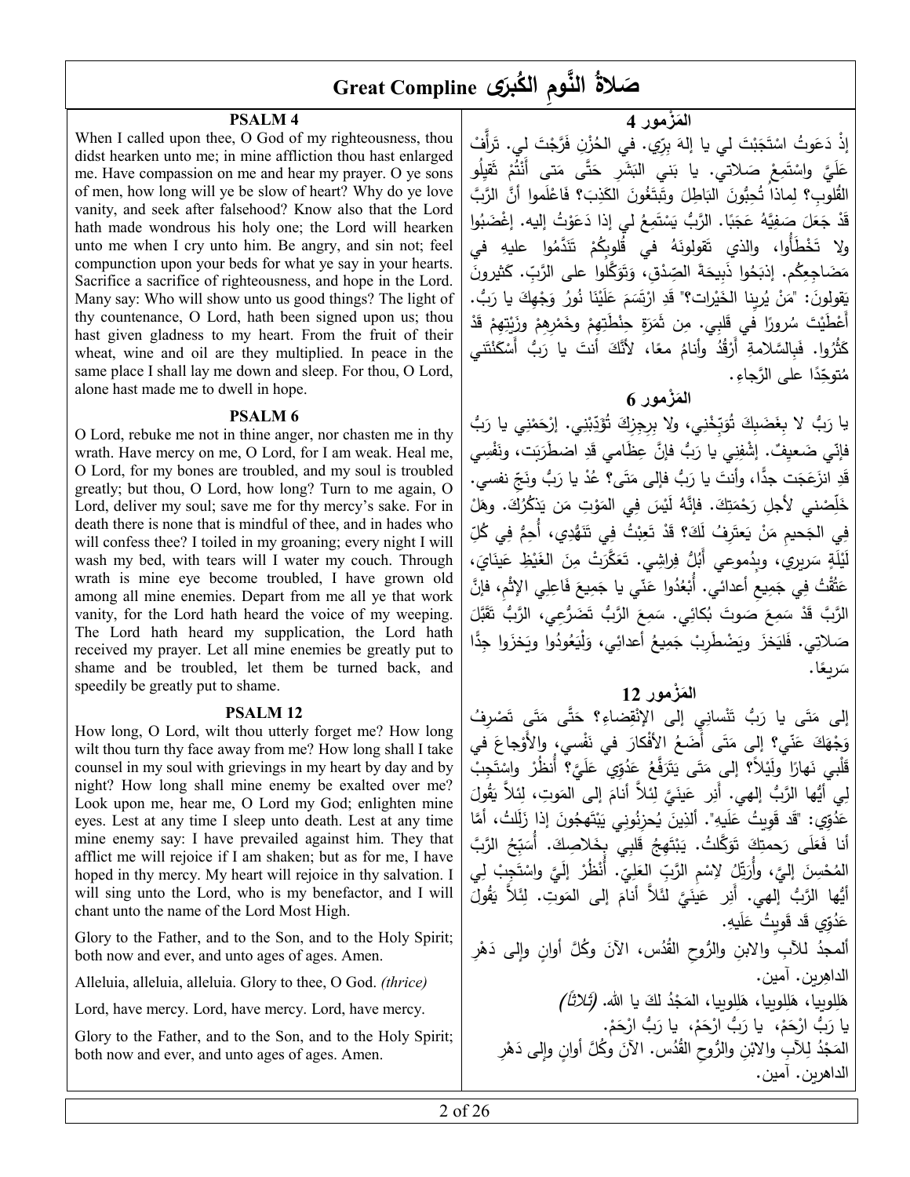# Great Compline صَلاةُ النَّومِ الكُبرى

## PSALM 4

When I called upon thee, O God of my righteousness, thou didst hearken unto me; in mine affliction thou hast enlarged me. Have compassion on me and hear my prayer. O ye sons of men, how long will ye be slow of heart? Why do ye love vanity, and seek after falsehood? Know also that the Lord hath made wondrous his holy one; the Lord will hearken unto me when I cry unto him. Be angry, and sin not; feel compunction upon your beds for what ye say in your hearts. Sacrifice a sacrifice of righteousness, and hope in the Lord. Many say: Who will show unto us good things? The light of thy countenance, O Lord, hath been signed upon us; thou hast given gladness to my heart. From the fruit of their wheat, wine and oil are they multiplied. In peace in the same place I shall lay me down and sleep. For thou, O Lord, alone hast made me to dwell in hope.

## PSALM 6

O Lord, rebuke me not in thine anger, nor chasten me in thy wrath. Have mercy on me, O Lord, for I am weak. Heal me, O Lord, for my bones are troubled, and my soul is troubled greatly; but thou, O Lord, how long? Turn to me again, O Lord, deliver my soul; save me for thy mercy's sake. For in death there is none that is mindful of thee, and in hades who will confess thee? I toiled in my groaning; every night I will wash my bed, with tears will I water my couch. Through wrath is mine eye become troubled, I have grown old among all mine enemies. Depart from me all ye that work vanity, for the Lord hath heard the voice of my weeping. The Lord hath heard my supplication, the Lord hath received my prayer. Let all mine enemies be greatly put to shame and be troubled, let them be turned back, and speedily be greatly put to shame.

## PSALM 12

How long, O Lord, wilt thou utterly forget me? How long wilt thou turn thy face away from me? How long shall I take counsel in my soul with grievings in my heart by day and by night? How long shall mine enemy be exalted over me? Look upon me, hear me, O Lord my God; enlighten mine eyes. Lest at any time I sleep unto death. Lest at any time mine enemy say: I have prevailed against him. They that afflict me will rejoice if I am shaken; but as for me, I have hoped in thy mercy. My heart will rejoice in thy salvation. I will sing unto the Lord, who is my benefactor, and I will chant unto the name of the Lord Most High.

Glory to the Father, and to the Son, and to the Holy Spirit; both now and ever, and unto ages of ages. Amen.

Alleluia, alleluia, alleluia. Glory to thee, O God. *(thrice)*

Lord, have mercy. Lord, have mercy. Lord, have mercy.

Glory to the Father, and to the Son, and to the Holy Spirit; both now and ever, and unto ages of ages. Amen.

## المَزْمور 4

إذْ دَعَوتُ اسْتَجَبْتَ لي يا إلهَ بِرِّي. في الحُزْنِ فَرَّجْتَ لي. تَرأَّفْ عَلَيَّ واسْتَمِعْ صَلاتي. يا بَني البَشَرِ حَتَّى مَتى أَنْتُمْ ثَقيلُو القُلوبِ؟ لِماذا تُحِبُّونَ الباطِلَ وتَبتَغُونَ الكَذِبَ؟ فَاعْلَموا أنَّ الرَّبَّ قَدْ جَعَلَ صَفِيَّهُ عَجَبًا. الرَّبُّ يَسْتَمِعُ لي إذا دَعَوْتُ إليه. إغْضَبُوا ولا تَخْطَأُوا، والذي تَقولونَهُ في قُلوبِكُمْ تَنَدَّمُوا عليهِ في مَضَاجِعِكُم. إذبَحُوا ذَبيحَةَ الصِّدْقِ، وَتَوَكَّلوا على الرَّبِّ. كَثيرونَ يَقولونَ: "مَنْ يُرينا الخَيْرات؟" قَدِ ارْتَسَمَ عَلَيْنَا نُورُ وَجْهِكَ يا رَبُّ. أَعْطَيْتَ سُرورًا في قَلبي. مِن ثَمَرَةِ حِنْطَتِهِمْ وخَمْرِهِمْ وزَيْتِهِمْ قَدْ كَثُرُوا. فَبِالسَّلامةِ أَرْقُدُ وأنامُ معًا، لأنَّكَ أنتَ يا رَبُّ أَسْكَنْتَني مُتوحِّدًا على الرَّجاءِ.

## المَزْمور 6

يا رَبُّ لا بِغَضَبِكَ تُوَبِّخْنِي، ولا بِرِجزِكَ تُؤَدِّبْنِي. إرْحَمْنِي يا رَبُّ فإنِّي ضَعيفٌ. إشْفِنِي يا رَبُّ فإنَّ عِظَامي قَدِ اضطَرَبَت، ونَفْسِي قَدِ انزَعَجَت جِدًّا، وأنتَ يا رَبُّ فإلى مَتَى؟ عُدْ يا رَبُّ ونَجِّ نفسي. خَلِّصْني لأجلِ رَحْمَتِكَ. فإنَّهُ لَيْسَ فِي المَوْتِ مَن يَذكُرُكَ. وهَلْ فِي الجَحيمِ مَنْ يَعترِفُ لَكَ؟ قَدْ تَعِبْتُ فِي تَنَهُّدِي، أُحِمُّ فِي كُلِّ لَيْلَةٍ سَريري، وبِدُموعي أَبُلُّ فِراشِي. تَعَكَّرَتْ مِنَ الغَيْظِ عَيْنَايَ، عَتُقْتُ فِي جَمِيعِ أعدائي. أُبْعُدُوا عَنّي يا جَمِيعَ فَاعِلِي الإثْمِ، فإنَّ الرَّبَّ قَدْ سَمِعَ صَوتَ بُكائِي. سَمِعَ الرَّبُّ تَضَرُّعِي، الرَّبُّ تَقَبَّلَ صَلاتِي. فَلَيَخزَ ويَضْطَرِبْ جَمِيعُ أعدائِي، وَلْيَعُودُوا ويَخزَوا جِدًّا سَريعًا.

## المَزْمور 12

إلى مَتَى يا رَبُّ تَنْسانِي إلى الإنْقِضاءِ؟ حَتَّى مَتَى تَصْرِفُ وَجْهَكَ عَنّي؟ إلى مَتَى أَضَعُ الأفْكارَ في نَفْسي، والأَوْجاعَ في قَلْبي نَهارًا ولَيْلاً؟ إلى مَتَى يَتَرَفَّعُ عَدُوِّي عَلَيَّ؟ أُنظُرْ واسْتَجِبْ لِي أيُّها الرَّبُّ إلهِي. أَنِر عَيْنَيَّ لِئلاَّ أنامَ إلى المَوتِ، لِئلاَّ يَقُولَ عَدُوِّي: "قَد قَوِيتُ عَلَيهِ". أَلذينَ يُحزِنُونِي يَبْتَهِجُونَ إذا زَلَلتُ، أمَّا أنا فَعَلَى رَحمتِكَ تَوَكَّلتُ. يَبْتَهِجُ قَلْبِي بِخَلاصِكَ. أُسَبِّحُ الرَّبَّ المُحْسِنَ إليَّ، وأُرَتِّلُ لاِسْمِ الرَّبِّ العَلِيّ. أُنْظُرْ إِلَيَّ واسْتَجِبْ لِي أيُّها الرَّبُّ إلهِي. أَنِر عَيْنَيَّ لئَلاَّ أنامَ إلى المَوتِ. لِئَلاَّ يَقُولَ عَدُوّي قَد قَوِيتُ عَلَيهِ.

أَلمجدُ للآبِ والابنِ والرُّوحِ القُدُس، الآنَ وكُلَّ أوانٍ وإلى دَهْرِ الداهِرين. آمين.

هَلِلويا، هَلِلويا، هَلِلويا، المَجْدُ لكَ يا الله. *(ثلاثًا)*

يا رَبُّ ارْحَمْ، يا رَبُّ ارْحَمْ، يا رَبُّ ارْحَمْ.

المَجْدُ لِلآبِ والابْنِ والرُّوحِ القُدُس. الآنَ وكُلَّ أوانٍ وإلى دَهْرِ الداهرين. آمين.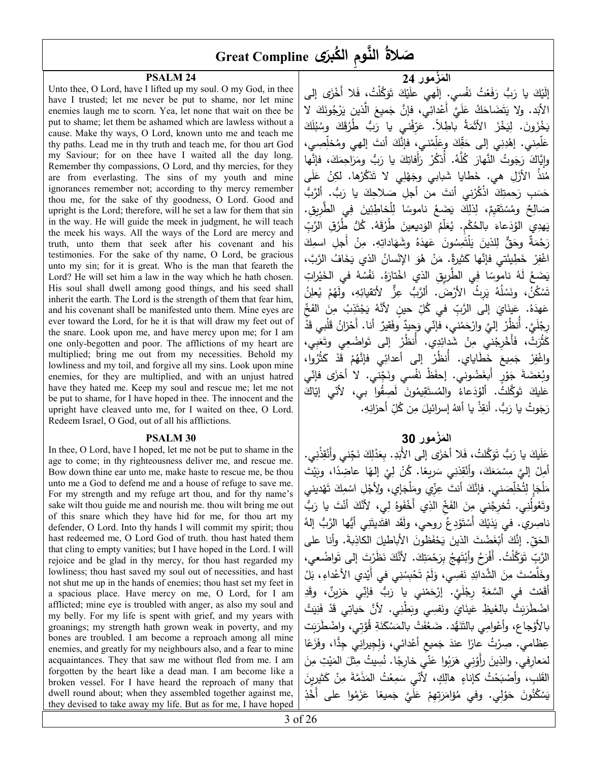# صَلاةُ النَّومِ الكُبرَى Great Compline

## PSALM 24

Unto thee, O Lord, have I lifted up my soul. O my God, in thee have I trusted; let me never be put to shame, nor let mine enemies laugh me to scorn. Yea, let none that wait on thee be put to shame; let them be ashamed which are lawless without a cause. Make thy ways, O Lord, known unto me and teach me thy paths. Lead me in thy truth and teach me, for thou art God my Saviour; for on thee have I waited all the day long. Remember thy compassions, O Lord, and thy mercies, for they are from everlasting. The sins of my youth and mine ignorances remember not; according to thy mercy remember thou me, for the sake of thy goodness, O Lord. Good and upright is the Lord; therefore, will he set a law for them that sin in the way. He will guide the meek in judgment, he will teach the meek his ways. All the ways of the Lord are mercy and truth, unto them that seek after his covenant and his testimonies. For the sake of thy name, O Lord, be gracious unto my sin; for it is great. Who is the man that feareth the Lord? He will set him a law in the way which he hath chosen. His soul shall dwell among good things, and his seed shall inherit the earth. The Lord is the strength of them that fear him, and his covenant shall be manifested unto them. Mine eyes are ever toward the Lord, for he it is that will draw my feet out of the snare. Look upon me, and have mercy upon me; for I am one only-begotten and poor. The afflictions of my heart are multiplied; bring me out from my necessities. Behold my lowliness and my toil, and forgive all my sins. Look upon mine enemies, for they are multiplied, and with an unjust hatred have they hated me. Keep my soul and rescue me; let me not be put to shame, for I have hoped in thee. The innocent and the upright have cleaved unto me, for I waited on thee, O Lord. Redeem Israel, O God, out of all his afflictions.

## المَزْمور 24

إلَيْكَ يا رَبُّ رَفَعْتُ نَفْسي. إلَهي عليْكَ تَوَكَّلْتُ، فَلا أَخْزَى إلى الأبَد. ولا يَتَضاحَكْ عَلَيَّ أَعْدائي، فإنَّ جَميعَ الَّذين يَرْجُونَكَ لا يَخْزَونَ. لِيَخْزَ الأثَمَةُ باطِلاً. عَرِّفْني يا رَبُّ طُرُقَكَ وسُبُلَكَ عَلِّمني. إهْدِني إلى حَقِّكَ وعَلِّمْني، فإنَّكَ أنتَ إلهي ومُخلِّصي، وإيَّاكَ رَجَوتُ النَّهارَ كُلَّهُ. أُذكُرْ رَأفاتِكَ يا رَبُّ ومَراحِمَكَ، فإنَّها مُنذُ الأزَلِ هي. خَطايا شَبابي وجَهْلِي لا تَذكُرْها. لكِنْ عَلَى حَسَبِ رَحمَتِكَ اذْكُرْني أنتَ من أجلِ صَلاحِكَ يا رَبُّ. ألرَّبُّ صَالِحٌ ومُسْتَقيمٌ، لِذلِكَ يَضَعُ ناموسًا لِلْخاطِئِينَ فِي الطَّريقِ. يَهدِي الوُدَعاءَ بالحُكْمِ. يُعَلِّمُ الوَديعينَ طُرُقَهُ. كُلُّ طُرُقِ الرَّبِّ رَحْمَةٌ وحَقٌّ لِلذينَ يَلْتَمِسُونَ عَهدَهُ وشَهَاداتِهِ. مِنْ أَجلِ اسمِكَ اغْفِرْ خَطِيئَتي فإنَّها كثيرةٌ. مَنْ هُوَ الإنْسانُ الذي يَخافُ الرَّبَّ، يَضَعُ لَهُ ناموسًا فِي الطَّريقِ الذي اخْتارَهُ. نَفْسُهُ في الخَيْراتِ تَسْكُنُ، ونَسْلُهُ يَرِثُ الأرْضَ. أَلرَّبُّ عِزٌّ لأتقيائِهِ، ولَهُمْ يُعلِنُ عَهدَهُ. عَيْنَايَ إلى الرَّبِّ في كُلِّ حينٍ لأنَّهُ يَجْتَذِبُ مِنَ الفَخِّ رِجْلَيَّ. أُنظُرْ إليَّ وارْحَمْني، فإنِّي وَحِيدٌ وفَقيرٌ أنا. أَحْزانُ قَلْبِي قَدْ كَثُرَتْ، فَأَخْرِجْني مِنْ شَدائِدِي. أُنظُرْ إلى تَواضُعي وتَعَبِي، واغْفِرْ جَمِيعَ خَطَايايَ. أُنظُرْ إلى أعدائي فإنَّهُمْ قَدْ كَثُرُوا، وبُغضَةَ جَوْرٍ أَبغَضُوني. إحفَظْ نَفْسي ونَجِّني. لا أَخزَى فإنِّي عَليكَ تَوكَّلتُ. أَلوُدَعاءُ والمُستَقيمُونَ لَصِقُوا بي، لأنِّي إيّاكَ رَجَوتُ يا رَبُّ. أنقِذْ يا أللهُ إسرائيلَ مِن كُلِّ أحزانِهِ.

## PSALM 30

In thee, O Lord, have I hoped, let me not be put to shame in the age to come; in thy righteousness deliver me, and rescue me. Bow down thine ear unto me, make haste to rescue me, be thou unto me a God to defend me and a house of refuge to save me. For my strength and my refuge art thou, and for thy name's sake wilt thou guide me and nourish me. thou wilt bring me out of this snare which they have hid for me, for thou art my defender, O Lord. Into thy hands I will commit my spirit; thou hast redeemed me, O Lord God of truth. thou hast hated them that cling to empty vanities; but I have hoped in the Lord. I will rejoice and be glad in thy mercy, for thou hast regarded my lowliness; thou hast saved my soul out of necessities, and hast not shut me up in the hands of enemies; thou hast set my feet in a spacious place. Have mercy on me, O Lord, for I am afflicted; mine eye is troubled with anger, as also my soul and my belly. For my life is spent with grief, and my years with groanings; my strength hath grown weak in poverty, and my bones are troubled. I am become a reproach among all mine enemies, and greatly for my neighbours also, and a fear to mine acquaintances. They that saw me without fled from me. I am forgotten by the heart like a dead man. I am become like a broken vessel. For I have heard the reproach of many that dwell round about; when they assembled together against me, they devised to take away my life. But as for me, I have hoped

## المَزْمور 30

عَلَيكَ يا رَبُّ تَوَكَّلتُ، فَلا أخزَى إلى الأَبَدِ. بِعَدْلِكَ نَجِّني وأَنْقِذْني. أَمِلْ إليَّ مِسْمَعَكَ، وأَنْقِذْني سَريعًا. كُنْ لِيْ إلهًا عاضِدًا، وبَيْتَ مَلْجَإٍ لِتُخَلِّصَني. فإنَّكَ أنتَ عِزِّي ومَلْجَإِي، ولأجْلِ اسْمِكَ تَهْديني وتَعُولُني. تُخرِجُني مِنَ الفَخِّ الذِي أَخْفَوهُ لي، لأَنَّكَ أَنْتَ يا رَبُّ ناصِري. في يَدَيْكَ أَسْتَوْدِعُ روحي، ولَقَد افتَديتَنِي أيُّها الرَّبُّ إلهُ الحَقِّ. إنَّكَ أَبْغَضْتَ الذينَ يَحْفَظونَ الأباطيلَ الكاذِبةَ. وأنا على الرَّبِّ تَوَكَّلْتُ. أَفْرَحُ وأَبْتَهِجُ بِرَحْمَتِكَ. لأَنَّكَ نَظَرْتَ إلى تَواضُعي، وخَلَّصْتَ مِنَ الشَّدائِدِ نَفسِي، وَلَمْ تَحْبِسْني في أَيْدِي الأَعْداءِ، بَلْ أَقَمْتَ في السَّعَةِ رِجْلَيَّ. إرْحَمْني يا رَبُّ فإنِّي حَزينٌ، وقَدِ اضْطَرَبَتْ بالغَيْظِ عَيْنَايَ ونَفسِي وبَطْنِي. لأنَّ حَياتِي قَدْ فَنِيَتْ بالأوْجاعِ، وأَعْوامِي بالتَنَهُّدِ. ضَعُفَتْ بالمَسْكَنَةِ قُوَّتِي، واضْطَرَبَت عِظامي. صِرْتُ عارًا عندَ جَميعِ أَعْدائي، وَلِجيراني جِدًّا، وفَزَعًا لِمَعارِفي. والذينَ رَأَوْني هَرَبُوا عَنِّي خارِجًا. نُسِيتُ مِثْلَ المَيْتِ مِنَ القَلبِ، وأَصْبَحْتُ كإناءٍ هالِكٍ، لأنّي سَمِعْتُ المَذَمَّةَ مِنْ كَثيرينَ يَسْكُنُونَ حَوْلِي. وفي مُؤامَرَتِهِمْ عَلَيَّ جَميعًا عَزَمُوا على أَخْذِ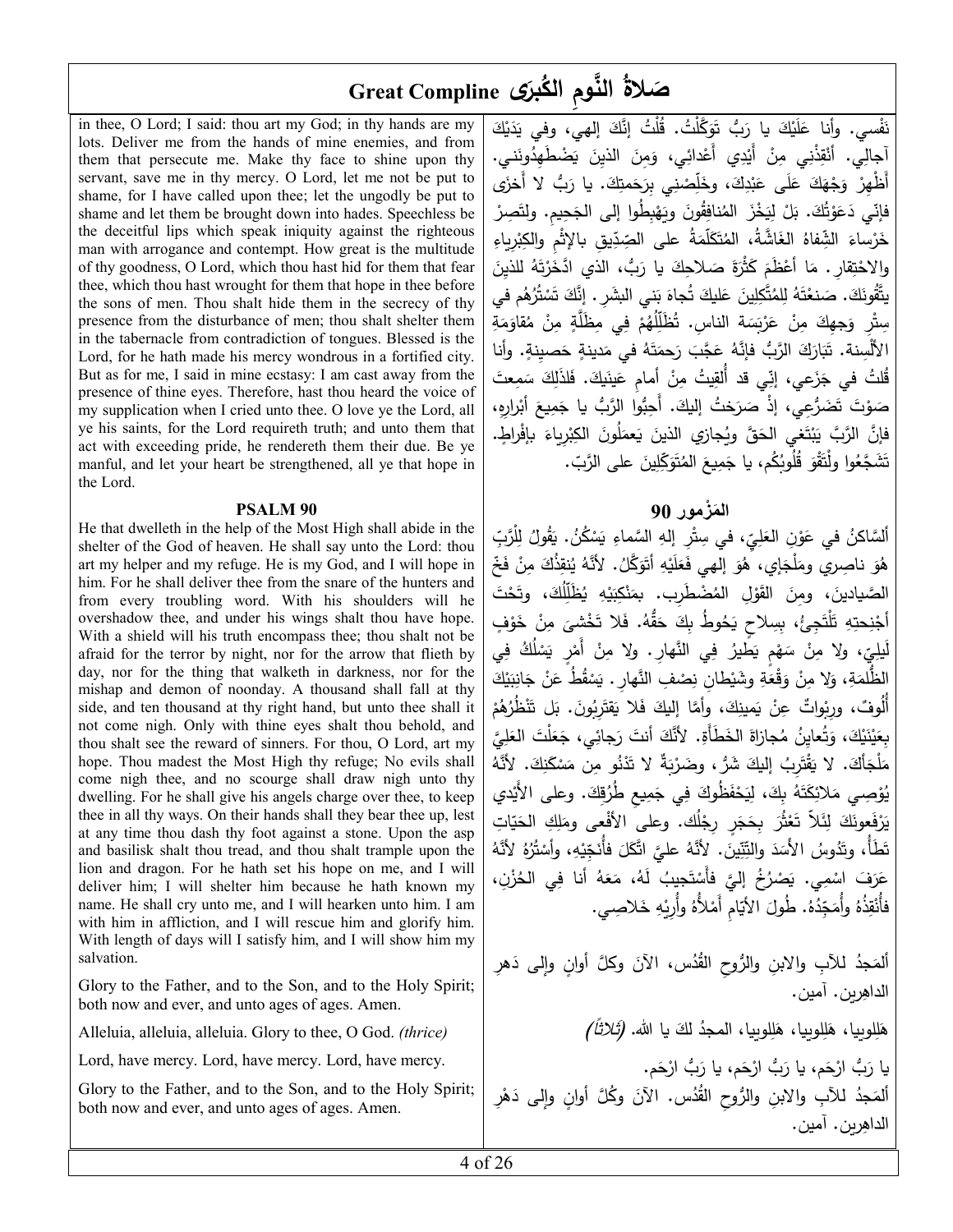# Great Compline صَلاةُ النَّومِ الكُبرَى

in thee, O Lord; I said: thou art my God; in thy hands are my lots. Deliver me from the hands of mine enemies, and from them that persecute me. Make thy face to shine upon thy servant, save me in thy mercy. O Lord, let me not be put to shame, for I have called upon thee; let the ungodly be put to shame and let them be brought down into hades. Speechless be the deceitful lips which speak iniquity against the righteous man with arrogance and contempt. How great is the multitude of thy goodness, O Lord, which thou hast hid for them that fear thee, which thou hast wrought for them that hope in thee before the sons of men. Thou shalt hide them in the secrecy of thy presence from the disturbance of men; thou shalt shelter them in the tabernacle from contradiction of tongues. Blessed is the Lord, for he hath made his mercy wondrous in a fortified city. But as for me, I said in mine ecstasy: I am cast away from the presence of thine eyes. Therefore, hast thou heard the voice of my supplication when I cried unto thee. O love ye the Lord, all ye his saints, for the Lord requireth truth; and unto them that act with exceeding pride, he rendereth them their due. Be ye manful, and let your heart be strengthened, all ye that hope in the Lord.

نَفْسي. وأنا عَلَيْكَ يا رَبُّ تَوَكَّلْتُ. قُلْتُ إنَّكَ إلهي، وفي يَدَيْكَ آجالِي. أنْقِذْني مِنْ أَيْدِي أَعْدائِي، وَمِنَ الذينَ يَضْطَهِدُونَني. أَظْهِرْ وَجْهَكَ عَلَى عَبْدِكَ، وخَلِّصْني بِرَحمتِكَ. يا رَبُّ لا أَخزَى فإنّي دَعَوْتُكَ. بَلْ لِيَخْزَ المُنافِقُونَ ويَهْبِطُوا إلى الجَحِيم. ولتَصِرْ خَرْساءَ الشِّفاهُ الغَاشَّةُ، المُتَكَلِّمَةُ على الصِّدّيقِ بالإثْمِ والكِبْرِياءِ والاحْتِقارِ. مَا أعْظَمَ كَثْرَةَ صَلاحِكَ يا رَبُّ، الذي ادَّخَرْتَهُ للذينَ يتَّقُونَكَ. صَنَعْتَهُ لِلمُتَّكِلِينَ عَليكَ تُجاهَ بَني البَشَرِ. إنَّكَ تَسْتُرُهُم في سِتْرِ وَجهِكَ مِنْ عَرْبَسَة الناسِ. تُظَلِّلُهُمْ فِي مِظَلَّةٍ مِنْ مُقاوَمَةِ الألْسِنة. تَبَارَكَ الرَّبُّ فإنَّهُ عَجَّبَ رَحمَتَهُ في مَدينةٍ حَصينةٍ. وأنا قُلتُ في جَزَعي، إنّي قد أُلقِيتُ مِنْ أمامِ عَينَيكَ. فلذلِكَ سَمِعتَ صَوْتَ تَضَرُّعِي، إذْ صَرَخْتُ إليكَ. أَحِبُّوا الرَّبَّ يا جَمِيعَ أبْرارِهِ، فإنَّ الرَّبَّ يَبْتَغِي الحَقَّ ويُجازِي الذينَ يَعمَلُونَ الكِبْرِياءَ بإفْراطٍ. تَشَجَّعُوا ولْتَقْوَ قُلُوبُكُم، يا جَمِيعَ المُتَوَكِّلِينَ على الرَّبّ.

## PSALM 90 / المَزْمور 90

He that dwelleth in the help of the Most High shall abide in the shelter of the God of heaven. He shall say unto the Lord: thou art my helper and my refuge. He is my God, and I will hope in him. For he shall deliver thee from the snare of the hunters and from every troubling word. With his shoulders will he overshadow thee, and under his wings shalt thou have hope. With a shield will his truth encompass thee; thou shalt not be afraid for the terror by night, nor for the arrow that flieth by day, nor for the thing that walketh in darkness, nor for the mishap and demon of noonday. A thousand shall fall at thy side, and ten thousand at thy right hand, but unto thee shall it not come nigh. Only with thine eyes shalt thou behold, and thou shalt see the reward of sinners. For thou, O Lord, art my hope. Thou madest the Most High thy refuge; No evils shall come nigh thee, and no scourge shall draw nigh unto thy dwelling. For he shall give his angels charge over thee, to keep thee in all thy ways. On their hands shall they bear thee up, lest at any time thou dash thy foot against a stone. Upon the asp and basilisk shalt thou tread, and thou shalt trample upon the lion and dragon. For he hath set his hope on me, and I will deliver him; I will shelter him because he hath known my name. He shall cry unto me, and I will hearken unto him. I am with him in affliction, and I will rescue him and glorify him. With length of days will I satisfy him, and I will show him my salvation.

ألسَّاكنُ في عَوْنِ العَلِيّ، في سِتْرِ إلهِ السَّماءِ يَسْكُنُ. يَقُولُ لِلْرَّبِّ هُوَ ناصِري ومَلْجَإي، هُوَ إلهي فَعَلَيْهِ أتَوَكَّلُ. لأنَّهُ يُنقِذُكَ مِنْ فَخِّ الصَّيادينَ، ومِنَ القَوْلِ المُضْطَرِب. بمَنْكِبَيْهِ يُظَلِّلُكَ، وتَحْتَ أجْنِحتِهِ تَلْتَجِئُ، بِسِلاحٍ يَحُوطُ بِكَ حَقُّهُ. فَلا تَخْشَىَ مِنْ خَوْفٍ لَيلِيّ، ولا مِنْ سَهْمٍ يَطِيرُ فِي النَّهارِ. ولا مِنْ أَمْرٍ يَسْلُكُ فِي الظُّلمَةِ، وَلا مِنْ وَقْعَةٍ وشَيْطانِ نِصْفِ النَّهار. يَسْقُطُ عَنْ جَانِبَيْكَ أُلُوفٌ، ورِبْواتٌ عِنْ يَمِينِكَ، وأمَّا إليكَ فَلا يَقْتَرِبُونَ. بَل تَنْظُرُهُمْ بِعَيْنَيْكَ، وَتُعاينُ مُجازاةَ الخَطَأَةِ. لأنَّكَ أنتَ رَجائِي، جَعَلْتَ العَلِيَّ مَلْجَأكَ. لا يَقْتَرِبُ إليكَ شَرٌّ، وضَرْبَةٌ لا تَدْنُو مِن مَسْكَنِكَ. لأنَّهُ يُوْصِي مَلائِكَتَهُ بِكَ، لِيَحْفَظُوكَ فِي جَمِيعِ طُرُقِكَ. وعلى الأيْدي يَرْفَعونَكَ لِئَلاّ تَعْثُرَ بِحَجَرٍ رِجْلُك. وعلى الأفْعى ومَلِكِ الحَيّاتِ تَطَأُ، وتَدُوسُ الأَسَدَ والتِّنِّينَ. لأنَّهُ عليَّ اتَّكَلَ فأُنْجِّيْهِ، وأسْتُرُهُ لأنَّهُ عَرَفَ اسْمِي. يَصْرُخُ إليَّ فأَسْتَجِيبُ لَهُ، مَعَهُ أنا فِي الحُزْنِ، فأُنْقِذُهُ وأُمَجِّدُهُ. طُولَ الأيّامِ أَمْلأُهُ وأُرِيهِ خَلاصِي.

Glory to the Father, and to the Son, and to the Holy Spirit; both now and ever, and unto ages of ages. Amen.

ألمَجدُ للآبِ والابنِ والرُّوحِ القُدُس، الآنَ وكلَّ أوانٍ وإلى دَهرِ الداهِرين. آمين.

Alleluia, alleluia, alleluia. Glory to thee, O God. *(thrice)*

هَلِلويا، هَلِلويا، هَلِلويا، المجدُ لكَ يا الله. *(ثلاثاً)*

Lord, have mercy. Lord, have mercy. Lord, have mercy.

يا رَبُّ ارْحَم، يا رَبُّ ارْحَم، يا رَبُّ ارْحَم.

Glory to the Father, and to the Son, and to the Holy Spirit; both now and ever, and unto ages of ages. Amen.

ألمَجدُ للآبِ والابنِ والرُّوحِ القُدُس. الآنَ وكُلَّ أوانٍ وإلى دَهْرِ الداهِرين. آمين.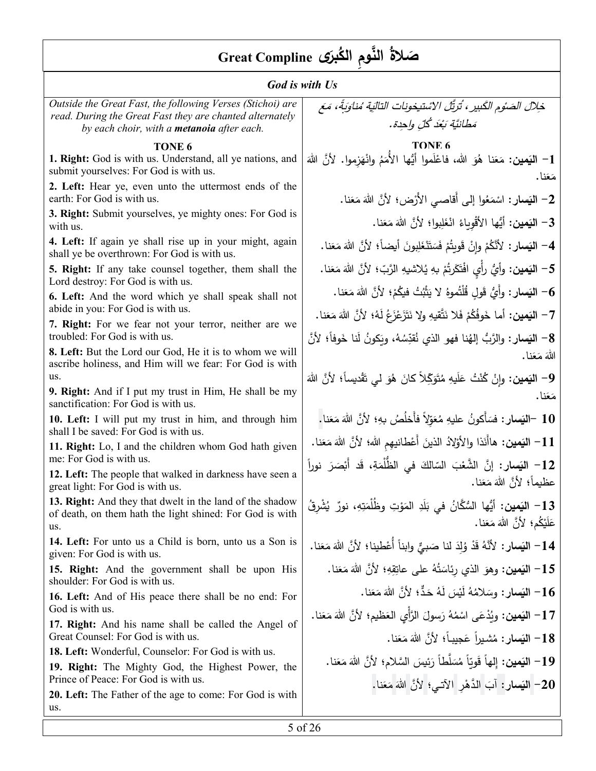# Great Compline صَلاةُ النَّومِ الكُبرَى

## God is with Us

*Outside the Great Fast, the following Verses (Stichoi) are read. During the Great Fast they are chanted alternately by each choir, with a **metanoia** after each.*

*خِلال الصَوم الكَبير، تُرتَّل الاسْتيخونات التالِيَة مُناوَبَةً، مَع مَطانيَّة بَعْدَ كُلٍّ واحِدة.*

**TONE 6**

**1. Right:** God is with us. Understand, all ye nations, and submit yourselves: For God is with us.

**2. Left:** Hear ye, even unto the uttermost ends of the earth: For God is with us.

**3. Right:** Submit yourselves, ye mighty ones: For God is with us.

**4. Left:** If again ye shall rise up in your might, again shall ye be overthrown: For God is with us.

**5. Right:** If any take counsel together, them shall the Lord destroy: For God is with us.

**6. Left:** And the word which ye shall speak shall not abide in you: For God is with us.

**7. Right:** For we fear not your terror, neither are we troubled: For God is with us.

**8. Left:** But the Lord our God, He it is to whom we will ascribe holiness, and Him will we fear: For God is with us.

**9. Right:** And if I put my trust in Him, He shall be my sanctification: For God is with us.

**10. Left:** I will put my trust in him, and through him shall I be saved: For God is with us.

**11. Right:** Lo, I and the children whom God hath given me: For God is with us.

**12. Left:** The people that walked in darkness have seen a great light: For God is with us.

**13. Right:** And they that dwelt in the land of the shadow of death, on them hath the light shined: For God is with us.

**14. Left:** For unto us a Child is born, unto us a Son is given: For God is with us.

**15. Right:** And the government shall be upon His shoulder: For God is with us.

**16. Left:** And of His peace there shall be no end: For God is with us.

**17. Right:** And his name shall be called the Angel of Great Counsel: For God is with us.

**18. Left:** Wonderful, Counselor: For God is with us.

**19. Right:** The Mighty God, the Highest Power, the Prince of Peace: For God is with us.

**20. Left:** The Father of the age to come: For God is with us.

**TONE 6**

**1- اليَمين:** مَعَنا هُوَ الله، فاعْلَموا أيُّها الأُمَمُ وانْهَزِموا. لأنَّ اللهَ مَعَنا.

**2- اليَسار:** اسْمَعُوا إلى أقاصي الأرْض؛ لأنَّ اللهَ مَعَنا.

**3- اليَمين:** أيُّها الأقْوِياءُ انْغَلِبوا؛ لأنَّ اللهَ مَعَنا.

**4- اليَسار:** لأنَّكُمْ وإنْ قَوِيتُمْ فَسَتَنْغَلِبونَ أيضاً؛ لأنَّ اللهَ مَعَنا.

**5- اليَمين:** وأيُّ رأْيٍ افْتَكَرتُمْ بهِ يُلاشيهِ الرَّبّ؛ لأنَّ اللهَ مَعَنا.

**6- اليَسار:** وأيُّ قَولٍ قُلْتُموهُ لا يَثْبُتُ فيكُمْ؛ لأنَّ اللهَ مَعَنا.

**7- اليَمين:** أما خَوفُكُمْ فَلا نَتَّقيهِ ولا نَتَزَعْزَعُ لَهُ؛ لأنَّ اللهَ مَعَنا.

**8- اليَسار:** والرَّبُّ إلهُنا فهو الذي نُقدِّسُهُ، ويَكونُ لَنا خَوفاً؛ لأنَّ اللهَ مَعَنا.

**9- اليَمين:** وإنْ كُنْتُ عَلَيهِ مُتَوَكِّلاً كانَ هُوَ لي تَقْديساً؛ لأنَّ اللهَ مَعَنا.

**10 -اليَسار:** فسَأَكونُ عليهِ مُعَوِّلاً فأَخْلُصُ بهِ؛ لأنَّ اللهَ مَعَنا.

**11- اليَمين:** هاأنَذا والأوْلادُ الذينَ أعْطانيهِم الله؛ لأنَّ اللهَ مَعَنا.

**12- اليَسار:** إنَّ الشَّعْبَ السّالكَ في الظُّلْمَةِ، قَد أبْصَرَ نوراً عظيماً؛ لأنَّ اللهَ مَعَنا.

**13- اليَمين:** أيُّها السُّكّانُ في بَلَدِ المَوْتِ وظُلْمَتِهِ، نورٌ يُشْرِقُ عَلَيْكُم؛ لأنَّ اللهَ مَعَنا.

**14- اليَسار:** لأنَّهُ قَدْ وُلِدَ لنا صَبيٌّ وابناً أُعْطينا؛ لأنَّ اللهَ مَعَنا.

**15- اليَمين:** وهوَ الذي رِئاسَتُهُ على عاتِقِهِ؛ لأنَّ اللهَ مَعَنا.

**16- اليَسار:** وسَلامُهُ لَيْسَ لَهُ حَدٌّ؛ لأنَّ اللهَ مَعَنا.

**17- اليَمين:** ويُدْعَى اسْمُهُ رَسولَ الرَّأْيِ العَظيم؛ لأنَّ اللهَ مَعَنا.

**18- اليَسار:** مُشيراً عَجيباً؛ لأنَّ اللهَ مَعَنا.

**19- اليَمين:** إلهاً قَوِيّاً مُسَلَّطاً رَئيسَ السَّلام؛ لأنَّ اللهَ مَعَنا.

**20- اليَسار:** آبَ الدَّهْرِ الآتـي؛ لأنَّ اللهَ مَعَنا.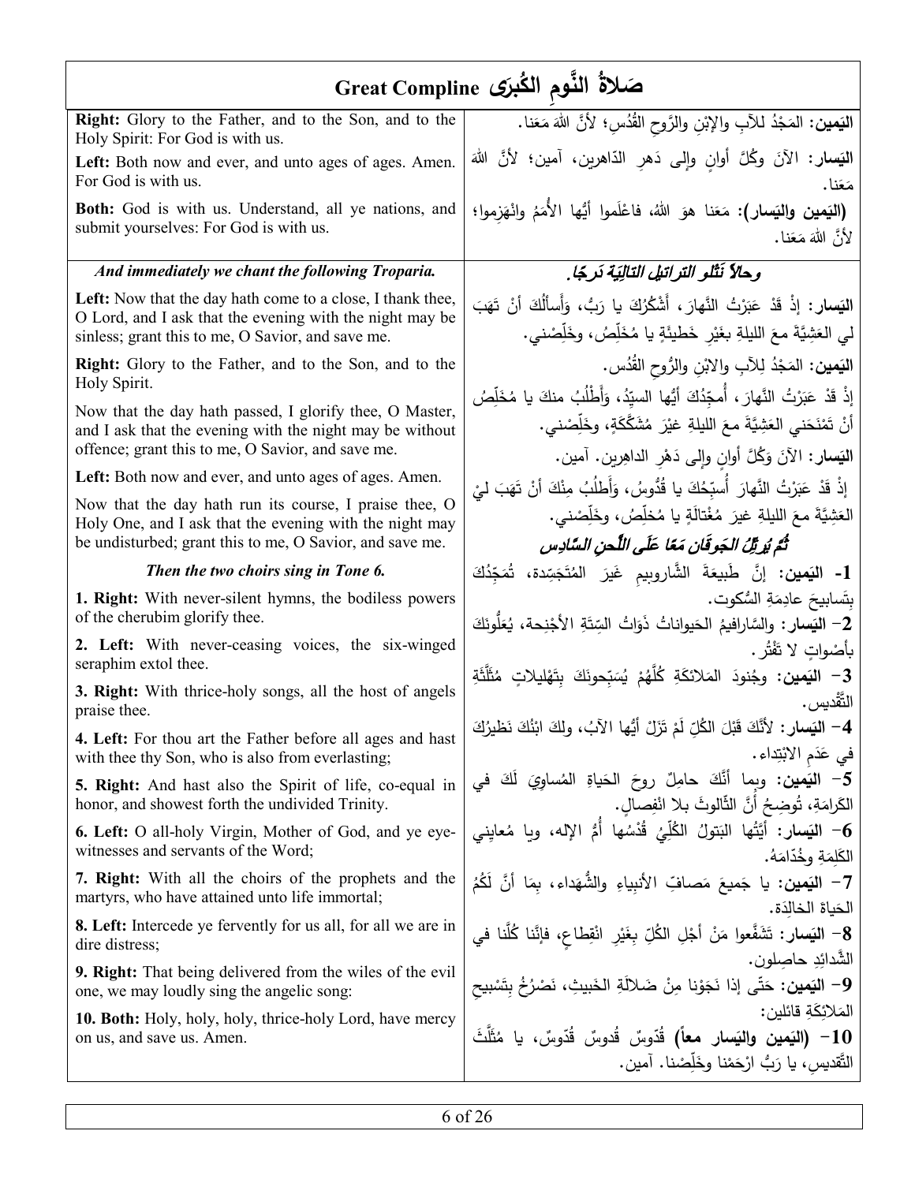# Great Compline صَلاةُ النَّومِ الكُبرى

| English | العربية |
|---|---|
| **Right:** Glory to the Father, and to the Son, and to the Holy Spirit: For God is with us. | **اليَمين:** المَجْدُ للآبِ والإبْنِ والرُّوحِ القُدُسِ؛ لأنَّ اللهَ مَعَنا. |
| **Left:** Both now and ever, and unto ages of ages. Amen. For God is with us. | **اليَسار:** الآنَ وكُلَّ أوانٍ وإلى دَهرِ الدّاهرين، آمين؛ لأنَّ اللهَ مَعَنا. |
| **Both:** God is with us. Understand, all ye nations, and submit yourselves: For God is with us. | **(اليَمين واليَسار):** مَعَنا هوَ اللهُ، فاعْلَموا أيُّها الأُمَمُ وانْهَزِموا؛ لأنَّ اللهَ مَعَنا. |
| ***And immediately we chant the following Troparia.*** | ***وحالاً نَتْلو التراتيل التالِيَة دَرجًا.*** |
| **Left:** Now that the day hath come to a close, I thank thee, O Lord, and I ask that the evening with the night may be sinless; grant this to me, O Savior, and save me. | **اليَسار:** إذْ قَدْ عَبَرْتُ النَّهارَ، أَشْكُرُكَ يا رَبُّ، وَأَسألُكَ أنْ تَهَبَ لي العَشِيَّةَ معَ الليلةِ بغَيْرِ خَطيئَةٍ يا مُخَلِّصُ، وخَلِّصْني. |
| **Right:** Glory to the Father, and to the Son, and to the Holy Spirit. | **اليَمين:** المَجْدُ لِلآبِ والابْنِ والرُّوحِ القُدُس. |
| Now that the day hath passed, I glorify thee, O Master, and I ask that the evening with the night may be without offence; grant this to me, O Savior, and save me. | إذْ قَدْ عَبَرْتُ النَّهارَ، أُمَجِّدُكَ أيُّها السيِّدُ، وَأَطْلُبُ منكَ يا مُخَلِّصُ أنْ تَمْنَحَني العَشِيَّةَ معَ الليلةِ غيْرَ مُشَكَّكَةٍ، وخَلِّصْني. |
| **Left:** Both now and ever, and unto ages of ages. Amen. | **اليَسار:** الآنَ وَكُلَّ أوانٍ وإلى دَهْرِ الداهِرين. آمين. |
| Now that the day hath run its course, I praise thee, O Holy One, and I ask that the evening with the night may be undisturbed; grant this to me, O Savior, and save me. | إذْ قَدْ عَبَرْتُ النَّهارَ أُسبِّحُكَ يا قُدُّوسُ، وَأَطلُبُ مِنْكَ أنْ تَهَبَ ليْ العَشِيَّةَ معَ الليلةِ غيرَ مُغْتالَةٍ يا مُخلِّصُ، وخَلِّصْني. |
| ***Then the two choirs sing in Tone 6.*** | ***ثُمَّ يُرتِّلُ الجَوقَان مَعًا عَلَى اللَّحنِ السَّادِس*** |
| **1. Right:** With never-silent hymns, the bodiless powers of the cherubim glorify thee. | **1- اليَمين:** إنَّ طَبيعَةَ الشَّاروبيمِ غَيرَ المُتَجَسِّدة، تُمَجِّدُكَ بِتَسابيحَ عادِمَةِ السُّكوت. |
| **2. Left:** With never-ceasing voices, the six-winged seraphim extol thee. | **2- اليَسار:** والسَّارافيمُ الحَيواناتُ ذَوَاتُ السِّتَةِ الأجْنِحة، يُعَلُّونَكَ بأَصْواتٍ لا تَفْتُر. |
| **3. Right:** With thrice-holy songs, all the host of angels praise thee. | **3- اليَمين:** وجُنودَ المَلائكَةِ كُلُّهُمْ يُسَبِّحونَكَ بِتَهْليلاتٍ مُثَلَّثَةِ التَّقْديس. |
| **4. Left:** For thou art the Father before all ages and hast with thee thy Son, who is also from everlasting; | **4- اليَسار:** لأنَّكَ قَبْلَ الكُلِّ لَمْ تَزَلْ أيُّها الآبُ، ولكَ ابْنُكَ نَظيرُكَ في عَدَمِ الابْتِداء. |
| **5. Right:** And hast also the Spirit of life, co-equal in honor, and showest forth the undivided Trinity. | **5- اليَمين:** وبِما أنَّكَ حامِلٌ روحَ الحَياةِ المُساوِيَ لَكَ في الكَرامَةِ، تُوضِحُ أنَّ الثَّالوثَ بلا انْفِصالٍ. |
| **6. Left:** O all-holy Virgin, Mother of God, and ye eye-witnesses and servants of the Word; | **6- اليَسار:** أيَّتُها البَتولُ الكُلِّيُ قُدْسُها أُمُّ الإله، ويا مُعايِني الكَلِمَةِ وخُدّامَهُ. |
| **7. Right:** With all the choirs of the prophets and the martyrs, who have attained unto life immortal; | **7- اليَمين:** يا جَميعَ مَصافِّ الأنبياءِ والشُّهَداء، بِمَا أنَّ لَكُمُ الحَياةَ الخالِدَة. |
| **8. Left:** Intercede ye fervently for us all, for all we are in dire distress; | **8- اليَسار:** تَشَفَّعوا مَنْ أجْلِ الكُلِّ بِغَيْرِ انْقِطاعٍ، فإنَّنا كُلَّنا في الشَّدائِدِ حاصِلون. |
| **9. Right:** That being delivered from the wiles of the evil one, we may loudly sing the angelic song: | **9- اليَمين:** حَتّى إذا نَجَوْنا مِنْ ضَلالَةِ الخَبيثِ، نَصْرُخُ بِتَسْبيحِ المَلائِكَةِ قائلين: |
| **10. Both:** Holy, holy, holy, thrice-holy Lord, have mercy on us, and save us. Amen. | **10- (اليَمين واليَسار معاً)** قُدّوسٌ قُدوسٌ قُدّوسٌ، يا مُثَلَّثَ التَّقديسِ، يا رَبُّ ارْحَمْنا وخَلِّصْنا. آمين. |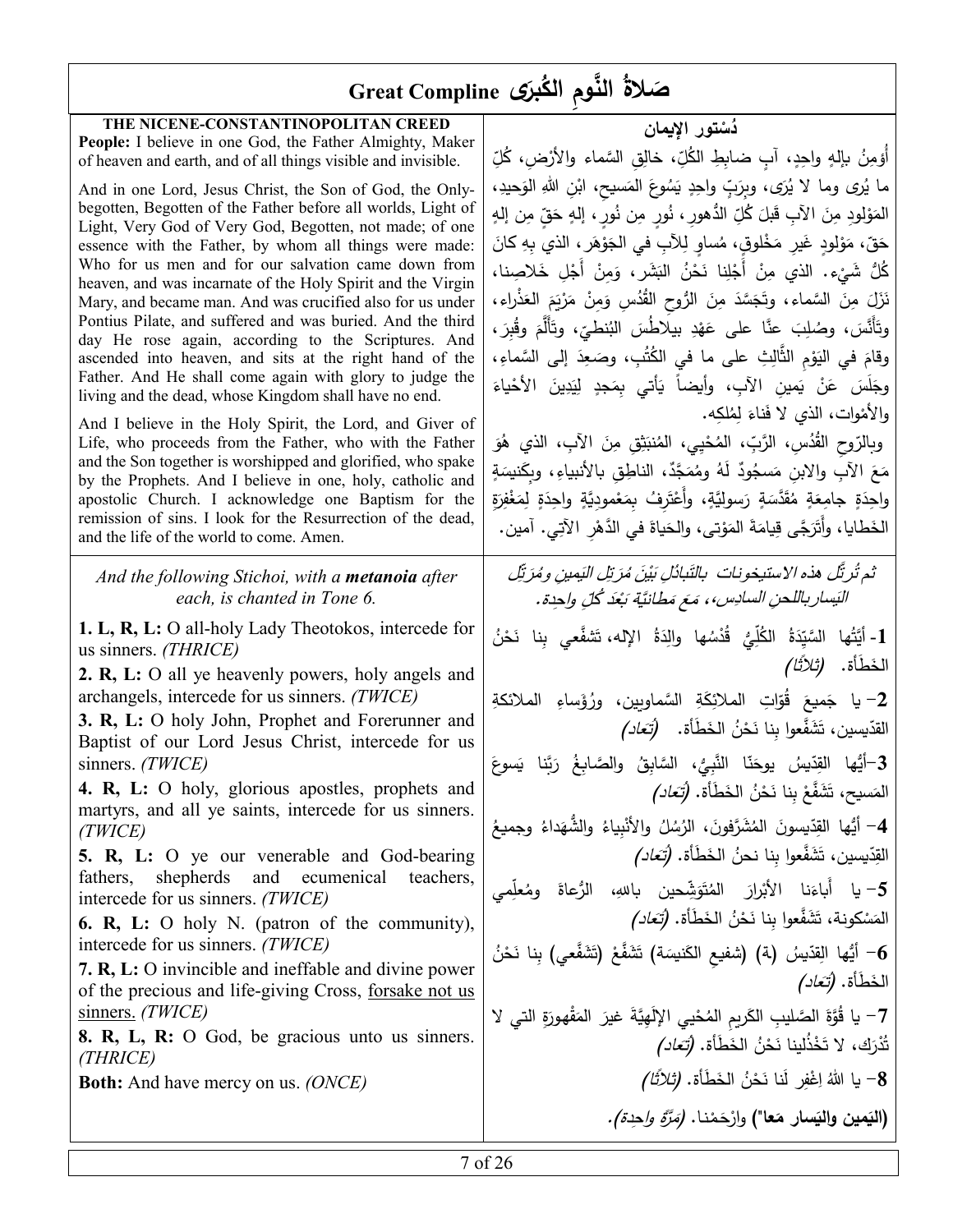# صَلاةُ النَّومِ الكُبرَى Great Compline

## THE NICENE-CONSTANTINOPOLITAN CREED

**People:** I believe in one God, the Father Almighty, Maker of heaven and earth, and of all things visible and invisible.

And in one Lord, Jesus Christ, the Son of God, the Only-begotten, Begotten of the Father before all worlds, Light of Light, Very God of Very God, Begotten, not made; of one essence with the Father, by whom all things were made: Who for us men and for our salvation came down from heaven, and was incarnate of the Holy Spirit and the Virgin Mary, and became man. And was crucified also for us under Pontius Pilate, and suffered and was buried. And the third day He rose again, according to the Scriptures. And ascended into heaven, and sits at the right hand of the Father. And He shall come again with glory to judge the living and the dead, whose Kingdom shall have no end.

And I believe in the Holy Spirit, the Lord, and Giver of Life, who proceeds from the Father, who with the Father and the Son together is worshipped and glorified, who spake by the Prophets. And I believe in one, holy, catholic and apostolic Church. I acknowledge one Baptism for the remission of sins. I look for the Resurrection of the dead, and the life of the world to come. Amen.

## دُستور الإيمان

أُؤمِنُ بإلهٍ واحِدٍ، آبٍ ضابِطِ الكُلِّ، خالِقِ السَّماءِ والأرضِ، كُلِّ ما يُرى وما لا يُرى، وبِرَبٍّ واحِدٍ يَسُوعَ المَسيحِ، ابْنِ اللهِ الوَحيدِ، المَوْلودِ مِنَ الآبِ قَبلَ كُلِّ الدُّهورِ، نُورٍ مِن نُورٍ، إلهٍ حَقٍّ مِن إلهٍ حَقّ، مَوْلودٍ غَيرِ مَخْلوقٍ، مُساوٍ لِلآبِ في الجَوْهَرِ، الذي بِهِ كانَ كُلُّ شَيْءٍ. الذي مِنْ أَجْلِنا نَحْنُ البَشَرِ، وَمِنْ أَجْلِ خَلاصِنا، نَزَلَ مِنَ السَّماءِ، وتَجَسَّدَ مِنَ الرُّوحِ القُدُسِ وَمِنْ مَرْيَمَ العَذْراءِ، وتَأَنَّسَ، وصُلِبَ عنَّا على عَهْدِ بيلاطُسَ البُنطيِّ، وتَأَلَّمَ وقُبِرَ، وقامَ في اليَوْمِ الثَّالِثِ على ما في الكُتُبِ، وصَعِدَ إلى السَّماءِ، وجَلَسَ عَنْ يَمينِ الآبِ، وأيضاً يَأْتي بِمَجدٍ لِيَدِينَ الأحْياءَ والأمْواتَ، الذي لا فَناءَ لِمُلْكِه.

وبالرّوحِ القُدُسِ، الرَّبِّ، المُحْيِي، المُنبَثِقِ مِنَ الآبِ، الذي هُوَ مَعَ الآبِ والابنِ مَسجُودٌ لَهُ ومُمَجَّدٌ، الناطِقِ بالأنبياءِ، وبِكَنيسَةٍ واحِدَةٍ جامِعَةٍ مُقَدَّسَةٍ رَسولِيَّةٍ، وأَعْتَرِفُ بِمَعْمودِيَّةٍ واحِدَةٍ لِمَغْفِرَةِ الخَطايا، وأَتَرَجَّى قِيامَةَ المَوْتى، والحَياةَ في الدَّهْرِ الآتي. آمين.

---

*And the following Stichoi, with a **metanoia** after each, is chanted in Tone 6.*

**1. L, R, L:** O all-holy Lady Theotokos, intercede for us sinners. *(THRICE)*

**2. R, L:** O all ye heavenly powers, holy angels and archangels, intercede for us sinners. *(TWICE)*

**3. R, L:** O holy John, Prophet and Forerunner and Baptist of our Lord Jesus Christ, intercede for us sinners. *(TWICE)*

**4. R, L:** O holy, glorious apostles, prophets and martyrs, and all ye saints, intercede for us sinners. *(TWICE)*

**5. R, L:** O ye our venerable and God-bearing fathers, shepherds and ecumenical teachers, intercede for us sinners. *(TWICE)*

**6. R, L:** O holy N. (patron of the community), intercede for us sinners. *(TWICE)*

**7. R, L:** O invincible and ineffable and divine power of the precious and life-giving Cross, <u>forsake not us sinners.</u> *(TWICE)*

**8. R, L, R:** O God, be gracious unto us sinners. *(THRICE)*

**Both:** And have mercy on us. *(ONCE)*

*ثم تُرتَّل هذه الاستيخونات بالتَّبادُلِ بَيْنَ مُرَتِّلِ اليَمينِ ومُرَتِّلِ اليَسارِ باللحنِ السادِسِ، مَعَ مَطانيَّةٍ بَعْدَ كُلِّ واحِدة.*

**1-** أيَّتُها السَّيِّدَةُ الكُلِّيُّ قُدْسُها والِدَةُ الإله، تَشفَّعي بِنا نَحْنُ الخَطَأة. *(ثلاثاً)*

**2-** يا جَميعَ قُوّاتِ الملائِكَةِ السَّماويين، ورُؤَساءِ الملائكةِ القدّيسين، تَشَفَّعوا بِنا نَحْنُ الخَطَأة. *(تُعاد)*

**3-** أيُّها القِدّيسُ يوحَنّا النَّبِيُّ، السَّابِقُ والصَّابِغُ رَبَّنا يَسوعَ المَسيحِ، تَشَفَّعْ بِنا نَحْنُ الخَطَأة. *(تُعاد)*

**4-** أيُّها القِدّيسونَ المُشَرَّفونَ، الرُّسُلُ والأنْبياءُ والشُّهَداءُ وجميعُ القِدّيسين، تَشَفَّعوا بِنا نحنُ الخَطَأة. *(تُعاد)*

**5-** يا آباءَنا الأبْرارَ المُتَوَشِّحين باللهِ، الرُّعاةَ ومُعلِّمي المَسْكونة، تَشَفَّعوا بِنا نَحْنُ الخَطَأة. *(تُعاد)*

**6-** أيُّها القِدّيسُ (ة) (شفيعِ الكَنيسَة) تَشَفَّعْ (تَشَفَّعي) بِنا نَحْنُ الخَطَأة. *(تُعاد)*

**7-** يا قُوَّةَ الصَّليبِ الكَريمِ المُحْيي الإلَهِيَّةَ غيرَ المَقْهورَةِ التي لا تُدْرَك، لا تَخْذُلينا نَحْنُ الخَطَأة. *(تُعاد)*

**8-** يا اللهُ اِغْفِر لَنا نَحْنُ الخَطَأة. *(ثلاثاً)*

**(اليَمين واليَسار مَعاً)** وارْحَمْنا. *(مَرَّة واحِدة)*.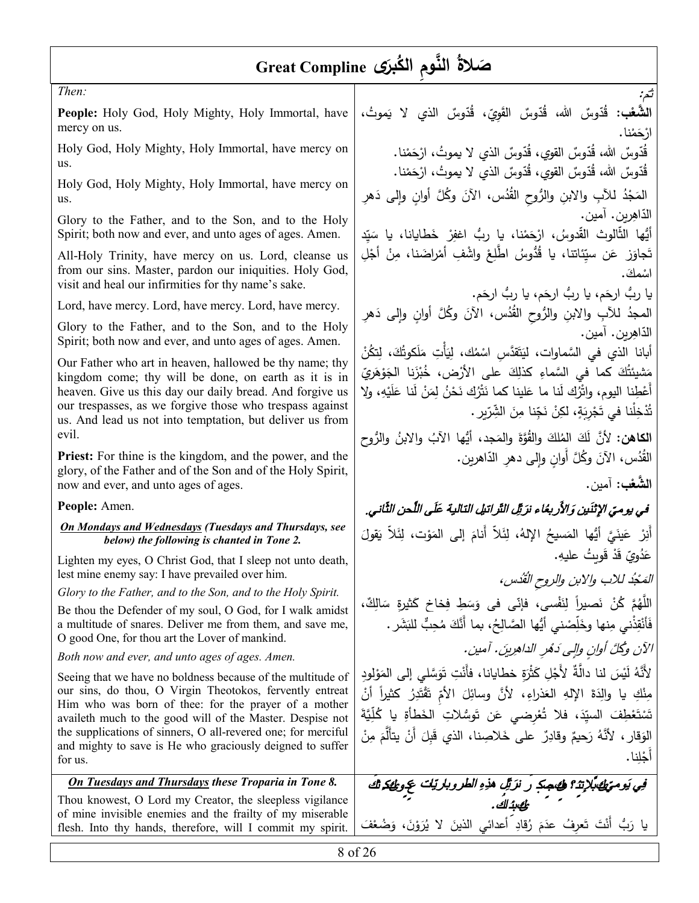# صَلاةُ النَّومِ الكُبرَى Great Compline

*Then:*

**People:** Holy God, Holy Mighty, Holy Immortal, have mercy on us.

Holy God, Holy Mighty, Holy Immortal, have mercy on us.

Holy God, Holy Mighty, Holy Immortal, have mercy on us.

Glory to the Father, and to the Son, and to the Holy Spirit; both now and ever, and unto ages of ages. Amen.

All-Holy Trinity, have mercy on us. Lord, cleanse us from our sins. Master, pardon our iniquities. Holy God, visit and heal our infirmities for thy name's sake.

Lord, have mercy. Lord, have mercy. Lord, have mercy.

Glory to the Father, and to the Son, and to the Holy Spirit; both now and ever, and unto ages of ages. Amen.

Our Father who art in heaven, hallowed be thy name; thy kingdom come; thy will be done, on earth as it is in heaven. Give us this day our daily bread. And forgive us our trespasses, as we forgive those who trespass against us. And lead us not into temptation, but deliver us from evil.

**Priest:** For thine is the kingdom, and the power, and the glory, of the Father and of the Son and of the Holy Spirit, now and ever, and unto ages of ages.

**People:** Amen.

***On Mondays and Wednesdays*** *(Tuesdays and Thursdays, see below)* **the following is chanted in Tone 2.**

Lighten my eyes, O Christ God, that I sleep not unto death, lest mine enemy say: I have prevailed over him.

*Glory to the Father, and to the Son, and to the Holy Spirit.*

Be thou the Defender of my soul, O God, for I walk amidst a multitude of snares. Deliver me from them, and save me, O good One, for thou art the Lover of mankind.

*Both now and ever, and unto ages of ages. Amen.*

Seeing that we have no boldness because of the multitude of our sins, do thou, O Virgin Theotokos, fervently entreat Him who was born of thee: for the prayer of a mother availeth much to the good will of the Master. Despise not the supplications of sinners, O all-revered one; for merciful and mighty to save is He who graciously deigned to suffer for us.

***On Tuesdays and Thursdays these Troparia in Tone 8.***

Thou knowest, O Lord my Creator, the sleepless vigilance of mine invisible enemies and the frailty of my miserable flesh. Into thy hands, therefore, will I commit my spirit.

*ثم:*

**الشَّعْب:** قُدّوسٌ الله، قُدّوسٌ القَوِيّ، قُدّوسٌ الذي لا يَموتُ، ارْحَمْنا.

قُدّوسٌ الله، قُدّوسٌ القوي، قُدّوسٌ الذي لا يموتُ، ارْحَمْنا.

قُدّوسٌ الله، قُدّوسٌ القوي، قُدّوسٌ الذي لا يموتُ، ارْحَمْنا.

المَجْدُ للآبِ والابنِ والرُّوحِ القُدُس، الآنَ وكُلَّ أوانٍ وإلى دَهرِ الدّاهِرين. آمين.

أيُّها الثّالوث القّدوسُ، ارْحَمْنا، يا ربُّ اغفِرْ خَطايانا، يا سَيّد تَجاوَز عَن سيّئاتنا، يا قُدُّوسُ اطَّلِعْ واشْفِ أمْراضَنا، مِنْ أجْلِ اسْمِكَ.

يا ربُّ ارحَم، يا ربُّ ارحَم، يا ربُّ ارحَم.

المجدُ للآبِ والابنِ والرُّوحِ القُدُس، الآنَ وكُلَّ أوانٍ وإلى دَهرِ الدّاهِرين. آمين.

أبانا الذي في السَّماوات، ليَتَقَدَّس اسْمُك، لِيَأْتِ مَلَكوتُك، لِتكُنْ مَشيئَتُكَ كما في السَّماءِ كذلِكَ على الأرْض، خُبْزَنا الجَوْهَرِيّ أَعْطِنا اليوم، واتْرُك لَنا ما عَلينا كما نَتْرُك نَحْنُ لِمَنْ لَنا عَلَيْهِ، ولا تُدْخِلْنا في تَجْرِبَةٍ، لكِنْ نَجِّنا مِنَ الشِّرّير.

**الكاهن:** لأنَّ لَكَ المُلكَ والقُوَّةَ والمَجد، أيُّها الآبُ والابنُ والرُّوح القُدُس، الآنَ وكُلَّ أوانٍ وإلى دهرِ الدّاهرين.

**الشَّعْب:** آمين.

***في يوميّ الإثنَين وَالأربعاء نرَتّل الترّاتيل التالية عَلَى اللّحن الثّاني.***

أَنِرْ عَينَيَّ أيُّها المَسيحُ الإلهُ، لِئَلاَّ أنامَ إلى المَوْت، لِئَلاَّ يَقولَ عَدُوّي قَدْ قَوِيتُ عليهِ.

*المَجْدُ للآبِ والابنِ والروحِ القُدُس،*

اللَّهُمَّ كُنْ نَصيراً لِنَفْسي، فإنّي في وَسَطِ فِخاخٍ كَثيرةٍ سَالِكٌ، فَأَنْقِذْني مِنها وخَلِّصْني أيُّها الصَّالِحُ، بما أَنَّكَ مُحِبٌّ للبَشَر.

*الآنَ وكُلَّ أوانٍ وإلى دَهْرِ الداهِرينَ. آمين.*

لأَنَّهُ لَيْسَ لنا دالَّةٌ لأَجْلِ كَثْرَةِ خطايانا، فأَنْتِ تَوَسَّلي إلى المَوْلودِ مِنْكِ يا والِدَةَ الإلهِ العَذراءِ، لأنَّ وسائِلَ الأمِّ تَقْتَدِرُ كثيراً أنْ تَسْتَعْطِفَ السيّدَ، فلا تُعْرِضي عَن تَوَسُّلاتِ الخَطأةِ يا كُلِّيَّةَ الوَقار، لأنَّهُ رَحيمٌ وقادِرٌ على خَلاصِنا، الذي قَبِلَ أنْ يتأَلَّمَ مِنْ أَجْلِنا.

***في يَوميّ الثلاثاء والخَميس نرَتّل هذِهِ الطروباريّات عَلى اللّحن الثّامن.***

يا رَبُّ أَنْتَ تَعرِفُ عدَمَ رُقادِ أعدائي الذينَ لا يُرَوْنَ، وَضُعْفَ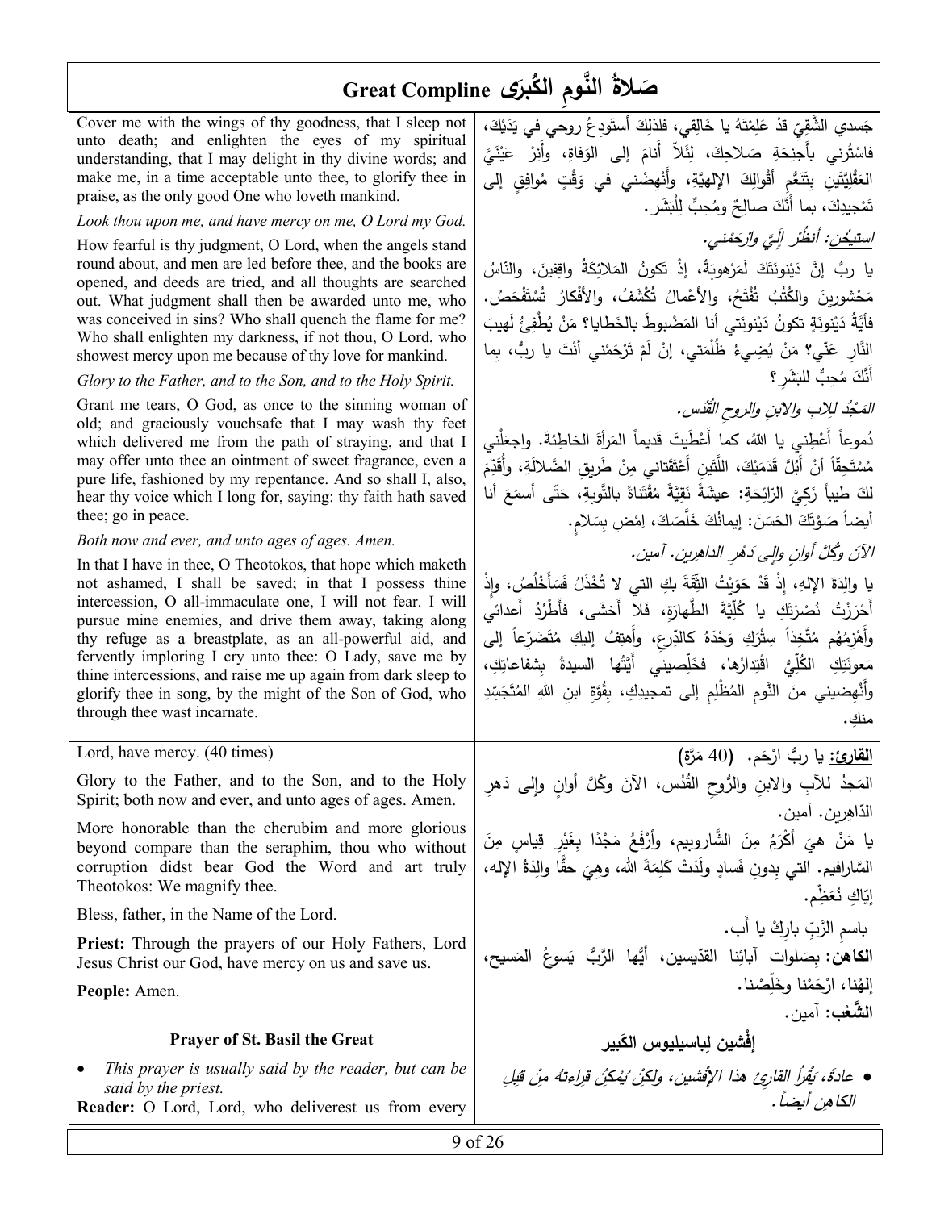# Great Compline صَلاةُ النَّومِ الكُبرى

Cover me with the wings of thy goodness, that I sleep not unto death; and enlighten the eyes of my spiritual understanding, that I may delight in thy divine words; and make me, in a time acceptable unto thee, to glorify thee in praise, as the only good One who loveth mankind.

جَسدي الشَّقِيّ قدْ عَلِمْتَهُ يا خَالِقي، فلذلِكَ أستَودِعُ روحي في يَدَيْكَ، فاسْتُرني بأجنِحَةِ صَلاحِكَ، لِئَلاّ أنامَ إلى الوَفاةِ، وأَنِرْ عَيْنَيَّ العَقْليَّتَيْنِ بتَنَعُّمِ أقْوالِكَ الإلهيَّةِ، وأَنْهِضْني في وَقْتٍ مُوافِقٍ إلى تَمْجيدِكَ، بما أَنَّكَ صالِحٌ ومُحِبٌّ لِلْبَشَر.

*Look thou upon me, and have mercy on me, O Lord my God.*

*استيخن: أنظُرْ إليَّ وارْحَمْني.*

How fearful is thy judgment, O Lord, when the angels stand round about, and men are led before thee, and the books are opened, and deeds are tried, and all thoughts are searched out. What judgment shall then be awarded unto me, who was conceived in sins? Who shall quench the flame for me? Who shall enlighten my darkness, if not thou, O Lord, who showest mercy upon me because of thy love for mankind.

يا ربُّ إنَّ دَيْنونَتَكَ لَمَرْهوبَةٌ، إذْ تكونُ المَلائِكَةُ واقِفينَ، والنّاسُ مَحْشورينَ والكُتُبُ تُفْتَحُ، والأعْمالُ تُكْشَفُ، والأفْكارُ تُسْتَفْحَصُ. فأيَّةُ دَيْنونَةٍ تكونُ دَيْنونَتي أنا المَضْبوطَ بالخَطايا؟ مَنْ يُطْفِئُ لَهيبَ النّارِ عَنّي؟ مَنْ يُضيءُ ظُلْمَتي، إنْ لَمْ تَرْحَمْني أنْتَ يا ربُّ، بِما أَنَّكَ مُحِبٌّ للبَشَر؟

*Glory to the Father, and to the Son, and to the Holy Spirit.*

*المَجْدُ لِلآبِ والابْنِ والروحِ القُدُس.*

Grant me tears, O God, as once to the sinning woman of old; and graciously vouchsafe that I may wash thy feet which delivered me from the path of straying, and that I may offer unto thee an ointment of sweet fragrance, even a pure life, fashioned by my repentance. And so shall I, also, hear thy voice which I long for, saying: thy faith hath saved thee; go in peace.

دُموعاً أَعْطِني يا اللهُ، كما أَعْطَيتَ قَديماً المَرأةَ الخاطِئةَ. واجعَلْني مُسْتَحِقّاً أنْ أَبُلَّ قَدَمَيْكَ، اللَّتَينِ أَعْتَقَتاني مِنْ طَريقِ الضَّلالَةِ، وأُقَدِّمَ لكَ طِيباً زَكِيَّ الرّائِحَةِ: عيشَةً نَقِيَّةً مُقْتَناةً بالتَّوبةِ، حَتّى أسمَعَ أنا أيضاً صَوْتَكَ الحَسَنَ: إيمانُكَ خَلَّصَكَ، اِمْضِ بِسَلام.

*Both now and ever, and unto ages of ages. Amen.*

*الآنَ وكُلَّ أوانٍ وإلى دَهْرِ الداهِرين. آمين.*

In that I have in thee, O Theotokos, that hope which maketh not ashamed, I shall be saved; in that I possess thine intercession, O all-immaculate one, I will not fear. I will pursue mine enemies, and drive them away, taking along thy refuge as a breastplate, as an all-powerful aid, and fervently imploring I cry unto thee: O Lady, save me by thine intercessions, and raise me up again from dark sleep to glorify thee in song, by the might of the Son of God, who through thee wast incarnate.

يا والِدَةَ الإلهِ، إذْ قَدْ حَوَيْتُ الثِّقَةَ بكِ التي لا تُخْذَلُ فَسَأَخْلُصُ، وإذْ أَحْرَزْتُ نُصْرَتَكِ يا كُلِّيَّةَ الطَّهارَةِ، فَلا أَخشَى، فأَطْرُدُ أَعدائي وأَهْزِمُهُم مُتَّخِذاً سِتْرَكِ وَحْدَهُ كالدِّرعِ، وأَهتِفُ إليكِ مُتَضَرِّعاً إلى مَعونَتِكِ الكُلِّيِّ اقْتِدارُها، فخَلِّصيني أَيَّتُها السيدةُ بشفاعاتِكِ، وأَنْهِضيني منَ النَّومِ المُظْلِمِ إلى تمجيدِكِ، بِقُوَّةِ ابنِ اللهِ المُتَجَسِّدِ منكِ.

Lord, have mercy. (40 times)

**القارئ:** يا ربُّ ارْحَم. (40 مَرَّة)

Glory to the Father, and to the Son, and to the Holy Spirit; both now and ever, and unto ages of ages. Amen.

المَجدُ للآبِ والابنِ والرُّوحِ القُدُس، الآنَ وكُلَّ أوانٍ وإلى دَهرِ الدّاهِرين. آمين.

More honorable than the cherubim and more glorious beyond compare than the seraphim, thou who without corruption didst bear God the Word and art truly Theotokos: We magnify thee.

يا مَنْ هيَ أكْرَمُ مِنَ الشَّاروبيم، وأرْفَعُ مَجْدًا بغَيْرِ قِياسٍ مِنَ السَّارافيم. التي بِدونِ فَسادٍ ولَدَتْ كَلِمَةَ الله، وهِيَ حقًّا والِدَةُ الإله، إيّاكِ نُعَظِّم.

Bless, father, in the Name of the Lord.

باسمِ الرَّبِّ بارِكْ يا أَب.

**Priest:** Through the prayers of our Holy Fathers, Lord Jesus Christ our God, have mercy on us and save us.

**الكاهن:** بِصَلوات آبائِنا القدّيسين، أيُّها الرَّبُّ يَسوعُ المَسيح، إلهُنا، ارْحَمْنا وخَلِّصْنا.

**People:** Amen.

**الشَّعْب:** آمين.

### Prayer of St. Basil the Great

### إفْشين لِباسيليوس الكَبير

- *This prayer is usually said by the reader, but can be said by the priest.*

- *عادةً، يَقْرأ القارئ هذا الإفْشين، ولكِنْ يُمكِنُ قِراءتُه مِنْ قِبَلِ الكاهِنِ أيضاً.*

**Reader:** O Lord, Lord, who deliverest us from every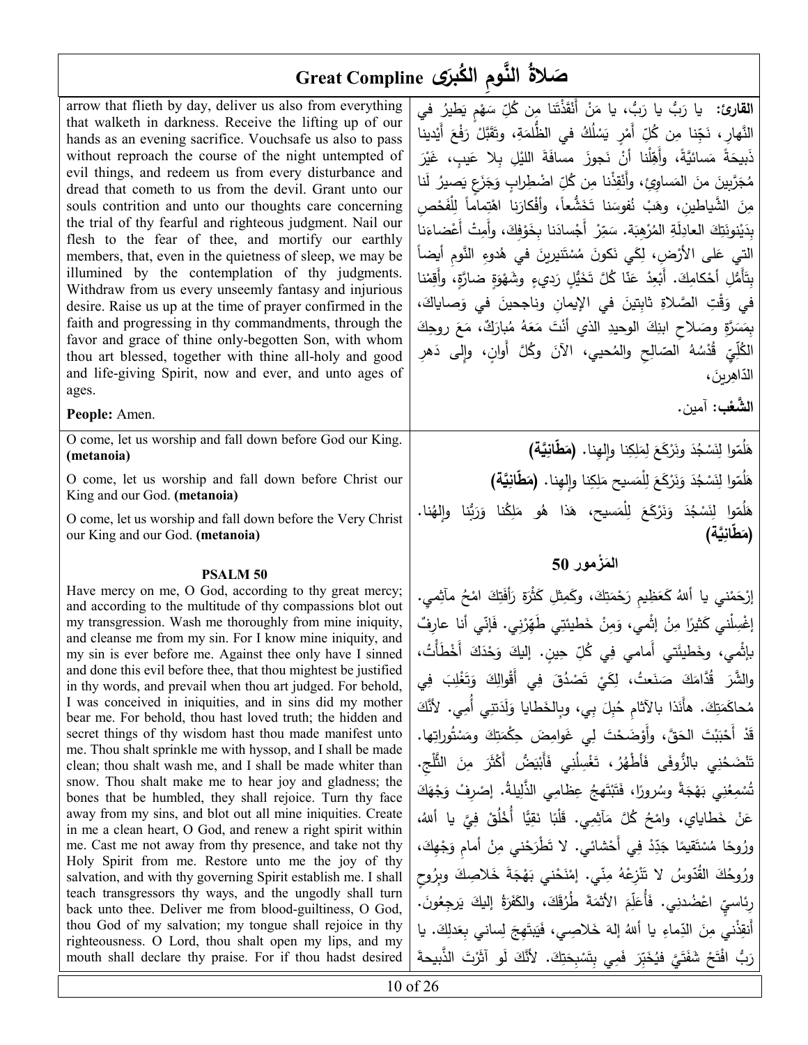# Great Compline صَلاةُ النَّومِ الكُبرَى

arrow that flieth by day, deliver us also from everything that walketh in darkness. Receive the lifting up of our hands as an evening sacrifice. Vouchsafe us also to pass without reproach the course of the night untempted of evil things, and redeem us from every disturbance and dread that cometh to us from the devil. Grant unto our souls contrition and unto our thoughts care concerning the trial of thy fearful and righteous judgment. Nail our flesh to the fear of thee, and mortify our earthly members, that, even in the quietness of sleep, we may be illumined by the contemplation of thy judgments. Withdraw from us every unseemly fantasy and injurious desire. Raise us up at the time of prayer confirmed in the faith and progressing in thy commandments, through the favor and grace of thine only-begotten Son, with whom thou art blessed, together with thine all-holy and good and life-giving Spirit, now and ever, and unto ages of ages.

**القارئ:** يا رَبُّ يا رَبُّ، يا مَنْ أَنْقَذْتَنا مِن كُلِّ سَهْمٍ يَطيرُ في النَّهارِ، نَجِّنا مِن كُلِّ أَمْرٍ يَسْلُكُ في الظُّلمَةِ، وتَقَبَّلْ رَفْعَ أَيْدينا ذَبيحَةً مَسائيَّةً، وأَهِّلْنا أَنْ نَجوزَ مسافَةَ الليْلِ بِلا عَيبٍ، غَيْرَ مُجَرَّبينَ مِنَ المَساوِئِ، وأَنْقِذْنا مِن كُلِّ اضْطِرابٍ وَجَزَعٍ يَصيرُ لَنا مِنَ الشَّياطينِ، وهَبْ نُفوسَنا تَخَشُّعاً، وأَفْكارَنا اهْتِماماً لِلْفَحْصِ بِدَيْنونَتِكَ العادِلَةِ المُرْهِبَةِ. سَمِّرْ أَجْسادَنا بِخَوْفِكَ، وأَمِتْ أَعْضاءَنا التي عَلى الأرْضِ، لِكَي نَكونَ مُسْتَنيرينَ في هُدوءِ النَّومِ أيضاً بِتَأَمُّلِ أحْكامِكَ. أَبْعِدْ عَنّا كُلَّ تَخَيُّلٍ رَديءٍ وشَهْوَةٍ ضارَّةٍ، وأَقِمْنا في وَقْتِ الصَّلاةِ ثابِتينَ في الإيمانِ وناجِحينَ في وَصاياكَ، بِمَسَرَّةِ وصَلاحِ ابنِكَ الوحيدِ الذي أَنْتَ مَعَهُ مُبارَكٌ، مَعَ روحِكَ الكُلِّيِّ قُدْسُهُ الصّالِحِ والمُحيي، الآنَ وكُلَّ أوانٍ، وإلى دَهرِ الدّاهِرينَ.

**People:** Amen.

**الشَّعْب:** آمين.

O come, let us worship and fall down before God our King. **(metanoia)**

هَلُمّوا لِنَسْجُدَ ونَرْكَعَ لِمَلِكِنا وإلهِنا. **(مَطّانِيَّة)**

O come, let us worship and fall down before Christ our King and our God. **(metanoia)**

هَلُمّوا لِنَسْجُدَ وَنَرْكَعَ لِلْمَسيحِ مَلِكِنا وإلهِنا. **(مَطّانِيَّة)**

O come, let us worship and fall down before the Very Christ our King and our God. **(metanoia)**

هَلُمّوا لِنَسْجُدَ وَنَرْكَعَ لِلْمَسيحِ، هَذا هُو مَلِكُنا وَرَبُّنا وإلهُنا. **(مَطّانِيَّة)**

## PSALM 50

## المَزْمور 50

Have mercy on me, O God, according to thy great mercy; and according to the multitude of thy compassions blot out my transgression. Wash me thoroughly from mine iniquity, and cleanse me from my sin. For I know mine iniquity, and my sin is ever before me. Against thee only have I sinned and done this evil before thee, that thou mightest be justified in thy words, and prevail when thou art judged. For behold, I was conceived in iniquities, and in sins did my mother bear me. For behold, thou hast loved truth; the hidden and secret things of thy wisdom hast thou made manifest unto me. Thou shalt sprinkle me with hyssop, and I shall be made clean; thou shalt wash me, and I shall be made whiter than snow. Thou shalt make me to hear joy and gladness; the bones that be humbled, they shall rejoice. Turn thy face away from my sins, and blot out all mine iniquities. Create in me a clean heart, O God, and renew a right spirit within me. Cast me not away from thy presence, and take not thy Holy Spirit from me. Restore unto me the joy of thy salvation, and with thy governing Spirit establish me. I shall teach transgressors thy ways, and the ungodly shall turn back unto thee. Deliver me from blood-guiltiness, O God, thou God of my salvation; my tongue shall rejoice in thy righteousness. O Lord, thou shalt open my lips, and my mouth shall declare thy praise. For if thou hadst desired

إرْحَمْني يا أللهُ كَعَظيمِ رَحْمَتِكَ، وكَمِثْلِ كَثْرَةِ رَأْفَتِكَ امْحُ مآثِمي. إغْسِلْني كَثيرًا مِنْ إثْمي، وَمِنْ خَطيئَتي طَهِّرْني. فَإنّي أنا عارِفٌ بِإثْمي، وخَطيئَتي أَمامي في كُلِّ حينٍ. إليكَ وَحْدَكَ أَخْطَأْتُ، والشَّرَ قُدَّامَكَ صَنَعتُ، لِكَيْ تَصْدُقَ فِي أَقْوالِكَ وَتَغْلِبَ فِي مُحاكَمَتِكَ. هأَنَذا بالآثامِ حُبِلَ بي، وبالخَطايا وَلَدَتني أُمي. لأنَّكَ قَدْ أَحْبَبْتَ الحَقَّ، وأَوْضَحْتَ لِي غَوامِضَ حِكْمَتِكَ ومَسْتُوراتِها. تَنْضَحُني بالزُّوفى فَأَطْهُرُ، تَغْسِلُني فَأَبْيَضُّ أَكْثَرَ مِنَ الثَّلْجِ. تُسْمِعُني بَهْجَةً وسُرورًا، فَتَبْتَهِجُ عِظامِي الذَّليلةُ. إصْرِفْ وَجْهَكَ عَنْ خَطايايَ، وامْحُ كُلَّ مَآثِمِي. قَلْبًا نَقِيًّا أُخْلُقْ فِيَّ يا أللهُ، ورُوحًا مُسْتَقيمًا جَدِّدْ فِي أَحْشائي. لا تَطْرَحْني مِنْ أمامِ وَجْهِكَ، ورُوحُكَ القُدّوسُ لا تَنْزِعْهُ مِنّي. إمْنَحْني بَهْجَةَ خَلاصِكَ وبِرُوحٍ رِئاسِيٍّ اعْضُدني. فَأُعَلِّمَ الأثمةَ طُرُقَكَ، والكَفَرَةُ إليكَ يَرجِعُونَ. أَنْقِذْني مِنَ الدِّماءِ يا أللهُ إلهَ خَلاصِي، فَيَبتَهِجَ لِساني بِعَدلِكَ. يا رَبُّ افْتَحْ شَفَتَيَّ فيُخَبِّرَ فَمِي بِتَسْبِحَتِكَ. لأَنَّكَ لَو آثَرْتَ الذَّبيحةَ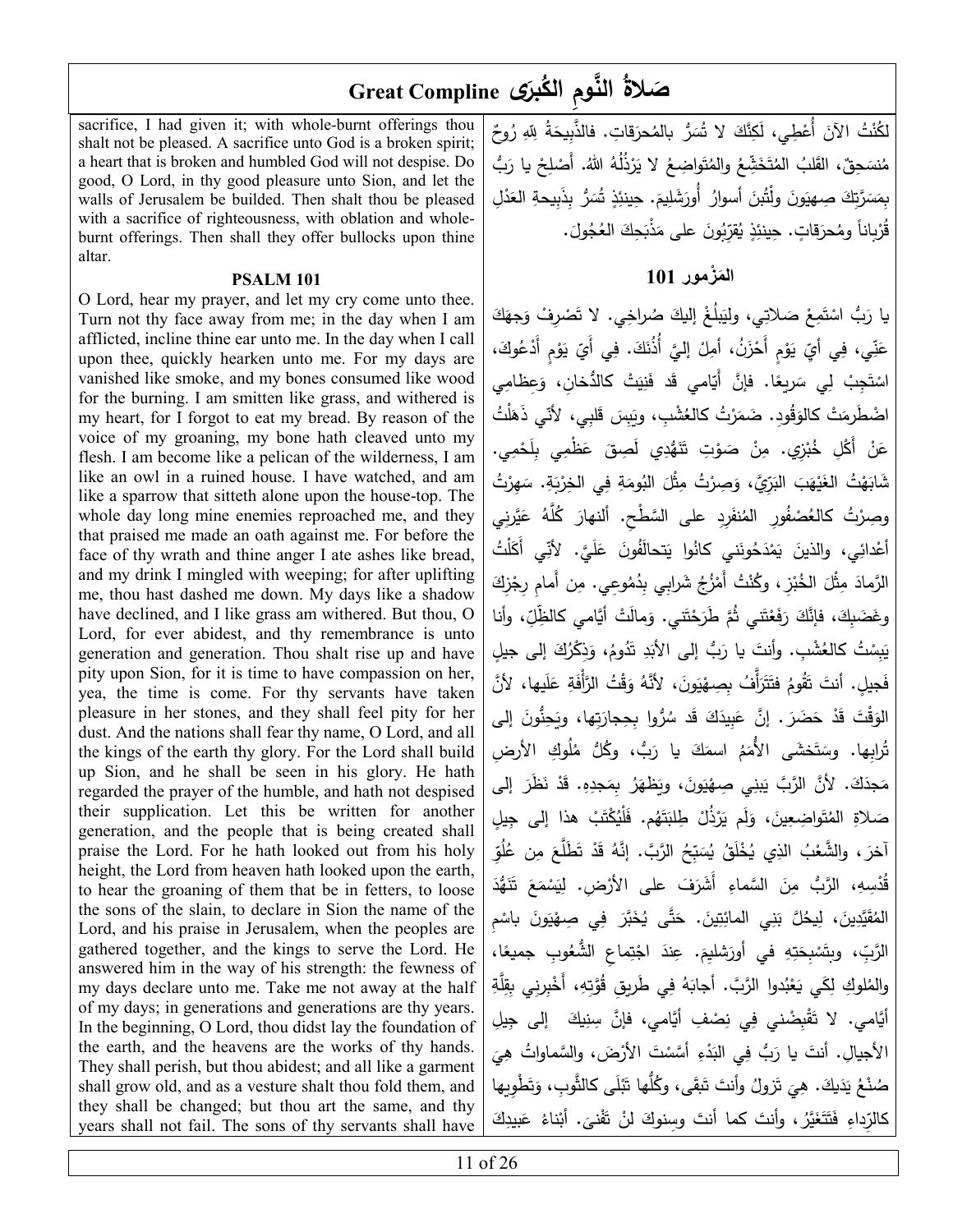# Great Compline صَلاةُ النَّومِ الكُبرَى

sacrifice, I had given it; with whole-burnt offerings thou shalt not be pleased. A sacrifice unto God is a broken spirit; a heart that is broken and humbled God will not despise. Do good, O Lord, in thy good pleasure unto Sion, and let the walls of Jerusalem be builded. Then shalt thou be pleased with a sacrifice of righteousness, with oblation and whole-burnt offerings. Then shall they offer bullocks upon thine altar.

لكُنْتُ الآنَ أُعْطِي، لَكِنَّكَ لا تُسَرُّ بالمُحرَقاتِ. فالذَّبيحَةُ لِلّهِ رُوحٌ مُنسَحِقٌ، القَلبُ المُتَخَشِّعُ والمُتَواضِعُ لا يَرْذُلُهُ اللهُ. أَصْلِحْ يا رَبُّ بِمَسَرَّتِكَ صِهيَونَ ولْتُبنَ أسوارُ أُورَشَليمَ. حِينئذٍ تُسَرُّ بِذَبِيحةِ العَدْلِ قُرْباناً ومُحرَقاتٍ. حِينئذٍ يُقَرِّبُونَ على مَذْبَحِكَ العُجُولَ.

## PSALM 101

O Lord, hear my prayer, and let my cry come unto thee. Turn not thy face away from me; in the day when I am afflicted, incline thine ear unto me. In the day when I call upon thee, quickly hearken unto me. For my days are vanished like smoke, and my bones consumed like wood for the burning. I am smitten like grass, and withered is my heart, for I forgot to eat my bread. By reason of the voice of my groaning, my bone hath cleaved unto my flesh. I am become like a pelican of the wilderness, I am like an owl in a ruined house. I have watched, and am like a sparrow that sitteth alone upon the house-top. The whole day long mine enemies reproached me, and they that praised me made an oath against me. For before the face of thy wrath and thine anger I ate ashes like bread, and my drink I mingled with weeping; for after uplifting me, thou hast dashed me down. My days like a shadow have declined, and I like grass am withered. But thou, O Lord, for ever abidest, and thy remembrance is unto generation and generation. Thou shalt rise up and have pity upon Sion, for it is time to have compassion on her, yea, the time is come. For thy servants have taken pleasure in her stones, and they shall feel pity for her dust. And the nations shall fear thy name, O Lord, and all the kings of the earth thy glory. For the Lord shall build up Sion, and he shall be seen in his glory. He hath regarded the prayer of the humble, and hath not despised their supplication. Let this be written for another generation, and the people that is being created shall praise the Lord. For he hath looked out from his holy height, the Lord from heaven hath looked upon the earth, to hear the groaning of them that be in fetters, to loose the sons of the slain, to declare in Sion the name of the Lord, and his praise in Jerusalem, when the peoples are gathered together, and the kings to serve the Lord. He answered him in the way of his strength: the fewness of my days declare unto me. Take me not away at the half of my days; in generations and generations are thy years. In the beginning, O Lord, thou didst lay the foundation of the earth, and the heavens are the works of thy hands. They shall perish, but thou abidest; and all like a garment shall grow old, and as a vesture shalt thou fold them, and they shall be changed; but thou art the same, and thy years shall not fail. The sons of thy servants shall have

## المَزْمور 101

يا رَبُّ اسْتَمِعْ صَلاتِي، ولِيَبلُغْ إليكَ صُراخِي. لا تَصْرِفْ وَجهَكَ عَنِّي، فِي أيِّ يَوْمٍ أَحْزَنُ، أَمِلْ إليَّ أُذُنَكَ. فِي أيِّ يَوْمٍ أَدْعُوكَ، اسْتَجِبْ لِي سَرِيعًا. فإنَّ أيّامي قَد فَنِيَتْ كالدُّخانِ، وَعِظامي اضْطَرَمَتْ كالوَقُودِ. ضَمَرْتُ كالعُشْبِ، ويَبِسَ قَلبِي، لأنّي ذَهَلْتُ عَنْ أَكْلِ خُبْزِي. مِنْ صَوْتِ تَنَهُّدِي لَصِقَ عَظْمِي بِلَحْمِي. شَابَهْتُ القَيْهَبَ البَرِّيَّ، وَصِرتُ مِثْلَ البُومَةِ فِي الخِرْبَةِ. سَهِرْتُ وصِرْتُ كالعُصْفُورِ المُنفَرِدِ على السَّطْحِ. ألنهارَ كُلَّهُ عَيَّرَني أَعْدائي، والذينَ يَمْدَحُونَني كانُوا يَتحالَفُونَ عَلَيَّ. لأنّي أَكَلْتُ الرَّمادَ مِثْلَ الخُبْزِ، وكُنْتُ أَمْزُجُ شَرابِي بِدُمُوعِي. مِن أَمامِ رِجْزِكَ وغَضَبِكَ، فإنَّكَ رَفَعْتَني ثُمَّ طَرَحْتَني. وَمالَتْ أيّامي كالظِّلِّ، وأنا يَبِسْتُ كالعُشْبِ. وأنتَ يا رَبُّ إلى الأبَدِ تَدُومُ، وَذِكْرُكَ إلى جيلٍ فَجيلٍ. أنتَ تَقُومُ فتَتَرَأَّفُ بِصِهْيَونَ، لأنَّهُ وَقْتُ الرَّأْفةِ عَلَيها، لأنَّ الوَقْتَ قَدْ حَضَرَ. إنَّ عَبِيدَكَ قَد سُرُّوا بِحِجارَتِها، ويَحِنُّونَ إلى تُرابِها. وسَتَخشَى الأُمَمُ اسمَكَ يا رَبُّ، وكُلُّ مُلُوكِ الأرضِ مَجدَكَ. لأنَّ الرَّبَّ يَبني صِهْيَونَ، ويَظهَرُ بِمَجدِهِ. قَدْ نَظَرَ إلى صَلاةِ المُتَواضِعِينَ، وَلَم يَرْذُلْ طِلبَتَهُم. فَلْيُكْتَبْ هذا إلى جِيلٍ آخرَ، والشَّعْبُ الذِي يُخْلَقُ يُسَبِّحُ الرَّبَّ. إنَّهُ قَدْ تَطَلَّعَ مِن عُلُوِّ قُدْسِهِ، الرَّبُّ مِنَ السَّماءِ أَشْرَفَ على الأرْضِ. لِيَسْمَعَ تَنَهُّدَ المُقَيَّدِينَ، لِيحُلَّ بَنِي المائتِينَ. حَتَّى يُخَبَّرَ فِي صِهْيَونَ باسْمِ الرَّبِّ، وبِتَسْبِحَتِهِ في أورَشليمَ. عِندَ اجْتِماعِ الشُّعُوبِ جميعًا، والمُلوكِ لِكَي يَعْبُدوا الرَّبَّ. أجابَهُ فِي طَرِيقِ قُوَّتِهِ، أَخْبِرني بِقِلَّةِ أيّامي. لا تَقْبِضْني فِي نِصْفِ أيّامي، فإنَّ سِنِيكَ إلى جِيلِ الأجيالِ. أنتَ يا رَبُّ فِي البَدْءِ أَسَّسْتَ الأرْضَ، والسَّماواتُ هِيَ صُنْعُ يَدَيكَ. هِيَ تَزولُ وأنتَ تَبقَى، وكُلُّها تَبْلَى كالثَّوبِ، وَتَطْوِيها كالرِّداءِ فَتَتَغَيَّرُ، وأنتَ كما أنتَ وسِنوكَ لنْ تَفْنى. أبْناءُ عَبيدِكَ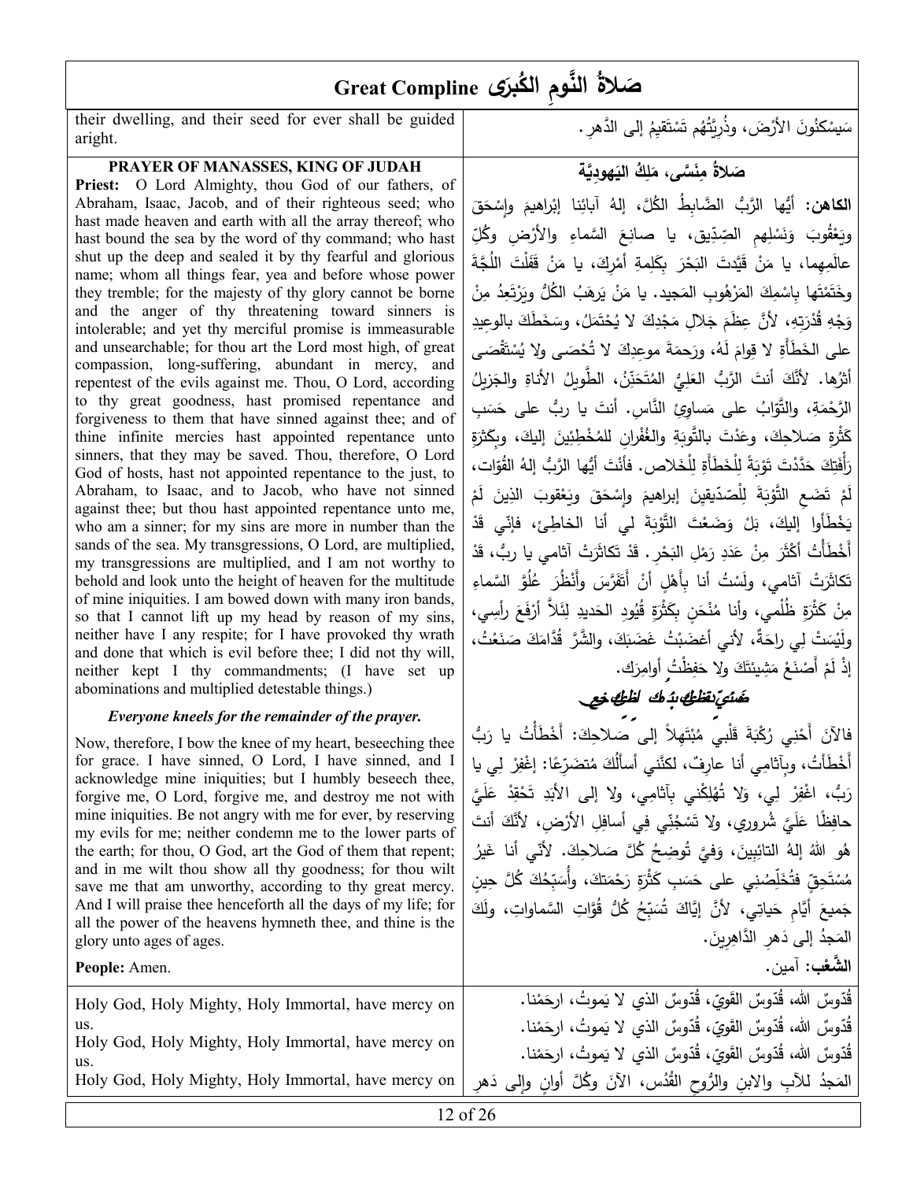# صَلاةُ النَّومِ الكُبرى Great Compline

their dwelling, and their seed for ever shall be guided aright.

سَيسْكنُونَ الأرْضَ، وذُرِّيَّتُهُم تَسْتَقيمُ إلى الدَّهرِ.

## PRAYER OF MANASSES, KING OF JUDAH

## صَلاةُ مِنَسَّى، مَلِكُ اليَهوديَّة

**Priest:** O Lord Almighty, thou God of our fathers, of Abraham, Isaac, Jacob, and of their righteous seed; who hast made heaven and earth with all the array thereof; who hast bound the sea by the word of thy command; who hast shut up the deep and sealed it by thy fearful and glorious name; whom all things fear, yea and before whose power they tremble; for the majesty of thy glory cannot be borne and the anger of thy threatening toward sinners is intolerable; and yet thy merciful promise is immeasurable and unsearchable; for thou art the Lord most high, of great compassion, long-suffering, abundant in mercy, and repentest of the evils against me. Thou, O Lord, according to thy great goodness, hast promised repentance and forgiveness to them that have sinned against thee; and of thine infinite mercies hast appointed repentance unto sinners, that they may be saved. Thou, therefore, O Lord God of hosts, hast not appointed repentance to the just, to Abraham, to Isaac, and to Jacob, who have not sinned against thee; but thou hast appointed repentance unto me, who am a sinner; for my sins are more in number than the sands of the sea. My transgressions, O Lord, are multiplied, my transgressions are multiplied, and I am not worthy to behold and look unto the height of heaven for the multitude of mine iniquities. I am bowed down with many iron bands, so that I cannot lift up my head by reason of my sins, neither have I any respite; for I have provoked thy wrath and done that which is evil before thee; I did not thy will, neither kept I thy commandments; (I have set up abominations and multiplied detestable things.)

**الكاهن:** أيُّها الرَّبُّ الضَّابِطُ الكُلّ، إلهُ آبائِنا إبْراهيمَ وإسْحَقَ ويَعْقُوبَ وَنَسْلِهِمِ الصِّدِّيق، يا صانِعَ السَّماءِ والأرْضِ وكُلِّ عالَمِهِما، يا مَنْ قَيَّدتَ البَحْرَ بِكَلِمةِ أمْرِكَ، يا مَنْ قَفَلْتَ اللُّجَّةَ وخَتَمْتَها بِاسْمِكَ المَرْهُوبِ المَجيد. يا مَنْ يَرهَبُ الكُلُّ ويَرْتَعِدُ مِنْ وَجْهِ قُدْرَتِهِ، لأنَّ عِظَمَ جَلالِ مَجْدِكَ لا يُحْتَمَلُ، وسَخَطَكَ بالوعيدِ على الخَطَأَةِ لا قِوامَ لَهُ، ورَحمَةَ موعِدِكَ لا تُحْصَى ولا يُسْتَقْصَى أثَرُها. لأنَّكَ أنتَ الرَّبُّ العَلِيُّ المُتَحَنِّنُ، الطَّويلُ الأناةِ والجَزيلُ الرَّحْمَةِ، والتَّوّابُ على مَساوِئِ النَّاس. أنتَ يا ربُّ على حَسَبِ كَثْرَةِ صَلاحِكَ، وعَدْتَ بالتَّوبَةِ والغُفْرانِ للمُخْطِئِينَ إليكَ، وبِكثْرَةِ رَأْفَتِكَ حَدَّدْتَ تَوْبَةً لِلْخَطَأَةِ لِلْخَلاص. فأنْتَ أيُّها الرَّبُّ إلهُ القُوّات، لَمْ تَضَعِ التَّوْبَةَ لِلصِّدّيقينَ إبراهيمَ وإسْحَقَ ويَعْقوبَ الذِينَ لَمْ يَخْطَأُوا إليكَ، بَلْ وَضَعْتَ التَّوْبَةَ لي أنا الخاطِئ، فإنّي قَدْ أخْطَأْتُ أكْثَرَ مِنْ عَدَدِ رَمْلِ البَحْرِ. قَدْ تَكاثَرَتْ آثامي يا ربُّ، قَدْ تَكاثَرَتْ آثامي، ولَسْتُ أنا بِأَهْلٍ أنْ أتَفَرَّسَ وأنْظُرَ عُلُوَّ السَّماءِ مِنْ كَثْرَةِ ظُلْمي، وأنا مُنْحَنٍ بِكَثْرَةِ قُيُودِ الحَديدِ لِئَلاَّ أرْفَعَ رأسِي، ولَيْسَتْ لي راحَةٌ، لأني أغضَبْتُ غَضَبَكَ، والشَّرَّ قُدَّامَكَ صَنَعْتُ، إذْ لَمْ أصْنَعْ مَشِيئَتَكَ ولا حَفِظْتُ أوامِرَك.

***Everyone kneels for the remainder of the prayer.***

***ضيثيّنطلإيدك اطلئخع***

Now, therefore, I bow the knee of my heart, beseeching thee for grace. I have sinned, O Lord, I have sinned, and I acknowledge mine iniquities; but I humbly beseech thee, forgive me, O Lord, forgive me, and destroy me not with mine iniquities. Be not angry with me for ever, by reserving my evils for me; neither condemn me to the lower parts of the earth; for thou, O God, art the God of them that repent; and in me wilt thou show all thy goodness; for thou wilt save me that am unworthy, according to thy great mercy. And I will praise thee henceforth all the days of my life; for all the power of the heavens hymneth thee, and thine is the glory unto ages of ages.

فالآنَ أحْني رُكْبَةَ قَلْبي مُبْتَهِلاً إلى صَلاحِكَ: أخْطَأْتُ يا رَبُّ أخْطَأْتُ، وبِآثامِي أنا عارِفٌ، لكنَّني أسألُكَ مُتضَرِّعًا: إغْفِرْ لِي يا رَبُّ، اغْفِرْ لِي، وَلا تُهْلِكْني بِآثامِي، ولا إلى الأبَدِ تَحْقِدْ عَلَيَّ حافِظًا عَلَيَّ شُروري، ولا تَسْجُنّي فِي أسافِلِ الأرْضِ، لأنَّكَ أنتَ هُو اللهُ إلهُ التائِبِينَ، وَفِيَّ تُوضِحُ كُلَّ صَلاحِكَ. لأنّي أنا غَيرُ مُسْتَحِقٍ فتُخَلِّصُني على حَسَبِ كَثْرَةِ رَحْمَتِكَ، وأُسَبِّحُكَ كُلَّ حِينِ جَميعَ أيَّامِ حَياتِي، لأنَّ إيَّاكَ تُسَبِّحُ كُلُّ قُوّاتِ السَّماواتِ، ولَكَ المَجدُ إلى دَهرِ الدَّاهِرِينَ.

**People:** Amen.

**الشَّعْب:** آمين.

Holy God, Holy Mighty, Holy Immortal, have mercy on us.
Holy God, Holy Mighty, Holy Immortal, have mercy on us.
Holy God, Holy Mighty, Holy Immortal, have mercy on

قُدّوسٌ الله، قُدّوسٌ القَويّ، قُدّوسٌ الذي لا يَموتُ، ارحَمْنا.
قُدّوسٌ الله، قُدّوسٌ القَويّ، قُدّوسٌ الذي لا يَموتُ، ارحَمْنا.
قُدّوسٌ الله، قُدّوسٌ القَويّ، قُدّوسٌ الذي لا يَموتُ، ارحَمْنا.
المَجدُ للآبِ والابنِ والرُّوحِ القُدُس، الآنَ وكُلَّ أوانٍ وإلى دَهرِ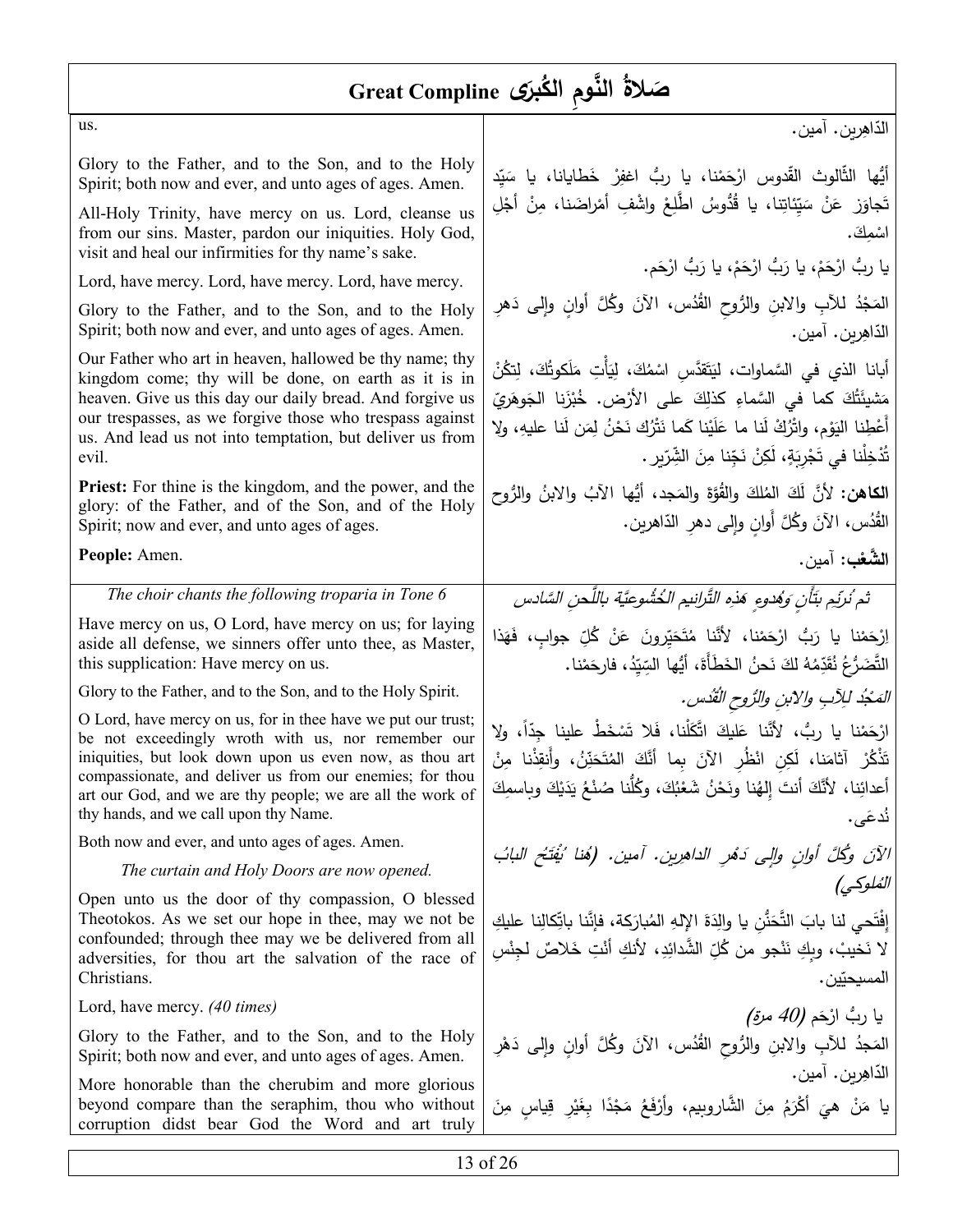# Great Compline صَلاةُ النَّومِ الكُبرى

| | |
|---|---|
| us. | الدّاهِرين. آمين. |
| Glory to the Father, and to the Son, and to the Holy Spirit; both now and ever, and unto ages of ages. Amen. | أيُّها الثّالوث القّدوس ارْحَمْنا، يا ربُّ اغفِرْ خَطايانا، يا سَيِّد تَجاوَز عَنْ سَيِّئاتِنا، يا قُدُّوسُ اطَّلِعْ واشْفِ أمْراضَنا، مِنْ أجْلِ اسْمِكَ. |
| All-Holy Trinity, have mercy on us. Lord, cleanse us from our sins. Master, pardon our iniquities. Holy God, visit and heal our infirmities for thy name's sake. | |
| Lord, have mercy. Lord, have mercy. Lord, have mercy. | يا ربُّ ارْحَمْ، يا رَبُّ ارْحَمْ، يا رَبُّ ارْحَم. |
| Glory to the Father, and to the Son, and to the Holy Spirit; both now and ever, and unto ages of ages. Amen. | المَجْدُ للآبِ والابنِ والرُّوحِ القُدُس، الآنَ وكُلَّ أوانٍ وإلى دَهرِ الدّاهِرين. آمين. |
| Our Father who art in heaven, hallowed be thy name; thy kingdom come; thy will be done, on earth as it is in heaven. Give us this day our daily bread. And forgive us our trespasses, as we forgive those who trespass against us. And lead us not into temptation, but deliver us from evil. | أبانا الذي في السَّماوات، لِيَتَقَدَّسِ اسْمُكَ، لِيَأْتِ مَلَكوتُكَ، لِتَكُنْ مَشيئَتُكَ كما في السَّماءِ كذلِكَ على الأرْض. خُبْزَنا الجَوهَريّ أَعْطِنا اليَوْم، واتْرُكْ لَنا ما عَلَيْنا كَما نَتْرُك نَحْنُ لِمَن لَنا عليهِ، ولا تُدْخِلْنا في تَجْرِبَةٍ، لَكِنْ نَجِّنا مِنَ الشِّرّير. |
| **Priest:** For thine is the kingdom, and the power, and the glory: of the Father, and of the Son, and of the Holy Spirit; now and ever, and unto ages of ages. | **الكاهن:** لأنَّ لَكَ المُلكَ والقُوَّةَ والمَجد، أيُّها الآبُ والابنُ والرُّوح القُدُس، الآنَ وكُلَّ أَوانٍ وإلى دهرِ الدّاهرين. |
| **People:** Amen. | **الشَّعْب:** آمين. |
| *The choir chants the following troparia in Tone 6* | *ثمّ نُرتِّم بتأنٍ وهُدوءٍ هذهِ التَّرانيم الخُشُوعيَّة باللَّحنِ السَّادس* |
| Have mercy on us, O Lord, have mercy on us; for laying aside all defense, we sinners offer unto thee, as Master, this supplication: Have mercy on us. | اِرْحَمْنا يا رَبُّ ارْحَمْنا، لأنَّنا مُتَحَيّرونَ عَنْ كُلِّ جوابٍ، فَهَذا التَّضَرُّعُ نُقَدِّمُهُ لكَ نَحنُ الخَطَأَة، أيُّها السَّيِّدُ، فارحَمْنا. |
| Glory to the Father, and to the Son, and to the Holy Spirit. | *المَجْدُ لِلآبِ والابنِ والرُّوحِ القُدُس.* |
| O Lord, have mercy on us, for in thee have we put our trust; be not exceedingly wroth with us, nor remember our iniquities, but look down upon us even now, as thou art compassionate, and deliver us from our enemies; for thou art our God, and we are thy people; we are all the work of thy hands, and we call upon thy Name. | ارْحَمْنا يا ربُّ، لأنَّنا عَليكَ اتَّكَلْنا، فَلا تَسْخَطْ علينا جِدّاً، ولا تَذْكُرْ آثامَنا، لَكِنِ انْظُرِ الآنَ بِما أنَّكَ المُتَحَنِّنُ، وأَنقِذْنا مِنْ أعدائِنا، لأنَّكَ أنتَ إلهُنا ونَحْنُ شَعْبُكَ، وكُلُّنا صُنْعُ يَدَيْكَ وباسمِكَ نُدعَى. |
| Both now and ever, and unto ages of ages. Amen. | *الآنَ وكُلَّ أوانٍ وإلى دَهْرِ الداهرين. آمين. (هُنا يُفتَحُ البابُ المُلوكي)* |
| *The curtain and Holy Doors are now opened.* | |
| Open unto us the door of thy compassion, O blessed Theotokos. As we set our hope in thee, may we not be confounded; through thee may we be delivered from all adversities, for thou art the salvation of the race of Christians. | إِفْتَحي لنا بابَ التَّحَنُّنِ يا والِدَةَ الإلهِ المُبارَكة، فإنَّنا باتِّكالنا عليكِ لا نَخيبُ، وبِكِ نَنْجو من كُلِّ الشَّدائِدِ، لأنكِ أنْتِ خَلاصٌ لجِنْسِ المسيحيّين. |
| Lord, have mercy. *(40 times)* | يا ربُّ ارْحَم *(40 مرة)* |
| Glory to the Father, and to the Son, and to the Holy Spirit; both now and ever, and unto ages of ages. Amen. | المَجدُ للآبِ والابنِ والرُّوحِ القُدُس، الآنَ وكُلَّ أوانٍ وإلى دَهْرِ الدّاهِرين. آمين. |
| More honorable than the cherubim and more glorious beyond compare than the seraphim, thou who without corruption didst bear God the Word and art truly | يا مَنْ هيَ أكْرَمُ مِنَ الشَّاروبيم، وأرْفَعُ مَجْدًا بِغَيْرِ قِياسٍ مِنَ |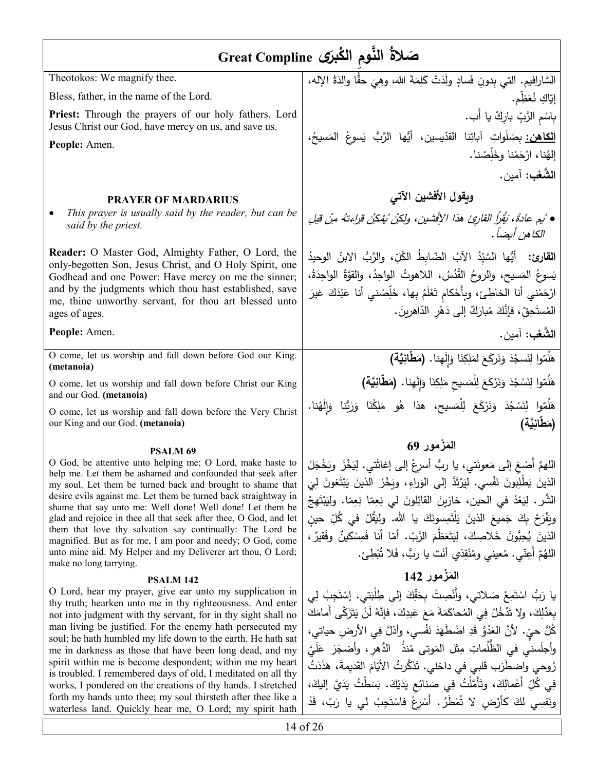# Great Compline صَلاةُ النَّومِ الكُبرى

| | |
|---|---|
| Theotokos: We magnify thee. | السَّارافيم. التي بِدونِ فَسادٍ ولَدَتْ كَلِمَةَ الله، وهِيَ حقًّا والِدَةُ الإله، إيّاكِ نُعَظِّم. |
| Bless, father, in the name of the Lord. | بِاسْمِ الرَّبِّ بارِكْ يا أَب. |
| **Priest:** Through the prayers of our holy fathers, Lord Jesus Christ our God, have mercy on us, and save us. | **الكاهن:** بِصَلَواتِ آبائِنا القدّيسين، أيُّها الرَّبُّ يَسوعُ المَسيحُ، إلهُنا، ارْحَمْنا وخَلِّصْنا. |
| **People:** Amen. | **الشَّعْب:** آمين. |
| **PRAYER OF MARDARIUS** | **ويقول الأفشين الآتي** |
| • *This prayer is usually said by the reader, but can be said by the priest.* | • *في عادةً، يَقْرأُ القارئ هذا الإفشين، ولكنْ يُمْكِنُ قِراءتهُ مِنْ قِبلِ الكاهن أيضاً.* |
| **Reader:** O Master God, Almighty Father, O Lord, the only-begotten Son, Jesus Christ, and O Holy Spirit, one Godhead and one Power: Have mercy on me the sinner; and by the judgments which thou hast established, save me, thine unworthy servant, for thou art blessed unto ages of ages. | **القارئ:** أيُّها السَّيِّدُ الآبُ الضّابِطُ الكُلِّ، والرَّبُّ الابنُ الوحيدُ يَسوعُ المَسيح، والروحُ القُدُسُ، اللاهوتُ الواحِدُ، والقوَّةُ الواحِدَةُ، ارْحَمْني أنا الخاطِئ، وبِأَحْكامٍ تَعْلَمُ بِها، خَلِّصْني أنا عَبْدَكَ غيرَ المُستَحِقّ، فإنَّكَ مُبارَكٌ إلى دَهْرِ الدّاهرين. |
| **People:** Amen. | **الشَّعْب:** آمين. |
| O come, let us worship and fall down before God our King. **(metanoia)** | هَلُمّوا لِنَسجُدَ وَنَركَعَ لمَلِكِنَا وَإلَهِنا. **(مَطّانِيَّة)** |
| O come, let us worship and fall down before Christ our King and our God. **(metanoia)** | هَلُمّوا لِنَسْجُدَ وَنَرْكَعَ لِلْمَسيحِ مَلِكِنَا وَإلَهِنا. **(مَطّانِيَّة)** |
| O come, let us worship and fall down before the Very Christ our King and our God. **(metanoia)** | هَلُمّوا لِنَسْجُدَ وَنَرْكَعَ لِلْمَسيحِ، هذا هُو مَلِكُنَا وَرَبُّنا وَإلَهُنا. **(مَطّانِيَّة)** |
| **PSALM 69** | **المَزْمور 69** |
| O God, be attentive unto helping me; O Lord, make haste to help me. Let them be ashamed and confounded that seek after my soul. Let them be turned back and brought to shame that desire evils against me. Let them be turned back straightway in shame that say unto me: Well done! Well done! Let them be glad and rejoice in thee all that seek after thee, O God, and let them that love thy salvation say continually: The Lord be magnified. But as for me, I am poor and needy; O God, come unto mine aid. My Helper and my Deliverer art thou, O Lord; make no long tarrying. | اللهمَّ أَصْغِ إلى مَعونَتي، يا ربُّ أَسرِعْ إلى إغاثَتي. لِيَخْزَ ويَخْجَلْ الذينَ يَطْلُبونَ نَفْسي. لِيَرْتَدَّ إلى الوَراءِ، ويَخْزَ الذينَ يَبْتَغونَ لِيَ الشَّر. لِيَعُدْ في الحين، خازِينَ القائِلونَ لي نِعِمّا نِعِمّا. ولْيَبْتَهِجْ ويَفْرَحْ بِكَ جَميعُ الذينَ يَلْتَمِسونَكَ يا الله. ولْيَقُلْ في كُلِّ حينٍ الذينَ يُحِبُّونَ خَلاصَكَ، لِيَتَعَظَّمَ الرَّبّ. أمّا أنا فَمِسْكينٌ وفَقيرٌ، اللهُمَّ أَعِنّي. مُعيني ومُنْقِذي أنْتَ يا ربُّ، فَلا تُبْطِئ. |
| **PSALM 142** | **المَزْمور 142** |
| O Lord, hear my prayer, give ear unto my supplication in thy truth; hearken unto me in thy righteousness. And enter not into judgment with thy servant, for in thy sight shall no man living be justified. For the enemy hath persecuted my soul; he hath humbled my life down to the earth. He hath sat me in darkness as those that have been long dead, and my spirit within me is become despondent; within me my heart is troubled. I remembered days of old, I meditated on all thy works, I pondered on the creations of thy hands. I stretched forth my hands unto thee; my soul thirsteth after thee like a waterless land. Quickly hear me, O Lord; my spirit hath | يا رَبُّ اسْتَمِعْ صَلاتي، وأَنْصِتْ بِحَقِّكَ إلى طِلْبَتي. إسْتَجِبْ لِي بِعَدْلِكَ، ولا تَدْخُلْ فِي المُحاكَمَةِ مَعَ عَبدِكَ، فإنَّهُ لَنْ يَتَزَكَّى أَمامَكَ كُلُّ حيّ. لأنَّ العَدُوَّ قَدِ اضْطَهَدَ نَفْسي، وأَذَلَّ فِي الأرضِ حياتي، وأَجلَسَني في الظُّلُماتِ مِثل المَوتى مُنذُ الدَّهرِ، وأضجَرَ عَلَيَّ رُوحي واضطَرَب قَلبي في داخلي. تَذَكَّرتُ الأيّامَ القَديمةَ، هَذَذتُ فِي كُلِّ أَعْمالِكَ، وتأَمَّلْتُ فِي صَنائِعِ يَدَيْكَ. بَسَطْتُ يَدَيَّ إليكَ، ونَفْسِي لكَ كَأَرْضٍ لا تُمْطَرُ. أَسْرِعْ فاسْتَجِبْ لي يا رَبّ، قَدْ |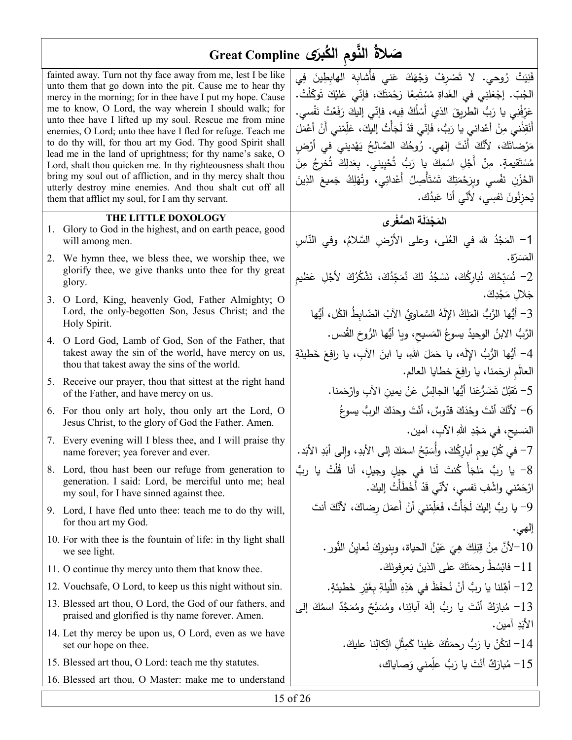# صَلاةُ النَّومِ الكُبرى Great Compline

fainted away. Turn not thy face away from me, lest I be like unto them that go down into the pit. Cause me to hear thy mercy in the morning; for in thee have I put my hope. Cause me to know, O Lord, the way wherein I should walk; for unto thee have I lifted up my soul. Rescue me from mine enemies, O Lord; unto thee have I fled for refuge. Teach me to do thy will, for thou art my God. Thy good Spirit shall lead me in the land of uprightness; for thy name's sake, O Lord, shalt thou quicken me. In thy righteousness shalt thou bring my soul out of affliction, and in thy mercy shalt thou utterly destroy mine enemies. And thou shalt cut off all them that afflict my soul, for I am thy servant.

فَنِيَتْ رُوحي. لا تَصْرِفْ وَجْهَكَ عَني فأشابِهَ الهابِطِينَ في الجُبّ. إجْعَلني في الغَداةِ مُسْتَمِعًا رَحْمَتَكَ، فإنّي عَلَيْكَ تَوَكّلْتُ. عَرِّفْني يا رَبُّ الطريقَ الذي أَسْلُكُ فِيه، فإنّي إليكَ رَفَعْتُ نَفْسي. أَنْقِذْني مِنْ أعْدائي يا رَبُّ، فَإنّي قَدْ لَجَأْتُ إليكَ، عَلِّمْني أنْ أعْمَلَ مَرْضاتَكَ، لأنَّكَ أَنْتَ إلهي. رُوحُكَ الصَّالِحُ يَهْديني في أرْضٍ مُسْتَقيمةٍ. مِنْ أَجْلِ اسْمِكَ يا رَبُّ تُحْيِيني. بِعَدلِكَ تُخرِجُ مِنَ الحُزْنِ نَفْسي وبِرَحْمَتِكَ تَسْتَأْصِلُ أَعْدائي، وتُهْلِكُ جَميعَ الذِينَ يُحزِنُونَ نَفسِي، لأنّي أنا عَبدُك.

## THE LITTLE DOXOLOGY

## المَجْدَلَة الصُّغْرى

1. Glory to God in the highest, and on earth peace, good will among men.
2. We hymn thee, we bless thee, we worship thee, we glorify thee, we give thanks unto thee for thy great glory.
3. O Lord, King, heavenly God, Father Almighty; O Lord, the only-begotten Son, Jesus Christ; and the Holy Spirit.
4. O Lord God, Lamb of God, Son of the Father, that takest away the sin of the world, have mercy on us, thou that takest away the sins of the world.
5. Receive our prayer, thou that sittest at the right hand of the Father, and have mercy on us.
6. For thou only art holy, thou only art the Lord, O Jesus Christ, to the glory of God the Father. Amen.
7. Every evening will I bless thee, and I will praise thy name forever; yea forever and ever.
8. Lord, thou hast been our refuge from generation to generation. I said: Lord, be merciful unto me; heal my soul, for I have sinned against thee.
9. Lord, I have fled unto thee: teach me to do thy will, for thou art my God.
10. For with thee is the fountain of life: in thy light shall we see light.
11. O continue thy mercy unto them that know thee.
12. Vouchsafe, O Lord, to keep us this night without sin.
13. Blessed art thou, O Lord, the God of our fathers, and praised and glorified is thy name forever. Amen.
14. Let thy mercy be upon us, O Lord, even as we have set our hope on thee.
15. Blessed art thou, O Lord: teach me thy statutes.
16. Blessed art thou, O Master: make me to understand

1- المَجْدُ للهِ في العُلى، وعلى الأرْضِ السَّلامُ، وفي النّاسِ المَسَرَّة.

2- نُسَبِّحُكَ نُبارِكُكَ، نَسْجُدُ لكَ نُمَجِّدُكَ، نَشْكُرُكَ لأجْلِ عَظيمِ جَلالِ مَجْدِكَ.

3- أيُّها الرَّبُّ المَلِكُ الإلَهُ السَّماويُّ الآبُ الضّابِطُ الكُل، أيُّها الرَّبُّ الابنُ الوحيدُ يسوعُ المَسيحِ، ويا أيُّها الرُّوحَ القُدس.

4- أيُّها الرَّبُّ الإلَه، يا حَمَلَ اللهِ، يا ابنَ الآبِ، يا رافِعَ خَطيئَةِ العالَمِ ارحَمنا، يا رافِعَ خطايا العالم.

5- تَقبَّلْ تَضَرُّعَنا أيُّها الجالِسُ عَنْ يمينِ الآبِ وارْحَمنا.

6- لأنَّكَ أنْتَ وحْدَكَ قدّوسٌ، أنْتَ وحدَكَ الربُّ يسوعُ المَسيحِ، في مَجْدِ اللهِ الآبِ، آمين.

7- في كُلِّ يومٍ أبارِكُكَ، وأُسَبِّحُ اسمَكَ إلى الأبدِ، وإلى أبَدِ الأبَد.

8- يا ربُّ مَلجَأً كُنتَ لَنا في جيلٍ وجيلٍ، أنا قُلْتُ يا ربُّ ارْحَمْني واشْفِ نَفسي، لأنّي قَدْ أَخْطَأْتُ إليكَ.

9- يا ربُّ إليكَ لَجَأْتُ، فَعَلِّمْني أنْ أَعمَلَ رِضاكَ، لأنَّكَ أنتَ إلهي.

10-لأنَّ مِنْ قِبَلِكَ هِيَ عَيْنُ الحياة، وبِنورِكَ نُعاينُ النُّور.

11- فابْسُطْ رحمَتَكَ على الذينَ يَعرِفونَكَ.

12- أهِّلنا يا ربُّ أنْ نُحفَظَ في هَذِهِ اللَّيلةِ بِغَيْرِ خَطيئةٍ.

13- مُبارَكٌ أنتَ يا ربُّ إلَهَ آبائِنا، ومُسَبَّحٌ ومُمَجَّدٌ اسمُكَ إلى الأبَدِ آمين.

14- لتكُنْ يا رَبُّ رحمَتُكَ عَلينا كَمِثْلِ اتّكالِنا عليكَ.

15- مُبارَكٌ أنتَ يا رَبُّ علِّمني وَصاياك،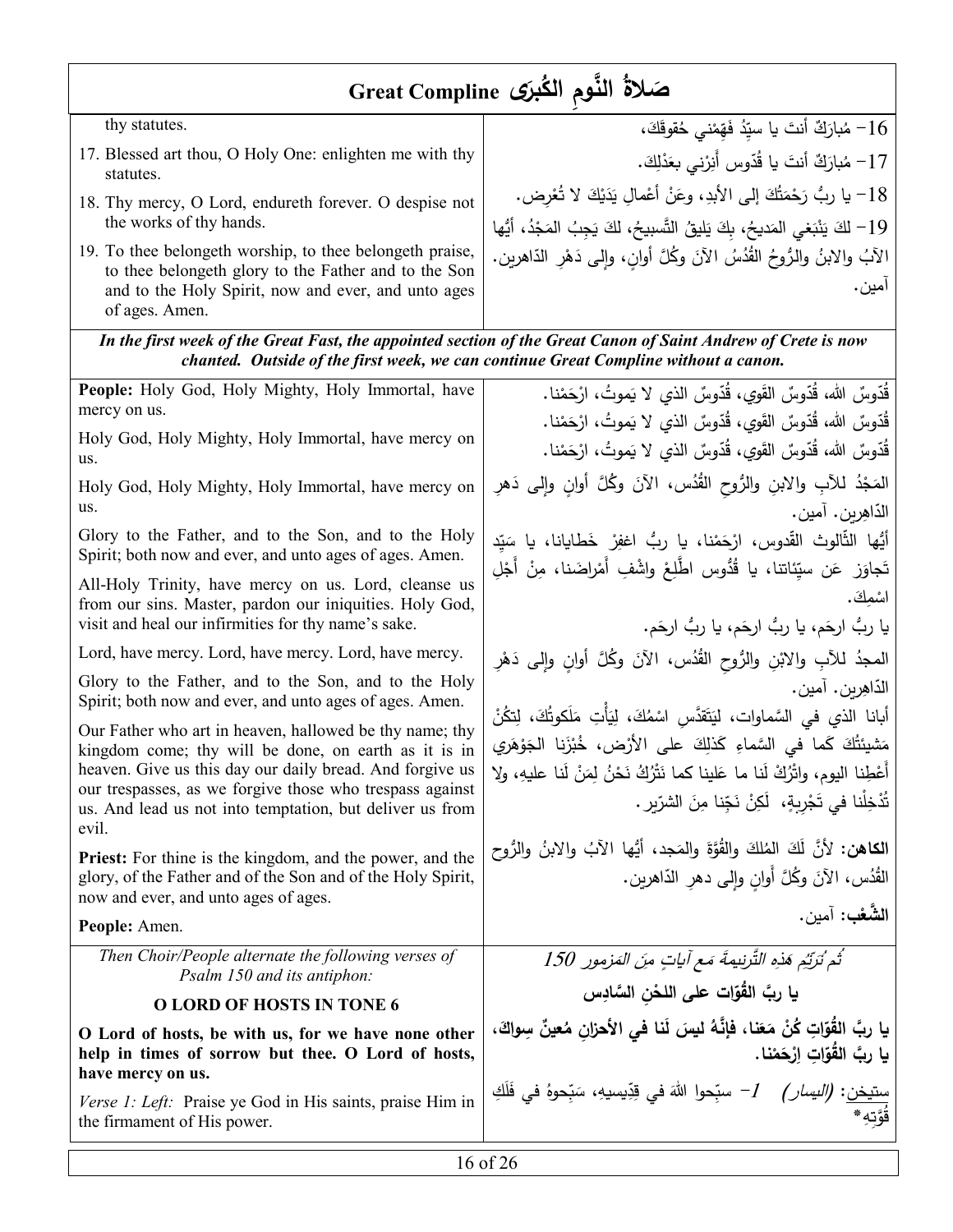# Great Compline صَلاةُ النَّومِ الكُبرَى

| | |
|---|---|
| thy statutes. | 16- مُبارَكٌ أنتَ يا سيّدُ فَهِّمْني حُقوقَكَ، |
| 17. Blessed art thou, O Holy One: enlighten me with thy statutes. | 17- مُبارَكٌ أنتَ يا قُدّوس أَنِرْني بعَدْلِكَ. |
| 18. Thy mercy, O Lord, endureth forever. O despise not the works of thy hands. | 18- يا ربُّ رَحْمَتُكَ إلى الأبدِ، وعَنْ أعْمالِ يَدَيْكَ لا تُعْرِض. |
| 19. To thee belongeth worship, to thee belongeth praise, to thee belongeth glory to the Father and to the Son and to the Holy Spirit, now and ever, and unto ages of ages. Amen. | 19- لكَ يَنْبَغي المَديحُ، بِكَ يَليقُ التَّسبيحُ، لكَ يَجِبُ المَجْدُ، أيُّها الآبُ والابنُ والرُّوحُ القُدُسُ الآنَ وكُلَّ أوانٍ، وإلى دَهْرِ الدّاهرين. آمين. |

***In the first week of the Great Fast, the appointed section of the Great Canon of Saint Andrew of Crete is now chanted. Outside of the first week, we can continue Great Compline without a canon.***

| | |
|---|---|
| **People:** Holy God, Holy Mighty, Holy Immortal, have mercy on us. | قُدّوسٌ الله، قُدّوسٌ القَوي، قُدّوسٌ الذي لا يَموتُ، ارْحَمْنا. |
| Holy God, Holy Mighty, Holy Immortal, have mercy on us. | قُدّوسٌ الله، قُدّوسٌ القَوي، قُدّوسٌ الذي لا يَموتُ، ارْحَمْنا. |
| Holy God, Holy Mighty, Holy Immortal, have mercy on us. | قُدّوسٌ الله، قُدّوسٌ القَوي، قُدّوسٌ الذي لا يَموتُ، ارْحَمْنا. |
| Glory to the Father, and to the Son, and to the Holy Spirit; both now and ever, and unto ages of ages. Amen. | المَجْدُ للآبِ والابنِ والرُّوحِ القُدُس، الآنَ وكُلَّ أوانٍ وإلى دَهرِ الدّاهِرين. آمين. |
| All-Holy Trinity, have mercy on us. Lord, cleanse us from our sins. Master, pardon our iniquities. Holy God, visit and heal our infirmities for thy name's sake. | أيُّها الثّالوث القّدوس، ارْحَمْنا، يا ربُّ اغفِرْ خَطايانا، يا سَيّد تَجاوَز عَن سيّئاتنا، يا قُدُّوس اطَّلِعْ واشْفِ أَمْراضَنا، مِنْ أَجْلِ اسْمِكَ. |
| Lord, have mercy. Lord, have mercy. Lord, have mercy. | يا ربُّ ارحَم، يا ربُّ ارحَم، يا ربُّ ارحَم. |
| Glory to the Father, and to the Son, and to the Holy Spirit; both now and ever, and unto ages of ages. Amen. | المجدُ للآبِ والابْنِ والرُّوحِ القُدُس، الآنَ وكُلَّ أوانٍ وإلى دَهْرِ الدّاهِرين. آمين. |
| Our Father who art in heaven, hallowed be thy name; thy kingdom come; thy will be done, on earth as it is in heaven. Give us this day our daily bread. And forgive us our trespasses, as we forgive those who trespass against us. And lead us not into temptation, but deliver us from evil. | أبانا الذي في السَّماوات، لِيَتَقَدَّسِ اسْمُكَ، لِيَأْتِ مَلَكوتُكَ، لِتكُنْ مَشيئَتُكَ كَما في السَّماءِ كَذلِكَ على الأرْض، خُبْزَنا الجَوْهَري أَعْطِنا اليوم، واتْرُكْ لَنا ما عَلينا كما نَتْرُكُ نَحْنُ لِمَنْ لَنا عليهِ، ولا تُدْخِلْنا في تَجْرِبةٍ، لَكِنْ نَجِّنا مِنَ الشرّير. |
| **Priest:** For thine is the kingdom, and the power, and the glory, of the Father and of the Son and of the Holy Spirit, now and ever, and unto ages of ages. | **الكاهن:** لأنَّ لَكَ المُلكَ والقُوَّةَ والمَجد، أيُّها الآبُ والابنُ والرُّوح القُدُس، الآنَ وكُلَّ أوانٍ وإلى دهرِ الدّاهرين. |
| **People:** Amen. | **الشَّعب:** آمين. |
| *Then Choir/People alternate the following verses of Psalm 150 and its antiphon:* | *ثُم تُرَتَّم هَذِه التَّرنيمةَ مَع آياتٍ مِنَ المَزمور 150* |
| **O LORD OF HOSTS IN TONE 6** | **يا ربَّ القُوّات على اللحْنِ السَّادِس** |
| **O Lord of hosts, be with us, for we have none other help in times of sorrow but thee. O Lord of hosts, have mercy on us.** | **يا ربَّ القُوّاتِ كُنْ مَعَنا، فإنَّهُ ليسَ لَنا في الأحزانِ مُعينٌ سِواكَ، يا ربَّ القُوّاتِ اِرْحَمْنا.** |
| *Verse 1: Left:* Praise ye God in His saints, praise Him in the firmament of His power. | ستيخن: *(اليسار)* 1- سبِّحوا اللهَ في قِدِّيسيهِ، سَبِّحوهُ في فَلَكِ قُوَّتِهِ* |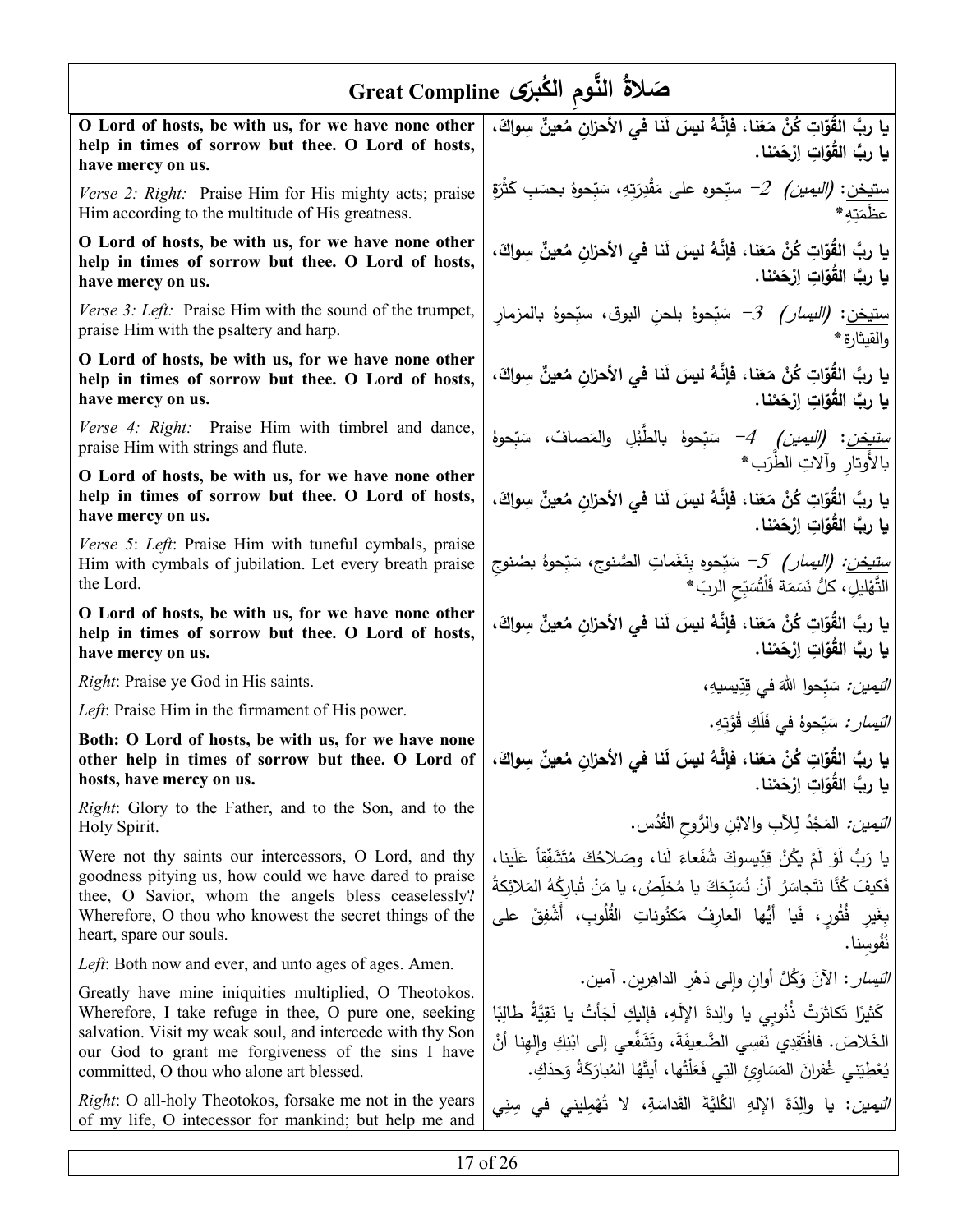# صَلاةُ النَّومِ الكُبرى Great Compline

| | |
|---|---|
| **O Lord of hosts, be with us, for we have none other help in times of sorrow but thee. O Lord of hosts, have mercy on us.** | **يا ربَّ القُوّاتِ كُنْ مَعَنا، فإنَّهُ ليسَ لَنا في الأحزانِ مُعينٌ سِواكَ، يا ربَّ القُوّاتِ ارْحَمْنا.** |
| *Verse 2: Right:* Praise Him for His mighty acts; praise Him according to the multitude of His greatness. | ستيخن: *(اليمين) 2-* سبِّحوه على مَقْدِرَتِهِ، سَبِّحوهُ بحسَبِ كَثْرَةِ عظَمَتِهِ* |
| **O Lord of hosts, be with us, for we have none other help in times of sorrow but thee. O Lord of hosts, have mercy on us.** | **يا ربَّ القُوّاتِ كُنْ مَعَنا، فإنَّهُ ليسَ لَنا في الأحزانِ مُعينٌ سِواكَ، يا ربَّ القُوّاتِ ارْحَمْنا.** |
| *Verse 3: Left:* Praise Him with the sound of the trumpet, praise Him with the psaltery and harp. | ستيخن: *(اليسار) 3-* سَبِّحوهُ بلحنِ البوق، سبِّحوهُ بالمزمارِ والقيثارة* |
| **O Lord of hosts, be with us, for we have none other help in times of sorrow but thee. O Lord of hosts, have mercy on us.** | **يا ربَّ القُوّاتِ كُنْ مَعَنا، فإنَّهُ ليسَ لَنا في الأحزانِ مُعينٌ سِواكَ، يا ربَّ القُوّاتِ ارْحَمْنا.** |
| *Verse 4: Right:* Praise Him with timbrel and dance, praise Him with strings and flute. | *ستيخن: (اليمين) 4-* سَبِّحوهُ بالطَّبْلِ والمَصافّ، سَبِّحوهُ بالأوتارِ وآلاتِ الطَّرَب* |
| **O Lord of hosts, be with us, for we have none other help in times of sorrow but thee. O Lord of hosts, have mercy on us.** | **يا ربَّ القُوّاتِ كُنْ مَعَنا، فإنَّهُ ليسَ لَنا في الأحزانِ مُعينٌ سِواكَ، يا ربَّ القُوّاتِ ارْحَمْنا.** |
| *Verse 5*: *Left*: Praise Him with tuneful cymbals, praise Him with cymbals of jubilation. Let every breath praise the Lord. | *ستيخن: (اليسار) 5-* سَبِّحوه بِنَغَماتِ الصُنوجِ، سَبِّحوهُ بصُنوجِ التَّهْليل، كلُّ نَسَمَة فَلْتُسَبِّحِ الربّ* |
| **O Lord of hosts, be with us, for we have none other help in times of sorrow but thee. O Lord of hosts, have mercy on us.** | **يا ربَّ القُوّاتِ كُنْ مَعَنا، فإنَّهُ ليسَ لَنا في الأحزانِ مُعينٌ سِواكَ، يا ربَّ القُوّاتِ ارْحَمْنا.** |
| *Right*: Praise ye God in His saints. | *اليَمين:* سَبِّحوا اللهَ في قِدِّيسيهِ، |
| *Left*: Praise Him in the firmament of His power. | *اليَسار:* سَبِّحوهُ في فَلَكِ قُوَّتِهِ. |
| **Both: O Lord of hosts, be with us, for we have none other help in times of sorrow but thee. O Lord of hosts, have mercy on us.** | **يا ربَّ القُوّاتِ كُنْ مَعَنا، فإنَّهُ ليسَ لَنا في الأحزانِ مُعينٌ سِواكَ، يا ربَّ القُوّاتِ ارْحَمْنا.** |
| *Right*: Glory to the Father, and to the Son, and to the Holy Spirit. | *اليَمين:* المَجْدُ لِلآبِ والابْنِ والرُّوحِ القُدُس. |
| Were not thy saints our intercessors, O Lord, and thy goodness pitying us, how could we have dared to praise thee, O Savior, whom the angels bless ceaselessly? Wherefore, O thou who knowest the secret things of the heart, spare our souls. | يا رَبُّ لَوْ لَمْ يكُنْ قِدِّيسوكَ شُفَعاءَ لَنا، وصَلاحُكَ مُتَشَفِّقاً عَلَينا، فَكيفَ كُنَّا نَتَجاسَرُ أَنْ نُسَبِّحَكَ يا مُخلِّص، يا مَنْ تُبارِكُهُ المَلائِكَةُ بِغَيرِ فُتُورٍ، فَيا أَيُّها العارِفُ مَكنُوناتِ القُلُوبِ، أَشْفِقْ على نُفُوسِنا. |
| *Left*: Both now and ever, and unto ages of ages. Amen. | *اليَسار*: الآنَ وَكُلَّ أوانٍ وإلى دَهْرِ الداهِرين. آمين. |
| Greatly have mine iniquities multiplied, O Theotokos. Wherefore, I take refuge in thee, O pure one, seeking salvation. Visit my weak soul, and intercede with thy Son our God to grant me forgiveness of the sins I have committed, O thou alone art blessed. | كَثيرًا تَكاثَرَتْ ذُنُوبِي يا والِدةَ الإِلَهِ، فإليكِ لَجَأْتُ يا نَقِيَّةُ طالِبًا الخَلاصَ. فافْتَقِدِي نَفسِي الضَّعيفَةَ، وتَشَفَّعِي إلى ابْنِكِ وإلهِنا أَنْ يُعْطِيَني غُفرانَ المَساوِئِ التِي فَعَلْتُها، أَيَّتُها المُبارَكَةُ وَحدَكِ. |
| *Right*: O all-holy Theotokos, forsake me not in the years of my life, O intecessor for mankind; but help me and | *اليَمين*: يا والِدَةَ الإلهِ الكُلِّيَّةَ القَداسَةِ، لا تُهْمِليني في سِني |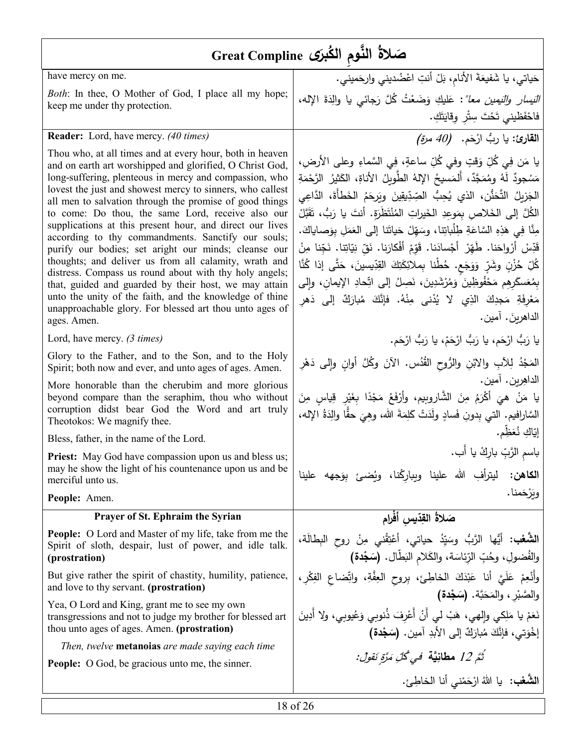# Great Compline صَلاةُ النَّومِ الكُبرى

| | |
|---|---|
| have mercy on me. | حَياتي، يا شَفيعَةَ الأنامِ، بَلْ أنتِ اعْضُديني وارحَميني. |
| *Both*: In thee, O Mother of God, I place all my hope; keep me under thy protection. | *اليَسار واليَمين معاً*: عَليكِ وَضَعْتُ كُلَّ رَجائي يا والِدَةَ الإله، فاحْفَظيني تَحْتَ سِتْرِ وِقايَتِكِ. |
| **Reader:** Lord, have mercy. *(40 times)* | **القارئ:** يا ربُّ ارْحَم. *(40 مرة)* |
| Thou who, at all times and at every hour, both in heaven and on earth art worshipped and glorified, O Christ God, long-suffering, plenteous in mercy and compassion, who lovest the just and showest mercy to sinners, who callest all men to salvation through the promise of good things to come: Do thou, the same Lord, receive also our supplications at this present hour, and direct our lives according to thy commandments. Sanctify our souls; purify our bodies; set aright our minds; cleanse our thoughts; and deliver us from all calamity, wrath and distress. Compass us round about with thy holy angels; that, guided and guarded by their host, we may attain unto the unity of the faith, and the knowledge of thine unapproachable glory. For blessed art thou unto ages of ages. Amen. | يا مَن فِي كُلِّ وَقتٍ وفي كُلِّ ساعةٍ، فِي السَّماءِ وعلى الأرضِ، مَسْجودٌ لَهُ ومُمَجَّدٌ، أَلمَسيحُ الإلهُ الطَّويلُ الأناةِ، الكَثيرُ الرَّحْمَةِ الجَزيلُ التَّحَنُّن، الذي يُحِبُّ الصِّدِّيقينَ ويَرحَمُ الخَطأَةَ، الدَّاعِي الكُلَّ إلى الخَلاصِ بِمَوعِدِ الخَيراتِ المُنْتَظَرَةِ. أنتَ يا رَبُّ، تَقَبَّلْ مِنَّا فِي هَذِهِ السَّاعَةِ طِلْباتِنا، وسَهِّلْ حَياتَنا إلى العَمَلِ بِوَصاياكَ. قَدِّسْ أَرْواحَنا. طَهِّرْ أجْسادَنا. قَوِّمْ أفْكارَنا. نَقِّ نِيَّاتِنا. نَجِّنا مِنْ كُلِّ حُزْنٍ وشَرٍّ وَوَجَعٍ. حُطْنا بِملائِكَتِكَ القِدّيسينَ، حَتَّى إذا كُنَّا بِمُعَسكَرِهِم مَحْفُوظِينَ وَمُرْشَدِينَ، نَصِلُ إلى اتِّحادِ الإيمانِ، وإلى مَعْرِفَةِ مَجدِكَ الذي لا يُدْنى مِنْهُ. فإنَّكَ مُبارَكٌ إلى دَهرِ الداهِرينَ. آمين. |
| Lord, have mercy. *(3 times)* | يا رَبُّ ارْحَم، يا رَبُّ ارْحَمْ، يا رَبُّ ارْحَم. |
| Glory to the Father, and to the Son, and to the Holy Spirit; both now and ever, and unto ages of ages. Amen. | المَجْدُ لِلآبِ والابْنِ والرُّوحِ القُدُس. الآنَ وكُلَّ أوانٍ وإلى دَهْرِ الداهِرين. آمين. |
| More honorable than the cherubim and more glorious beyond compare than the seraphim, thou who without corruption didst bear God the Word and art truly Theotokos: We magnify thee. | يا مَنْ هيَ أكْرَمُ مِنَ الشَّاروبيم، وأرْفَعُ مَجْدًا بِغَيْرِ قِياسٍ مِنَ السَّارافيم. التي بِدونِ فَسادٍ ولَدَتْ كَلِمَةَ الله، وهِيَ حقًّا والِدَةُ الإله، إيّاكِ نُعَظِّم. |
| Bless, father, in the name of the Lord. | باسمِ الرَّبِّ بارِكْ يا أَب. |
| **Priest:** May God have compassion upon us and bless us; may he show the light of his countenance upon us and be merciful unto us. | **الكاهن:** ليترأفِ الله علينا ويبارِكْنا، ويُضيءْ بِوَجهه علينا ويَرْحَمنا. |
| **People:** Amen. | |

## Prayer of St. Ephraim the Syrian — صَلاةُ القِدّيسِ أَفْرام

| | |
|---|---|
| **People:** O Lord and Master of my life, take from me the Spirit of sloth, despair, lust of power, and idle talk. **(prostration)** | **الشَّعْب:** أيُّها الرَّبُّ وسَيِّدُ حياتي، أَعْتِقْني مِنْ روحِ البِطالَة، والفُضولِ، وحُبِّ الرِّئاسَة، والكَلامِ البَطّال. **(سَجْدة)** |
| But give rather the spirit of chastity, humility, patience, and love to thy servant. **(prostration)** | وأَنْعِمْ عَلَيَّ أنا عَبْدَكَ الخاطِئ، بروحِ العِفَّةِ، واتِّضاعِ الفِكْرِ، والصَّبْرِ، والمَحَبَّة. **(سَجْدة)** |
| Yea, O Lord and King, grant me to see my own transgressions and not to judge my brother for blessed art thou unto ages of ages. Amen. **(prostration)** | نَعَمْ يا مَلِكي وإلهي، هَبْ لي أنْ أَعْرِفَ ذُنوبي وَعُيوبي، ولا أَدِينَ إخْوَتي، فإنَّكَ مُبارَكٌ إلى الأبدِ آمين. **(سَجْدة)** |
| *Then, twelve* **metanoias** *are made saying each time* | *ثُمَّ 12* **مطانِيَّة** *في كُلِّ مَرَّةٍ نَقولُ:* |
| **People:** O God, be gracious unto me, the sinner. | **الشَّعْب:** يا اللهُ ارْحَمْني أنا الخاطِئ. |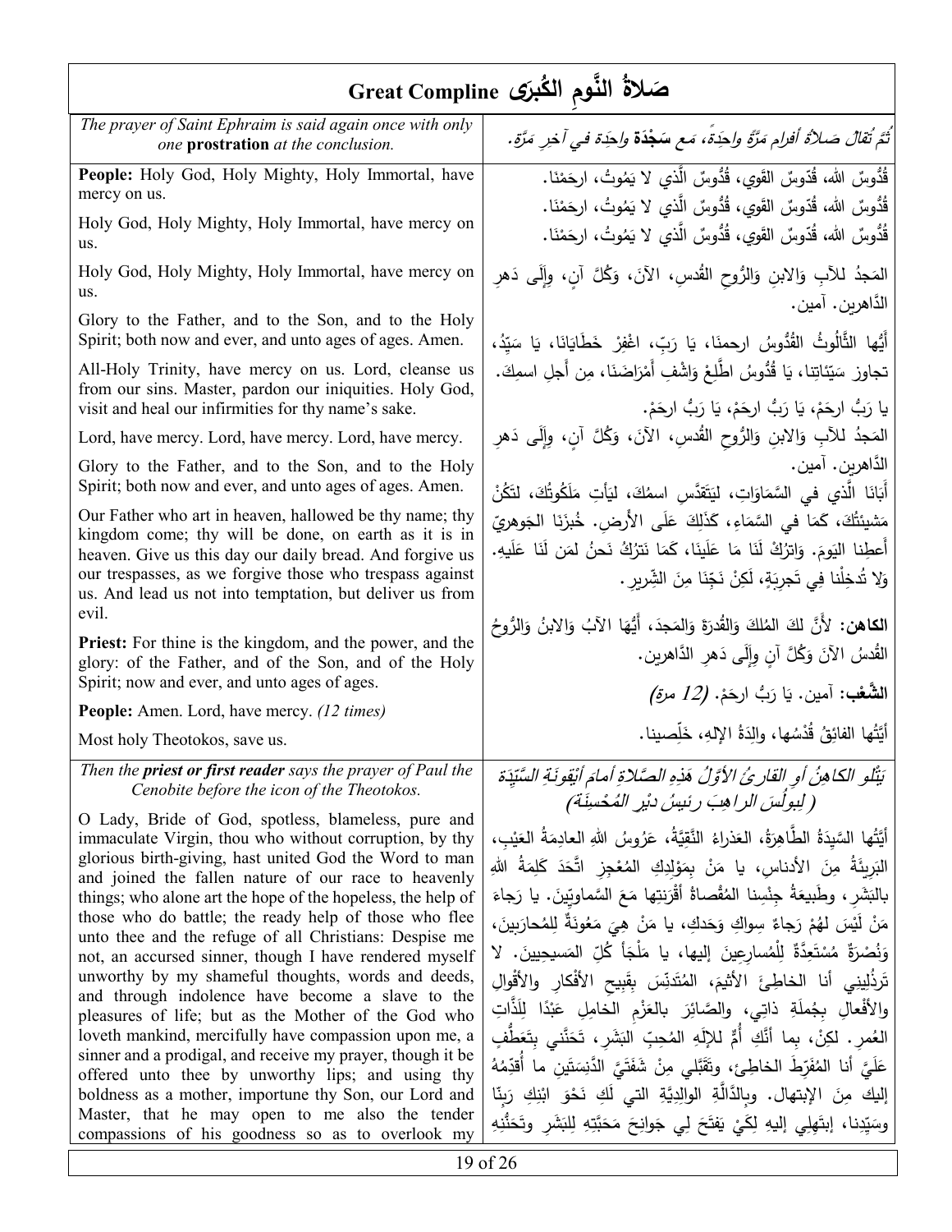# Great Compline صَلاةُ النَّومِ الكُبرى

| | |
|---|---|
| *The prayer of Saint Ephraim is said again once with only one* **prostration** *at the conclusion.* | *ثُمَّ تُقالُ صَلاةُ أفرام مَرَّةً واحِدَةً، مَع* ***سَجْدَة*** *واحِدة في آخِرِ مَرَّة.* |
| **People:** Holy God, Holy Mighty, Holy Immortal, have mercy on us.<br>Holy God, Holy Mighty, Holy Immortal, have mercy on us.<br>Holy God, Holy Mighty, Holy Immortal, have mercy on us.<br>Glory to the Father, and to the Son, and to the Holy Spirit; both now and ever, and unto ages of ages. Amen.<br>All-Holy Trinity, have mercy on us. Lord, cleanse us from our sins. Master, pardon our iniquities. Holy God, visit and heal our infirmities for thy name's sake.<br>Lord, have mercy. Lord, have mercy. Lord, have mercy.<br>Glory to the Father, and to the Son, and to the Holy Spirit; both now and ever, and unto ages of ages. Amen.<br>Our Father who art in heaven, hallowed be thy name; thy kingdom come; thy will be done, on earth as it is in heaven. Give us this day our daily bread. And forgive us our trespasses, as we forgive those who trespass against us. And lead us not into temptation, but deliver us from evil.<br>**Priest:** For thine is the kingdom, and the power, and the glory: of the Father, and of the Son, and of the Holy Spirit; now and ever, and unto ages of ages.<br>**People:** Amen. Lord, have mercy. *(12 times)*<br>Most holy Theotokos, save us. | قُدُّوسٌ الله، قُدّوسٌ القَوي، قُدُّوسٌ الَّذي لا يَمُوتُ، ارحَمْنا.<br>قُدُّوسٌ الله، قُدّوسٌ القَوي، قُدُّوسٌ الَّذي لا يَمُوتُ، ارحَمْنَا.<br>قُدُّوسٌ الله، قُدّوسٌ القَوي، قُدُّوسٌ الَّذي لا يَمُوتُ، ارحَمْنَا.<br>المَجدُ للآبِ وَالابنِ وَالرُّوحِ القُدسِ، الآنَ، وَكُلَّ آنٍ، وإلَى دَهرِ الدَّاهرين. آمين.<br>أَيُّها الثَّالُوثُ القُدُّوسُ ارحمنَا، يَا رَبّ، اغْفِرْ خَطَايَانَا، يَا سَيِّدُ، تجاوز سَيِّئاتِنا، يَا قُدُّوسُ اطَّلِعْ وَاشْفِ أَمْرَاضَنَا، مِن أَجلِ اسمِكَ.<br>يا رَبُّ ارحَمْ، يَا رَبُّ ارحَمْ، يَا رَبُّ ارحَمْ.<br>المَجدُ للآبِ وَالابنِ وَالرُّوحِ القُدسِ، الآنَ، وَكُلَّ آنٍ، وإلَى دَهرِ الدَّاهرين. آمين.<br>أَبَانَا الَّذي في السَّمَاوَاتِ، لِيَتَقَدَّسِ اسمُكَ، لِيَأْتِ مَلَكُوتُكَ، لِتَكُنْ مَشيئَتُكَ، كَمَا في السَّمَاءِ، كَذَلِكَ عَلَى الأَرضِ. خُبزَنَا الجَوهريّ أَعطِنا اليَومَ. وَاترُكْ لَنَا مَا عَلَينَا، كَمَا نَترُكُ نَحنُ لِمَن لَنَا عَلَيهِ. وَلا تُدخِلْنا فِي تَجرِبَةٍ، لَكِنْ نَجِّنَا مِنَ الشِّريرِ.<br>**الكاهن:** لأَنَّ لكَ المُلكَ وَالقُدرَةَ وَالمَجدَ، أَيُّهَا الآبُ وَالابنُ وَالرُّوحُ القُدسُ الآنَ وَكُلَّ آنٍ وإلَى دَهرِ الدَّاهرين.<br>**الشَّعْب:** آمين. يَا رَبُّ ارحَمْ. *(12 مرة)*<br>أَيَّتُها الفائِقُ قُدْسُها، والِدَةُ الإلهِ، خَلِّصِينا. |
| *Then the* ***priest or first reader*** *says the prayer of Paul the Cenobite before the icon of the Theotokos.* | *يَتْلو الكاهِنُ أوِ القارِئُ الأَوَّلُ هَذِهِ الصَّلاةَ أمامَ أَيْقونَةِ السَّيِّدَة (لِبولُسَ الراهِبِ رئيسُ دَيْرِ المُحْسِنَة)* |
| O Lady, Bride of God, spotless, blameless, pure and immaculate Virgin, thou without corruption, by thy glorious birth-giving, hast united God the Word to man and joined the fallen nature of our race to heavenly things; who alone art the hope of the hopeless, the help of those who do battle; the ready help of those who flee unto thee and the refuge of all Christians: Despise me not, an accursed sinner, though I have rendered myself unworthy by my shameful thoughts, words and deeds, and through indolence have become a slave to the pleasures of life; but as the Mother of the God who loveth mankind, mercifully have compassion upon me, a sinner and a prodigal, and receive my prayer, though it be offered unto thee by unworthy lips; and using thy boldness as a mother, importune thy Son, our Lord and Master, that he may open to me also the tender compassions of his goodness so as to overlook my | أَيَّتُها السَّيِّدَةُ الطَّاهِرَةُ، العَذراءُ النَّقِيَّةُ، عَرُوسُ اللهِ العادِمَةُ العَيْبِ، البَرِيئَةُ مِنَ الأدناسِ، يا مَنْ بِمَوْلِدِكِ المُعْجِزِ اتَّحَدَ كَلِمَةُ اللهِ بالبَشَرِ، وطَبيعَةُ جِنْسِنا المُقْصاةُ أَقْرَنَتِها مَعَ السَّماوِيِّينَ. يا رَجاءَ مَنْ لَيْسَ لَهُمْ رَجاءٌ سِواكِ وَحَدكِ، يا مَنْ هِيَ مَعُونَةٌ لِلمُحارَبينَ، وَنُصْرَةٌ مُسْتَعِدَّةٌ لِلْمُسارِعِينَ إليها، يا مَلْجَأَ كُلِّ المَسيحِيينَ. لا تَرذُلِيني أنا الخاطِئَ الأثيمَ، المُتَدَنِّسَ بِقَبيحِ الأفْكارِ والأَقْوالِ والأَفْعالِ بِجُملَةِ ذاتِي، والصَّائِرَ بالعَزْمِ الخامِلِ عَبْدًا لِلَذَّاتِ العُمرِ. لكِنْ، بِما أَنَّكِ أُمٌّ للإلَهِ المُحِبِّ البَشَرِ، تَحَنَّني بِتَعَطُّفٍ عَلَيَّ أنا المُفَرِّطَ الخاطِئَ، وتَقَبَّلي مِنْ شَفَتَيَّ الدَّنِسَتَينِ ما أُقَدِّمُهُ إليكِ مِنَ الإبتهال. وبِالدَّالَّةِ الوالِدِيَّةِ التي لَكِ نَحْوَ ابْنِكِ رَبِّنا وسَيِّدِنا، إبتَهِلي إليهِ لِكَيْ يَفتَحَ لِي جَوانِحَ مَحَبَّتِهِ لِلبَشَرِ وتَحَنُّنِهِ |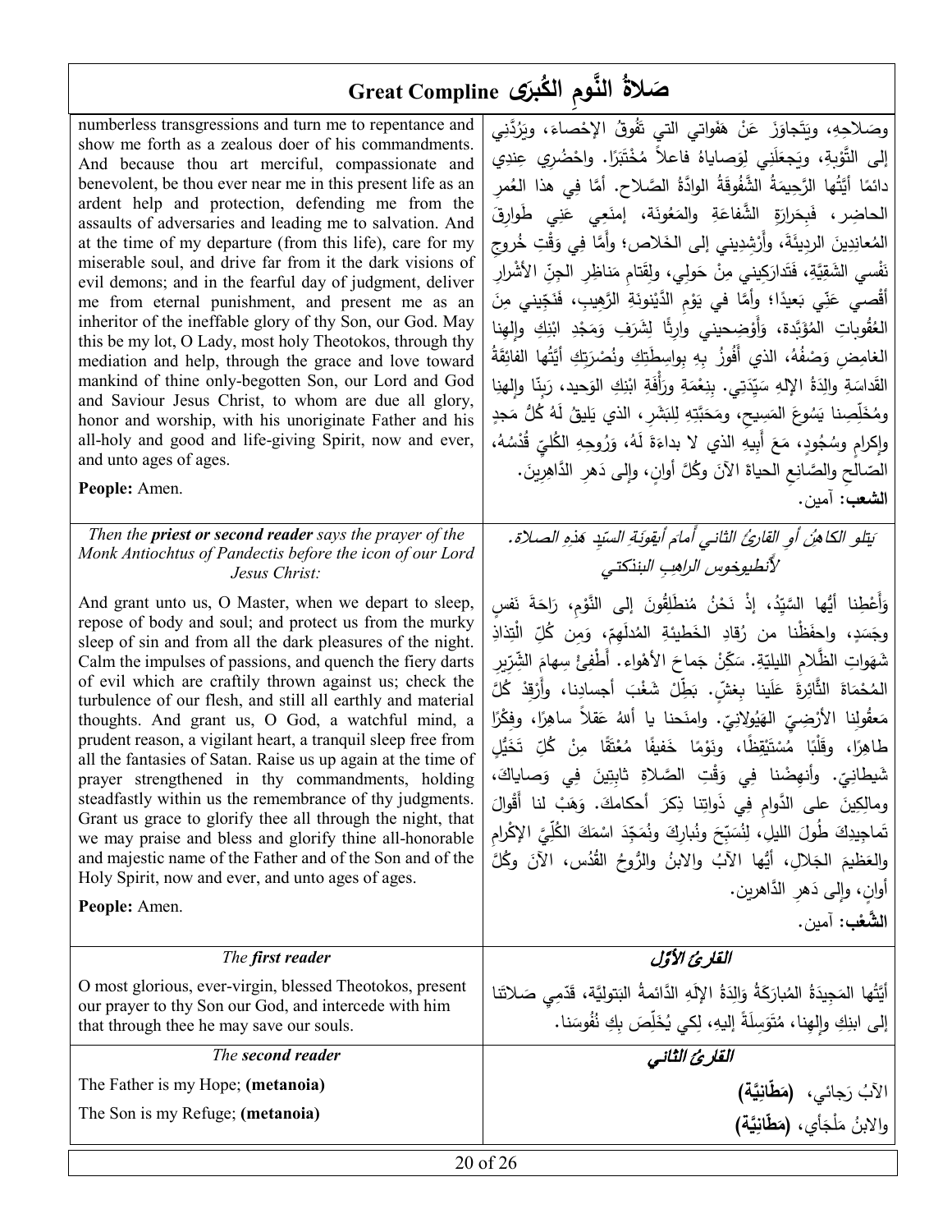# Great Compline صَلاةُ النَّومِ الكُبرى

| | |
|---|---|
| numberless transgressions and turn me to repentance and show me forth as a zealous doer of his commandments. And because thou art merciful, compassionate and benevolent, be thou ever near me in this present life as an ardent help and protection, defending me from the assaults of adversaries and leading me to salvation. And at the time of my departure (from this life), care for my miserable soul, and drive far from it the dark visions of evil demons; and in the fearful day of judgment, deliver me from eternal punishment, and present me as an inheritor of the ineffable glory of thy Son, our God. May this be my lot, O Lady, most holy Theotokos, through thy mediation and help, through the grace and love toward mankind of thine only-begotten Son, our Lord and God and Saviour Jesus Christ, to whom are due all glory, honor and worship, with his unoriginate Father and his all-holy and good and life-giving Spirit, now and ever, and unto ages of ages.<br><br>**People:** Amen. | وصَلاحِهِ، ويَتَجاوَزَ عَنْ هَفَواتي التي تَفُوقُ الإحْصاء، ويَرُدَّني إلى التَّوبةِ، ويَجعَلَني لِوَصاياهُ فاعلاً مُخْتَبَرًا. واحْضُري عِندِي دائمًا أيَّتُها الرَّحيمَةُ الشَّفُوقَةُ الوادَّةُ الصَّلاح. أمَّا فِي هذا العُمرِ الحاضِر، فَبِحَرارَةِ الشَّفاعَةِ والمَعُونَة، إمنَعِي عَني طَوارِقَ المُعانِدِينَ الرديئَةَ، وأَرْشِديني إلى الخَلاص؛ وأَمَّا فِي وَقْتِ خُروجِ نَفْسي الشَقِيَّةِ، فَتَدارَكِيني مِنْ حَولِي، ولِقَتامِ مَناظِرِ الجِنِّ الأَشْرارِ أَقْصي عَنّي بَعيدًا؛ وأَمَّا في يَوْمِ الدَّيْنونَةِ الرَّهيب، فَنَجّيني مِنَ العُقُوباتِ المُؤَبَّدة، وأَوْضِحيني وارِثًا لِشَرَفِ وَمَجْدِ ابْنِكِ وإلهِنا الغامِضِ وَصْفُهُ، الذي أَفُوزُ بِهِ بِواسِطَتِكِ ونُصْرَتِكِ أيَّتُها الفائقَةُ القَداسَةِ والِدَةُ الإلهِ سَيِّدَتِي. بِنِعْمَةِ ورَأْفَةِ ابْنِكِ الوَحيد، رَبِّنا وإلهِنا ومُخَلِّصِنا يَسُوعَ المَسِيحِ، ومَحَبَّتِهِ لِلبَشَر، الذي يَليقُ لَهُ كُلُّ مَجدٍ وإكرامٍ وسُجُودٍ، مَعَ أَبِيهِ الذي لا بداءَةَ لَهُ، وَرُوحِهِ الكُلِّيِّ قُدْسُهُ، الصّالحِ والصَّانِعِ الحياةَ الآنَ وكُلَّ أوانٍ، وإلى دَهرِ الدَّاهِرينَ.<br><br>**الشعب:** آمين. |
| *Then the **priest or second reader** says the prayer of the Monk Antiochtus of Pandectis before the icon of our Lord Jesus Christ:* | *يَتلو الكاهِنُ أو القارئُ الثاني أمامَ أيقونةِ السّيِّدِ هذهِ الصلاة. لأنطيوخوس الراهِبِ البنذكتي* |
| And grant unto us, O Master, when we depart to sleep, repose of body and soul; and protect us from the murky sleep of sin and from all the dark pleasures of the night. Calm the impulses of passions, and quench the fiery darts of evil which are craftily thrown against us; check the turbulence of our flesh, and still all earthly and material thoughts. And grant us, O God, a watchful mind, a prudent reason, a vigilant heart, a tranquil sleep free from all the fantasies of Satan. Raise us up again at the time of prayer strengthened in thy commandments, holding steadfastly within us the remembrance of thy judgments. Grant us grace to glorify thee all through the night, that we may praise and bless and glorify thine all-honorable and majestic name of the Father and of the Son and of the Holy Spirit, now and ever, and unto ages of ages.<br><br>**People:** Amen. | وَأَعْطِنا أيُّها السَّيِّدُ، إذْ نَحْنُ مُنطَلِقُونَ إلى النَّوْمِ، رَاحَةَ نَفسٍ وجَسَدٍ، واحفَظْنا من رُقادِ الخَطيئةِ المُدلَهِمِّ، وَمِن كُلِّ الْتِذاذِ شَهَواتِ الظَّلامِ الليليّة. سَكِّنْ جَماحَ الأهْواء. أَطْفِئْ سِهامَ الشِّرّيرِ المُحْمَاةَ الثَّائِرَةَ عَلَينا بِغشٍّ. بَطِّلْ شَغْبَ أجسادِنا، وأَرْقِدْ كُلَّ مَعقُولِنا الأرْضِيِّ الهَيُولانِيّ. وامنَحنا يا أللهُ عَقلاً ساهِرًا، وفِكْرًا طاهِرًا، وقَلْبًا مُسْتَيْقِظًا، ونَوْمًا خَفيفًا مُعْتَقًا مِنْ كُلِّ تَخَيُّلٍ شَيطانِيّ. وأَنهِضْنا فِي وَقْتِ الصَّلاةِ ثابِتِينَ فِي وَصاياكَ، ومالِكِينَ على الدَّوامِ فِي ذَواتِنا ذِكرَ أحكامِكَ. وَهَبْ لنا أَقْوالَ تَماجِيدِكَ طُولَ الليلِ، لِنُسَبِّحَ ونُبارِكَ ونُمَجِّدَ اسْمَكَ الكُلِّيَّ الإكْرامِ والعَظيمَ الجَلالِ، أيُّها الآبُ والابنُ والرُّوحُ القُدُس، الآنَ وكُلَّ أوانٍ، وإلى دَهرِ الدَّاهرين.<br><br>**الشَّعب:** آمين. |
| *The **first reader*** | ***القارئ الأوّل*** |
| O most glorious, ever-virgin, blessed Theotokos, present our prayer to thy Son our God, and intercede with him that through thee he may save our souls. | أَيَّتُها المَجِيدَةُ المُبارَكَةُ وَالِدَةُ الإلَهِ الدَّائمةُ البَتوليَّة، قَدِّمِي صَلاتَنا إلى ابنِكِ وإلهِنا، مُتَوَسِّلَةً إليهِ، لِكَي يُخَلِّصَ بِكِ نُفُوسَنا. |
| *The **second reader*** | ***القارئ الثاني*** |
| The Father is my Hope; **(metanoia)**<br><br>The Son is my Refuge; **(metanoia)** | الآبُ رَجائي، **(مَطّانِيَّة)**<br><br>والابنُ مَلْجَأي، **(مَطّانِيَّة)** |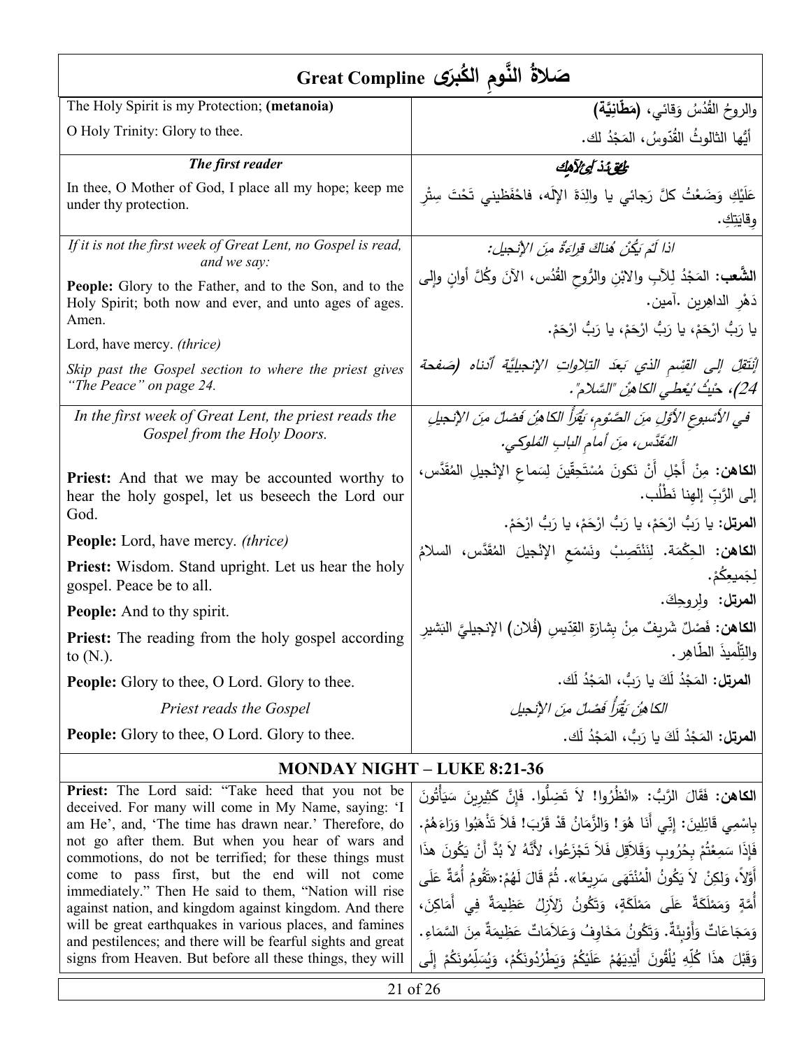# Great Compline صَلاةُ النَّومِ الكُبرى

| English | Arabic |
| --- | --- |
| The Holy Spirit is my Protection; **(metanoia)** | والروحُ القُدُسُ وَقائي، **(مَطّانِيَّة)** |
| O Holy Trinity: Glory to thee. | أيُّها الثالوثُ القُدّوسُ، المَجدُ لك. |
| ***The first reader*** | ***القارئ الأول*** |
| In thee, O Mother of God, I place all my hope; keep me under thy protection. | عَلَيْكِ وَضَعْتُ كلَّ رَجائي يا والِدَةَ الإلَه، فاحْفَظيني تَحْتَ سِتْرِ وِقايَتِكِ. |
| *If it is not the first week of Great Lent, no Gospel is read, and we say:* | *اذا لَمْ يَكُنْ هُناكَ قِراءةٌ مِنَ الإنجيل:* |
| **People:** Glory to the Father, and to the Son, and to the Holy Spirit; both now and ever, and unto ages of ages. Amen. | **الشَّعب:** المَجْدُ لِلآبِ والابْنِ والرُّوحِ القُدُس، الآنَ وكُلَّ أوانٍ وإلى دَهْرِ الداهِرين .آمين. |
| Lord, have mercy. *(thrice)* | يا رَبُّ ارْحَمْ، يا رَبُّ ارْحَمْ، يا رَبُّ ارْحَمْ. |
| *Skip past the Gospel section to where the priest gives "The Peace" on page 24.* | *إنْتَقِلْ إلى القِسْمِ الذي بَعدَ التِلاواتِ الإنجيليَّةِ أدناه (صَفحة 24)، حَيْثُ يُعْطي الكاهِنُ "السَّلام".* |
| *In the first week of Great Lent, the priest reads the Gospel from the Holy Doors.* | *في الأسْبوعِ الأوَّلِ مِنَ الصَّومِ، يَقْرأُ الكاهِنُ فَصْلٌ مِنَ الإنجيلِ المُقَدَّس، مِنْ أمامِ البابِ المُلوكي.* |
| **Priest:** And that we may be accounted worthy to hear the holy gospel, let us beseech the Lord our God. | **الكاهن:** مِنْ أَجْلِ أَنْ نَكونَ مُسْتَحِقّينَ لِسَماعِ الإنْجيلِ المُقَدَّس، إلى الرَّبِّ إلهِنا نَطْلُب. |
| **People:** Lord, have mercy. *(thrice)* | **المرتل:** يا رَبُّ ارْحَمْ، يا رَبُّ ارْحَمْ، يا رَبُّ ارْحَمْ. |
| **Priest:** Wisdom. Stand upright. Let us hear the holy gospel. Peace be to all. | **الكاهن:** الحِكْمَة. لِنَنْتَصِبْ ونَسْمَعِ الإنْجيلَ المُقَدَّس، السلامُ لِجَميعِكُمْ. |
| **People:** And to thy spirit. | **المرتل:** ولِروحِكَ. |
| **Priest:** The reading from the holy gospel according to (N.). | **الكاهن:** فَصْلٌ شَريفٌ مِنْ بِشارَةِ القِدّيسِ (فُلان) الإنجيليِّ البَشيرِ والتِّلْميذِ الطّاهِر. |
| **People:** Glory to thee, O Lord. Glory to thee. | **المرتل:** المَجْدُ لَكَ يا رَبُّ، المَجْدُ لَك. |
| *Priest reads the Gospel* | *الكاهِنُ يَقْرأُ فَصْلٌ مِنَ الإنجيل* |
| **People:** Glory to thee, O Lord. Glory to thee. | **المرتل:** المَجْدُ لَكَ يا رَبُّ، المَجْدُ لَك. |

## MONDAY NIGHT – LUKE 8:21-36

| English | Arabic |
| --- | --- |
| **Priest:** The Lord said: "Take heed that you not be deceived. For many will come in My Name, saying: 'I am He', and, 'The time has drawn near.' Therefore, do not go after them. But when you hear of wars and commotions, do not be terrified; for these things must come to pass first, but the end will not come immediately." Then He said to them, "Nation will rise against nation, and kingdom against kingdom. And there will be great earthquakes in various places, and famines and pestilences; and there will be fearful sights and great signs from Heaven. But before all these things, they will | **الكاهن:** فَقَالَ الرَّبُّ: «انْظُرُوا! لاَ تَضِلُّوا. فَإِنَّ كَثِيرِينَ سَيَأْتُونَ بِاسْمِي قَائِلِينَ: إِنِّي أَنَا هُوَ! وَالزَّمَانُ قَدْ قَرُبَ! فَلاَ تَذْهَبُوا وَرَاءَهُمْ. فَإِذَا سَمِعْتُمْ بِحُرُوبٍ وَقَلاَقِلَ فَلاَ تَجْزَعُوا، لأَنَّهُ لاَ بُدَّ أَنْ يَكُونَ هذَا أَوَّلاً، وَلكِنْ لاَ يَكُونُ الْمُنْتَهَى سَرِيعًا». ثُمَّ قَالَ لَهُمْ:«تَقُومُ أُمَّةٌ عَلَى أُمَّةٍ وَمَمْلَكَةٌ عَلَى مَمْلَكَةٍ، وَتَكُونُ زَلاَزِلُ عَظِيمَةٌ فِي أَمَاكِنَ، وَمَجَاعَاتٌ وَأَوْبِئَةٌ. وَتَكُونُ مَخَاوِفُ وَعَلاَمَاتٌ عَظِيمَةٌ مِنَ السَّمَاءِ. وَقَبْلَ هذَا كُلِّهِ يُلْقُونَ أَيْدِيَهُمْ عَلَيْكُمْ وَيَطْرُدُونَكُمْ، وَيُسَلِّمُونَكُمْ إِلَى |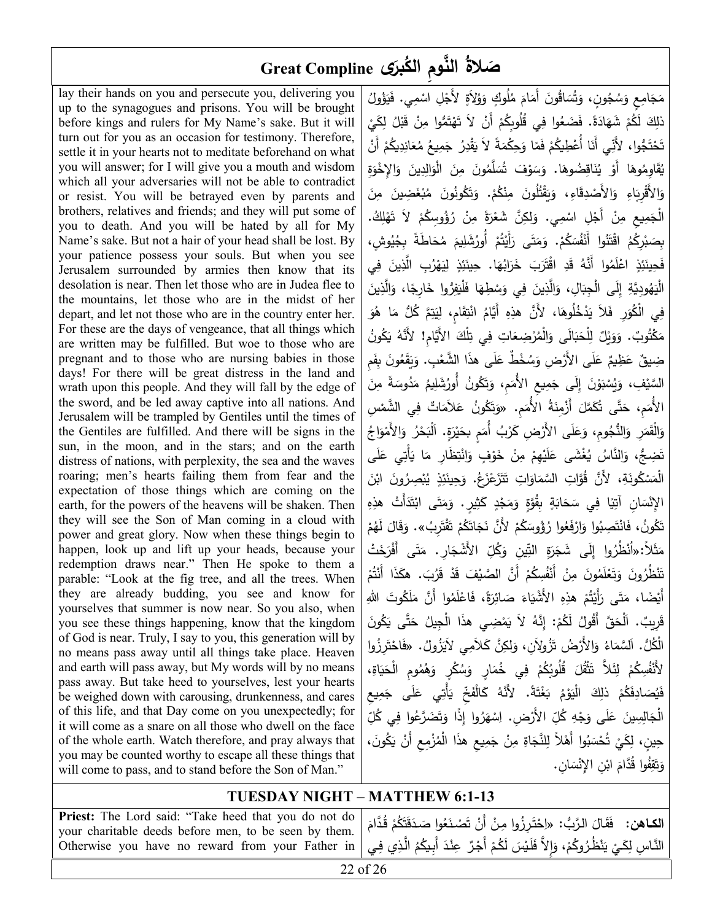# Great Compline صَلاةُ النَّومِ الكُبرَى

lay their hands on you and persecute you, delivering you up to the synagogues and prisons. You will be brought before kings and rulers for My Name's sake. But it will turn out for you as an occasion for testimony. Therefore, settle it in your hearts not to meditate beforehand on what you will answer; for I will give you a mouth and wisdom which all your adversaries will not be able to contradict or resist. You will be betrayed even by parents and brothers, relatives and friends; and they will put some of you to death. And you will be hated by all for My Name's sake. But not a hair of your head shall be lost. By your patience possess your souls. But when you see Jerusalem surrounded by armies then know that its desolation is near. Then let those who are in Judea flee to the mountains, let those who are in the midst of her depart, and let not those who are in the country enter her. For these are the days of vengeance, that all things which are written may be fulfilled. But woe to those who are pregnant and to those who are nursing babies in those days! For there will be great distress in the land and wrath upon this people. And they will fall by the edge of the sword, and be led away captive into all nations. And Jerusalem will be trampled by Gentiles until the times of the Gentiles are fulfilled. And there will be signs in the sun, in the moon, and in the stars; and on the earth distress of nations, with perplexity, the sea and the waves roaring; men's hearts failing them from fear and the expectation of those things which are coming on the earth, for the powers of the heavens will be shaken. Then they will see the Son of Man coming in a cloud with power and great glory. Now when these things begin to happen, look up and lift up your heads, because your redemption draws near." Then He spoke to them a parable: "Look at the fig tree, and all the trees. When they are already budding, you see and know for yourselves that summer is now near. So you also, when you see these things happening, know that the kingdom of God is near. Truly, I say to you, this generation will by no means pass away until all things take place. Heaven and earth will pass away, but My words will by no means pass away. But take heed to yourselves, lest your hearts be weighed down with carousing, drunkenness, and cares of this life, and that Day come on you unexpectedly; for it will come as a snare on all those who dwell on the face of the whole earth. Watch therefore, and pray always that you may be counted worthy to escape all these things that will come to pass, and to stand before the Son of Man."

مَجَامِعِ وَسُجُونٍ، وَتُسَاقُونَ أَمَامَ مُلُوكٍ وَوُلاَةٍ لأَجْلِ اسْمِي. فَيَؤُولُ ذلِكَ لَكُمْ شَهَادَةً. فَضَعُوا فِي قُلُوبِكُمْ أَنْ لاَ تَهْتَمُّوا مِنْ قَبْلُ لِكَيْ تَحْتَجُّوا، لأَنِّي أَنَا أُعْطِيكُمْ فَمًا وَحِكْمَةً لاَ يَقْدِرُ جَمِيعُ مُعَانِدِيكُمْ أَنْ يُقَاوِمُوهَا أَوْ يُنَاقِضُوهَا. وَسَوْفَ تُسَلَّمُونَ مِنَ الْوَالِدِينَ وَالإِخْوَةِ وَالأَقْرِبَاءِ وَالأَصْدِقَاءِ، وَيَقْتُلُونَ مِنْكُمْ. وَتَكُونُونَ مُبْغَضِينَ مِنَ الْجَمِيعِ مِنْ أَجْلِ اسْمِي. وَلكِنَّ شَعْرَةً مِنْ رُؤُوسِكُمْ لاَ تَهْلِكُ. بِصَبْرِكُمُ اقْتَنُوا أَنْفُسَكُمْ. وَمَتَى رَأَيْتُمْ أُورُشَلِيمَ مُحَاطَةً بِجُيُوشٍ، فَحِينَئِذٍ اعْلَمُوا أَنَّهُ قَدِ اقْتَرَبَ خَرَابُهَا. حِينَئِذٍ لِيَهْرُبِ الَّذِينَ فِي الْيَهُودِيَّةِ إِلَى الْجِبَالِ، وَالَّذِينَ فِي وَسْطِهَا فَلْيَفِرُّوا خَارِجًا، وَالَّذِينَ فِي الْكُوَرِ فَلاَ يَدْخُلُوهَا، لأَنَّ هذِهِ أَيَّامُ انْتِقَامٍ، لِيَتِمَّ كُلُّ مَا هُوَ مَكْتُوبٌ. وَوَيْلٌ لِلْحَبَالَى وَالْمُرْضِعَاتِ فِي تِلْكَ الأَيَّامِ! لأَنَّهُ يَكُونُ ضِيقٌ عَظِيمٌ عَلَى الأَرْضِ وَسُخْطٌ عَلَى هذَا الشَّعْبِ. وَيَقَعُونَ بِفَمِ السَّيْفِ، وَيُسْبَوْنَ إِلَى جَمِيعِ الأُمَمِ، وَتَكُونُ أُورُشَلِيمُ مَدُوسَةً مِنَ الأُمَمِ، حَتَّى تُكَمَّلَ أَزْمِنَةُ الأُمَمِ. «وَتَكُونُ عَلاَمَاتٌ فِي الشَّمْسِ وَالْقَمَرِ وَالنُّجُومِ، وَعَلَى الأَرْضِ كَرْبُ أُمَمٍ بِحَيْرَةٍ. اَلْبَحْرُ وَالأَمْوَاجُ تَضِجُّ، وَالنَّاسُ يُغْشَى عَلَيْهِمْ مِنْ خَوْفٍ وَانْتِظَارِ مَا يَأْتِي عَلَى الْمَسْكُونَةِ، لأَنَّ قُوَّاتِ السَّمَاوَاتِ تَتَزَعْزَعُ. وَحِينَئِذٍ يُبْصِرُونَ ابْنَ الإِنْسَانِ آتِيًا فِي سَحَابَةٍ بِقُوَّةٍ وَمَجْدٍ كَثِيرٍ. وَمَتَى ابْتَدَأَتْ هذِهِ تَكُونُ، فَانْتَصِبُوا وَارْفَعُوا رُؤُوسَكُمْ لأَنَّ نَجَاتَكُمْ تَقْتَرِبُ». وَقَالَ لَهُمْ مَثَلاً: «اُنْظُرُوا إِلَى شَجَرَةِ التِّينِ وَكُلِّ الأَشْجَارِ. مَتَى أَفْرَخَتْ تَنْظُرُونَ وَتَعْلَمُونَ مِنْ أَنْفُسِكُمْ أَنَّ الصَّيْفَ قَدْ قَرُبَ. هكَذَا أَنْتُمْ أَيْضًا، مَتَى رَأَيْتُمْ هذِهِ الأَشْيَاءَ صَائِرَةً، فَاعْلَمُوا أَنَّ مَلَكُوتَ اللهِ قَرِيبٌ. اَلْحَقَّ أَقُولُ لَكُمْ: إِنَّهُ لاَ يَمْضِي هذَا الْجِيلُ حَتَّى يَكُونَ الْكُلُّ. اَلسَّمَاءُ وَالأَرْضُ تَزُولاَنِ، وَلكِنَّ كَلاَمِي لاَيَزُولُ. «فَاحْتَرِزُوا لأَنْفُسِكُمْ لِئَلاَّ تَثْقُلَ قُلُوبُكُمْ فِي خُمَارٍ وَسُكْرٍ وَهُمُومِ الْحَيَاةِ، فَيُصَادِفَكُمْ ذلِكَ الْيَوْمُ بَغْتَةً. لأَنَّهُ كَالْفَخِّ يَأْتِي عَلَى جَمِيعِ الْجَالِسِينَ عَلَى وَجْهِ كُلِّ الأَرْضِ. اِسْهَرُوا إِذًا وَتَضَرَّعُوا فِي كُلِّ حِينٍ، لِكَيْ تُحْسَبُوا أَهْلاً لِلنَّجَاةِ مِنْ جَمِيعِ هذَا الْمُزْمِعِ أَنْ يَكُونَ، وَتَقِفُوا قُدَّامَ ابْنِ الإِنْسَانِ.

## TUESDAY NIGHT – MATTHEW 6:1-13

**Priest:** The Lord said: "Take heed that you do not do your charitable deeds before men, to be seen by them. Otherwise you have no reward from your Father in

**الكاهن:** فَقَالَ الرَّبُّ: «احْتَرِزُوا مِنْ أَنْ تَصْنَعُوا صَدَقَتَكُمْ قُدَّامَ النَّاسِ لِكَيْ يَنْظُرُوكُمْ، وَإِلاَّ فَلَيْسَ لَكُمْ أَجْرٌ عِنْدَ أَبِيكُمُ الَّذِي فِي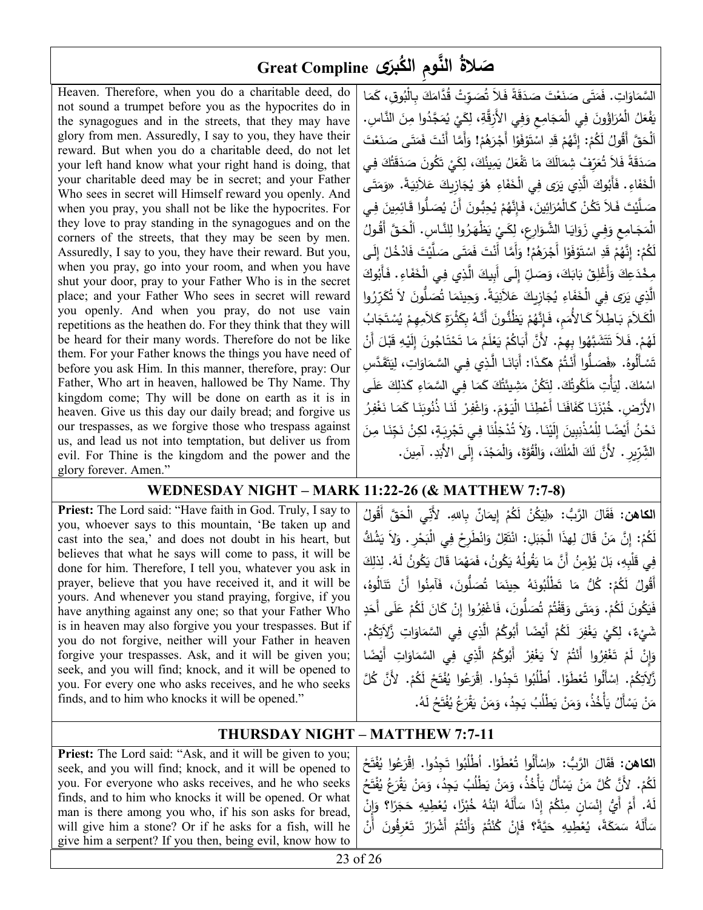# صَلاةُ النَّومِ الكُبرَى Great Compline

Heaven. Therefore, when you do a charitable deed, do not sound a trumpet before you as the hypocrites do in the synagogues and in the streets, that they may have glory from men. Assuredly, I say to you, they have their reward. But when you do a charitable deed, do not let your left hand know what your right hand is doing, that your charitable deed may be in secret; and your Father Who sees in secret will Himself reward you openly. And when you pray, you shall not be like the hypocrites. For they love to pray standing in the synagogues and on the corners of the streets, that they may be seen by men. Assuredly, I say to you, they have their reward. But you, when you pray, go into your room, and when you have shut your door, pray to your Father Who is in the secret place; and your Father Who sees in secret will reward you openly. And when you pray, do not use vain repetitions as the heathen do. For they think that they will be heard for their many words. Therefore do not be like them. For your Father knows the things you have need of before you ask Him. In this manner, therefore, pray: Our Father, Who art in heaven, hallowed be Thy Name. Thy kingdom come; Thy will be done on earth as it is in heaven. Give us this day our daily bread; and forgive us our trespasses, as we forgive those who trespass against us, and lead us not into temptation, but deliver us from evil. For Thine is the kingdom and the power and the glory forever. Amen."

السَّمَاوَاتِ. فَمَتَى صَنَعْتَ صَدَقَةً فَلاَ تُصَوِّتْ قُدَّامَكَ بِالْبُوقِ، كَمَا يَفْعَلُ الْمُرَاؤُونَ فِي الْمَجَامِعِ وَفِي الأَزِقَّةِ، لِكَيْ يُمَجَّدُوا مِنَ النَّاسِ. اَلْحَقَّ أَقُولُ لَكُمْ: إِنَّهُمْ قَدِ اسْتَوْفَوْا أَجْرَهُمْ! وَأَمَّا أَنْتَ فَمَتَى صَنَعْتَ صَدَقَةً فَلاَ تُعَرِّفْ شِمَالَكَ مَا تَفْعَلُ يَمِينُكَ، لِكَيْ تَكُونَ صَدَقَتُكَ فِي الْخَفَاءِ. فَأَبُوكَ الَّذِي يَرَى فِي الْخَفَاءِ هُوَ يُجَازِيكَ عَلاَنِيَةً. «وَمَتَى صَلَّيْتَ فَلاَ تَكُنْ كَالْمُرَائِينَ، فَإِنَّهُمْ يُحِبُّونَ أَنْ يُصَلُّوا قَائِمِينَ فِي الْمَجَامِعِ وَفِي زَوَايَا الشَّوَارِعِ، لِكَيْ يَظْهَرُوا لِلنَّاسِ. اَلْحَقَّ أَقُولُ لَكُمْ: إِنَّهُمْ قَدِ اسْتَوْفَوْا أَجْرَهُمْ! وَأَمَّا أَنْتَ فَمَتَى صَلَّيْتَ فَادْخُلْ إِلَى مِخْدَعِكَ وَأَغْلِقْ بَابَكَ، وَصَلِّ إِلَى أَبِيكَ الَّذِي فِي الْخَفَاءِ. فَأَبُوكَ الَّذِي يَرَى فِي الْخَفَاءِ يُجَازِيكَ عَلاَنِيَةً. وَحِينَمَا تُصَلُّونَ لاَ تُكَرِّرُوا الْكَلاَمَ بَاطِلاً كَالأُمَمِ، فَإِنَّهُمْ يَظُنُّونَ أَنَّهُ بِكَثْرَةِ كَلاَمِهِمْ يُسْتَجَابُ لَهُمْ. فَلاَ تَتَشَبَّهُوا بِهِمْ. لأَنَّ أَبَاكُمْ يَعْلَمُ مَا تَحْتَاجُونَ إِلَيْهِ قَبْلَ أَنْ تَسْأَلُوهُ. «فَصَلُّوا أَنْتُمْ هكَذَا: أَبَانَا الَّذِي فِي السَّمَاوَاتِ، لِيَتَقَدَّسِ اسْمُكَ. لِيَأْتِ مَلَكُوتُكَ. لِتَكُنْ مَشِيئَتُكَ كَمَا فِي السَّمَاءِ كَذلِكَ عَلَى الأَرْضِ. خُبْزَنَا كَفَافَنَا أَعْطِنَا الْيَوْمَ. وَاغْفِرْ لَنَا ذُنُوبَنَا كَمَا نَغْفِرُ نَحْنُ أَيْضًا لِلْمُذْنِبِينَ إِلَيْنَا. وَلاَ تُدْخِلْنَا فِي تَجْرِبَةٍ، لكِنْ نَجِّنَا مِنَ الشِّرِّيرِ. لأَنَّ لَكَ الْمُلْكَ، وَالْقُوَّةَ، وَالْمَجْدَ، إِلَى الأَبَدِ. آمِينَ.

## WEDNESDAY NIGHT – MARK 11:22-26 (& MATTHEW 7:7-8)

**Priest:** The Lord said: "Have faith in God. Truly, I say to you, whoever says to this mountain, 'Be taken up and cast into the sea,' and does not doubt in his heart, but believes that what he says will come to pass, it will be done for him. Therefore, I tell you, whatever you ask in prayer, believe that you have received it, and it will be yours. And whenever you stand praying, forgive, if you have anything against any one; so that your Father Who is in heaven may also forgive you your trespasses. But if you do not forgive, neither will your Father in heaven forgive your trespasses. Ask, and it will be given you; seek, and you will find; knock, and it will be opened to you. For every one who asks receives, and he who seeks finds, and to him who knocks it will be opened."

**الكاهن:** فَقَالَ الرَّبُّ: «لِيَكُنْ لَكُمْ إِيمَانٌ بِاللهِ. لأَنِّي الْحَقَّ أَقُولُ لَكُمْ: إِنَّ مَنْ قَالَ لِهذَا الْجَبَلِ: انْتَقِلْ وَانْطَرِحْ فِي الْبَحْرِ. وَلاَ يَشُكُّ فِي قَلْبِهِ، بَلْ يُؤْمِنُ أَنَّ مَا يَقُولُهُ يَكُونُ، فَمَهْمَا قَالَ يَكُونُ لَهُ. لِذلِكَ أَقُولُ لَكُمْ: كُلُّ مَا تَطْلُبُونَهُ حِينَمَا تُصَلُّونَ، فَآمِنُوا أَنْ تَنَالُوهُ، فَيَكُونَ لَكُمْ. وَمَتَى وَقَفْتُمْ تُصَلُّونَ، فَاغْفِرُوا إِنْ كَانَ لَكُمْ عَلَى أَحَدٍ شَيْءٌ، لِكَيْ يَغْفِرَ لَكُمْ أَيْضًا أَبُوكُمُ الَّذِي فِي السَّمَاوَاتِ زَلاَتِكُمْ. وَإِنْ لَمْ تَغْفِرُوا أَنْتُمْ لاَ يَغْفِرْ أَبُوكُمُ الَّذِي فِي السَّمَاوَاتِ أَيْضًا زَلاَتِكُمْ. اِسْأَلُوا تُعْطَوْا. اُطْلُبُوا تَجِدُوا. اِقْرَعُوا يُفْتَحْ لَكُمْ. لأَنَّ كُلَّ مَنْ يَسْأَلُ يَأْخُذُ، وَمَنْ يَطْلُبُ يَجِدُ، وَمَنْ يَقْرَعُ يُفْتَحُ لَهُ.

## THURSDAY NIGHT – MATTHEW 7:7-11

**Priest:** The Lord said: "Ask, and it will be given to you; seek, and you will find; knock, and it will be opened to you. For everyone who asks receives, and he who seeks finds, and to him who knocks it will be opened. Or what man is there among you who, if his son asks for bread, will give him a stone? Or if he asks for a fish, will he give him a serpent? If you then, being evil, know how to

**الكاهن:** فَقَالَ الرَّبُّ: «اِسْأَلُوا تُعْطَوْا. اُطْلُبُوا تَجِدُوا. اِقْرَعُوا يُفْتَحْ لَكُمْ. لأَنَّ كُلَّ مَنْ يَسْأَلُ يَأْخُذُ، وَمَنْ يَطْلُبُ يَجِدُ، وَمَنْ يَقْرَعُ يُفْتَحُ لَهُ. أَمْ أَيُّ إِنْسَانٍ مِنْكُمْ إِذَا سَأَلَهُ ابْنُهُ خُبْزًا، يُعْطِيهِ حَجَرًا؟ وَإِنْ سَأَلَهُ سَمَكَةً، يُعْطِيهِ حَيَّةً؟ فَإِنْ كُنْتُمْ وَأَنْتُمْ أَشْرَارٌ تَعْرِفُونَ أَنْ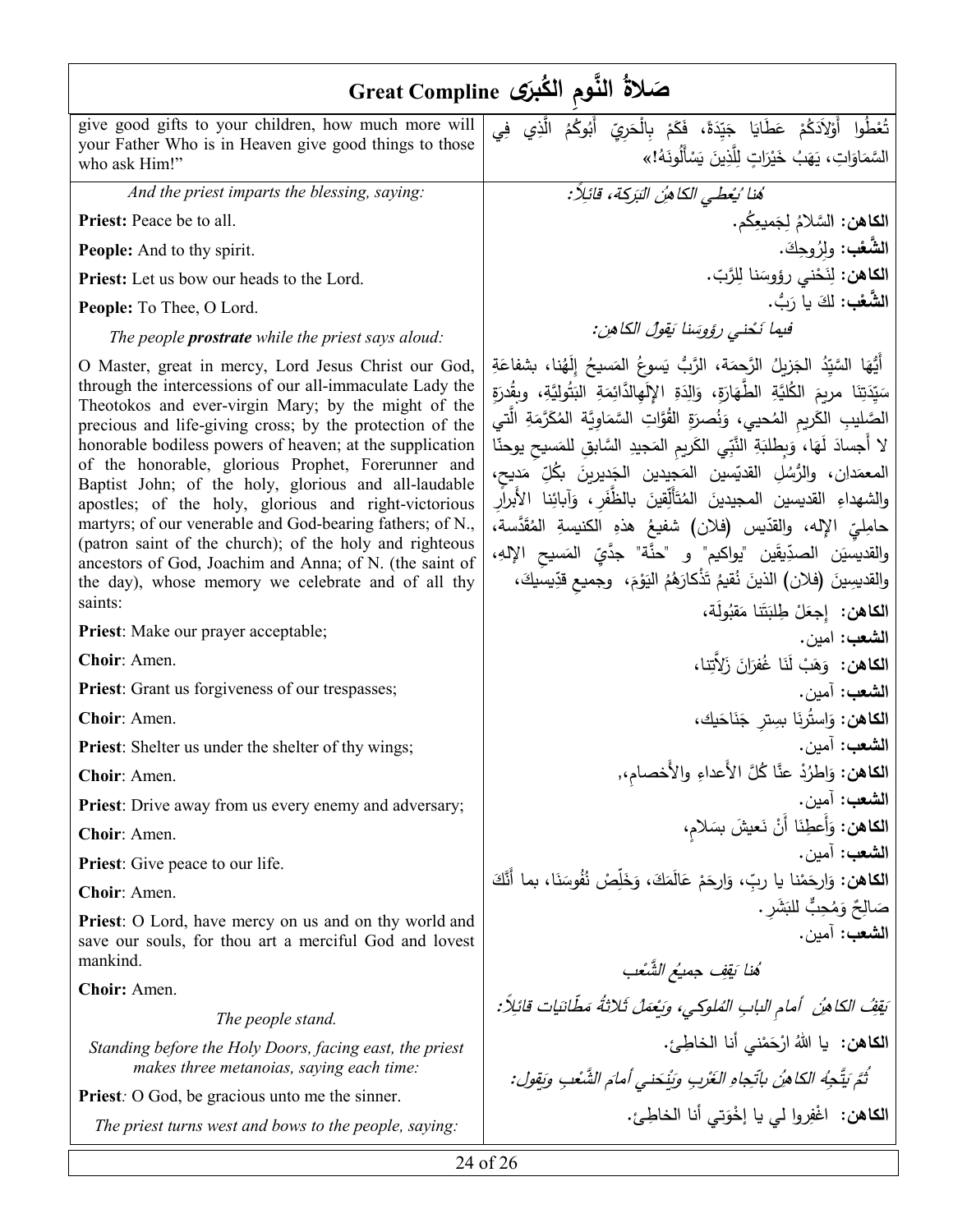# صَلاةُ النَّومِ الكُبرَى Great Compline

| English | Arabic |
|---|---|
| give good gifts to your children, how much more will your Father Who is in Heaven give good things to those who ask Him!" | تُعْطُوا أَوْلاَدَكُمْ عَطَايَا جَيِّدَةً، فَكَمْ بِالْحَرِيِّ أَبُوكُمُ الَّذِي فِي السَّمَاوَاتِ، يَهَبُ خَيْرَاتٍ لِلَّذِينَ يَسْأَلُونَهُ!» |
| *And the priest imparts the blessing, saying:* | *هُنا يُعْطِي الكاهِنُ البَرَكة، قائلاً:* |
| **Priest:** Peace be to all. | **الكاهن:** السَّلامُ لِجَميعِكُم. |
| **People:** And to thy spirit. | **الشَّعْب:** ولِرُوحِكَ. |
| **Priest:** Let us bow our heads to the Lord. | **الكاهن:** لِنَحْني رؤوسَنا لِلرَّبّ. |
| **People:** To Thee, O Lord. | **الشَّعْب:** لكَ يا رَبُّ. |
| *The people **prostrate** while the priest says aloud:* | *فيما نَحْني رؤوسَنا يَقولُ الكاهن:* |
| O Master, great in mercy, Lord Jesus Christ our God, through the intercessions of our all-immaculate Lady the Theotokos and ever-virgin Mary; by the might of the precious and life-giving cross; by the protection of the honorable bodiless powers of heaven; at the supplication of the honorable, glorious Prophet, Forerunner and Baptist John; of the holy, glorious and all-laudable apostles; of the holy, glorious and right-victorious martyrs; of our venerable and God-bearing fathers; of N., (patron saint of the church); of the holy and righteous ancestors of God, Joachim and Anna; of N. (the saint of the day), whose memory we celebrate and of all thy saints: | أَيُّهَا السَّيِّدُ الجَزيلُ الرَّحمَة، الرَّبُّ يَسوعُ المَسيحُ إلَهُنا، بشفاعَةِ سَيِّدَتِنَا مريمَ الكُلِّيَّةِ الطَّهَارَةِ، وَالِدَةِ الإِلَهِالدَّائمَةِ البَتُولِيَّةِ، وبِقُدرَةِ الصَّليبِ الكَريمِ المُحيي، وَنُصرَةِ القُوَّاتِ السَّماوِيَّة المُكَرَّمَةِ الَّتي لا أجسادَ لَهَا، وَبِطلبَةِ النَّبِي الكَريمِ المَجيدِ السَّابقِ للمَسيحِ يوحنّا المعمَدانِ، والرُّسُلِ القدِّيسين المَجيدين الجَديرينَ بكُلِّ مَديحٍ، والشهداءِ القديسين المجيدينَ المُتَأَلِّقينَ بالظَّفَرِ، وَآبائنا الأَبرارِ حامِلِيّ الإِله، والقدِّيس (فلان) شفيعُ هذهِ الكنيسةِ المُقَدَّسة، والقديسَين الصدِّيقَين "يواكيم" و "حنَّة" جدَّيّ المَسيحِ الإلهِ، والقديسينَ (فلان) الذينَ نُقيمُ تَذْكارَهُمُ اليَوْمَ، وجميعِ قدِّيسيكَ، |
| **Priest**: Make our prayer acceptable; | **الكاهن:** إجعَلْ طِلبَتَنا مَقبُولَة، |
| **Choir**: Amen. | **الشعب:** امين. |
| **Priest**: Grant us forgiveness of our trespasses; | **الكاهن:** وَهَبْ لَنَا غُفرانَ زَلاَّتِنا، |
| **Choir**: Amen. | **الشعب:** آمين. |
| **Priest**: Shelter us under the shelter of thy wings; | **الكاهن:** وَاستُرنَا بِسِترِ جَنَاحَيك، |
| **Choir**: Amen. | **الشعب:** آمين. |
| **Priest**: Drive away from us every enemy and adversary; | **الكاهن:** وَاطرُدْ عنَّا كُلَّ الأعداءِ والأَخصامِ، |
| **Choir**: Amen. | **الشعب:** آمين. |
| **Priest**: Give peace to our life. | **الكاهن:** وَأَعطِنَا أَنْ نَعيشَ بسَلامٍ، |
| **Choir**: Amen. | **الشعب:** آمين. |
| **Priest**: O Lord, have mercy on us and on thy world and save our souls, for thou art a merciful God and lovest mankind. | **الكاهن:** وَارحَمْنا يا ربِّ، وَارحَمْ عَالَمَكَ، وَخَلِّصْ نُفُوسَنَا، بما أَنَّكَ صَالِحٌ وَمُحِبٌّ للبَشَرِ. |
| **Choir:** Amen. | **الشعب:** آمين. |
| *The people stand.* | *هُنا يَقِفُ جميعُ الشَّعْب* |
| *Standing before the Holy Doors, facing east, the priest makes three metanoias, saying each time:* | *يَقِفُ الكاهِنُ أمامَ البابِ المُلوكي، ويَعْمَلُ ثَلاثةَ مَطَّانيات قائلاً:* |
| **Priest***:* O God, be gracious unto me the sinner. | **الكاهن:** يا اللهُ ارْحَمْني أنا الخاطِئ. |
| *The priest turns west and bows to the people, saying:* | *ثُمَّ يَتَّجِهُ الكاهِنُ باتِّجاهِ الغَرْبِ ويَنْحَني أمامَ الشَّعْبِ ويَقول:* |
| | **الكاهن:** اغْفِروا لي يا إخْوَتي أنا الخاطِئ. |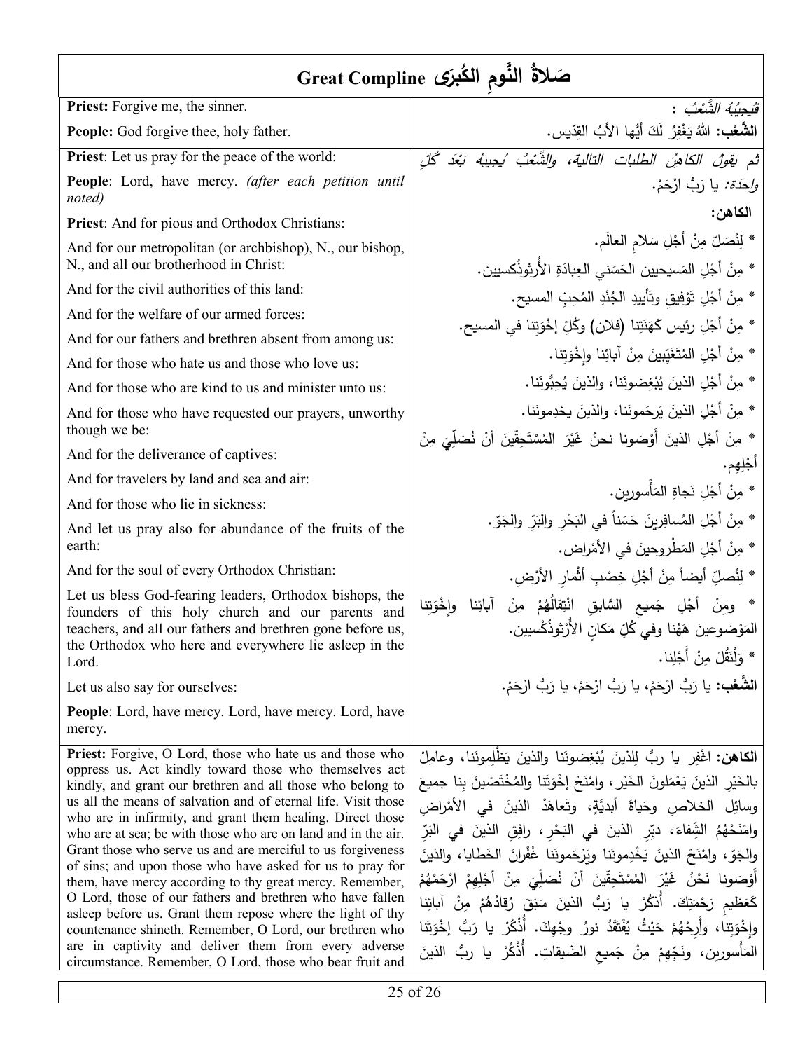# صَلاةُ النَّومِ الكُبرى Great Compline

| English | Arabic |
|---|---|
| **Priest:** Forgive me, the sinner.<br>**People:** God forgive thee, holy father. | *فيُجيبُهُ الشَّعْبُ* :<br>**الشَّعْب:** اللهُ يَغْفِرُ لَكَ أيُّها الأبُ القِدّيس. |
| **Priest**: Let us pray for the peace of the world:<br>**People**: Lord, have mercy. *(after each petition until noted)*<br>**Priest**: And for pious and Orthodox Christians:<br>And for our metropolitan (or archbishop), N., our bishop, N., and all our brotherhood in Christ:<br>And for the civil authorities of this land:<br>And for the welfare of our armed forces:<br>And for our fathers and brethren absent from among us:<br>And for those who hate us and those who love us:<br>And for those who are kind to us and minister unto us:<br>And for those who have requested our prayers, unworthy though we be:<br>And for the deliverance of captives:<br>And for travelers by land and sea and air:<br>And for those who lie in sickness:<br>And let us pray also for abundance of the fruits of the earth:<br>And for the soul of every Orthodox Christian:<br>Let us bless God-fearing leaders, Orthodox bishops, the founders of this holy church and our parents and teachers, and all our fathers and brethren gone before us, the Orthodox who here and everywhere lie asleep in the Lord.<br>Let us also say for ourselves:<br>**People**: Lord, have mercy. Lord, have mercy. Lord, have mercy. | *ثم يقولُ الكاهِنُ الطلبات التالية، والشَّعْبُ يُجيبُهُ بَعْدَ كُلِّ واحِدَة:* يا رَبُّ ارْحَمْ.<br>**الكاهن:**<br>* لِنُصَلِّ مِنْ أجْلِ سَلامِ العالَم.<br>* مِنْ أجْلِ المَسيحيين الحَسَني العِبادَةِ الأُرثوذُكسيين.<br>* مِنْ أجْلِ تَوْفيقِ وتأييدِ الجُنْدِ المُحِبِّ المسيح.<br>* مِنْ أجْلِ رئيس كَهَنَتِنا (فلان) وكُلِّ إخْوَتِنا في المسيح.<br>* مِنْ أجْلِ المُتَغَيِّبينَ مِنْ آبائِنا وإخْوَتِنا.<br>* مِنْ أجْلِ الذينَ يُبْغِضونَنا، والذينَ يُحِبُّونَنا.<br>* مِنْ أجْلِ الذينَ يَرحَمونَنا، والذينَ يخدِمونَنا.<br>* مِنْ أجْلِ الذينَ أَوْصَونا نحنُ غَيْرَ المُسْتَحِقِّينَ أنْ نُصَلِّيَ مِنْ أجْلِهِم.<br>* مِنْ أجْلِ نَجاةِ المَأْسورين.<br>* مِنْ أجْلِ المُسافِرينَ حَسَناً في البَحْرِ والبَرِّ والجَوّ.<br>* مِنْ أجْلِ المَطْروحينَ في الأمْراض.<br>* لِنُصلِّ أيضاً مِنْ أجْلِ خِصْبِ أثْمارِ الأرْضِ.<br>* ومِنْ أجْلِ جَميعِ السَّابقِ انْتِقالُهُمْ مِنْ آبائِنا وإخْوَتِنا المَوْضوعينَ هَهُنا وفي كُلِّ مَكانٍ الأُرْثوذُكْسيين.<br>* وَلْنَقُلْ مِنْ أَجْلِنا.<br>**الشَّعْب:** يا رَبُّ ارْحَمْ، يا رَبُّ ارْحَمْ، يا رَبُّ ارْحَمْ. |
| **Priest:** Forgive, O Lord, those who hate us and those who oppress us. Act kindly toward those who themselves act kindly, and grant our brethren and all those who belong to us all the means of salvation and of eternal life. Visit those who are in infirmity, and grant them healing. Direct those who are at sea; be with those who are on land and in the air. Grant those who serve us and are merciful to us forgiveness of sins; and upon those who have asked for us to pray for them, have mercy according to thy great mercy. Remember, O Lord, those of our fathers and brethren who have fallen asleep before us. Grant them repose where the light of thy countenance shineth. Remember, O Lord, our brethren who are in captivity and deliver them from every adverse circumstance. Remember, O Lord, those who bear fruit and | **الكاهن:** اغْفِر يا ربُّ لِلذينَ يُبْغِضونَنا والذينَ يَظْلِمونَنا، وعامِلْ بالخَيْرِ الذينَ يَعْمَلونَ الخَيْر، وامْنَحْ إخْوَتَنا والمُخْتَصّينَ بِنا جميعَ وسائِلِ الخلاصِ وحَياةً أبديَّةً، وتَعاهَدْ الذينَ في الأمْراضِ وامْنَحْهُمُ الشِّفاءَ، دبِّرِ الذينَ في البَحْرِ، رافِقِ الذينَ في البَرِّ والجَوّ، وامْنَحْ الذينَ يَخْدِمونَنا ويَرْحَمونَنا غُفْرانَ الخَطايا، والذينَ أَوْصَونا نَحْنُ غَيْرَ المُسْتَحِقّينَ أنْ نُصَلِّيَ مِنْ أجْلِهِمْ ارْحَمْهُمْ كَعَظيمِ رَحْمَتِكَ. أُذكُرْ يا رَبُّ الذينَ سَبَقَ رُقادُهُمْ مِنْ آبائِنا وإخْوَتِنا، وأَرِحْهُمْ حَيْثُ يُفْتَقَدُ نورُ وجْهِكَ. أُذْكُرْ يا رَبُّ إخْوَتَنا المَأْسورين، ونَجِّهِمْ مِنْ جَميعِ الضّيقاتِ. أُذْكُرْ يا ربُّ الذينَ |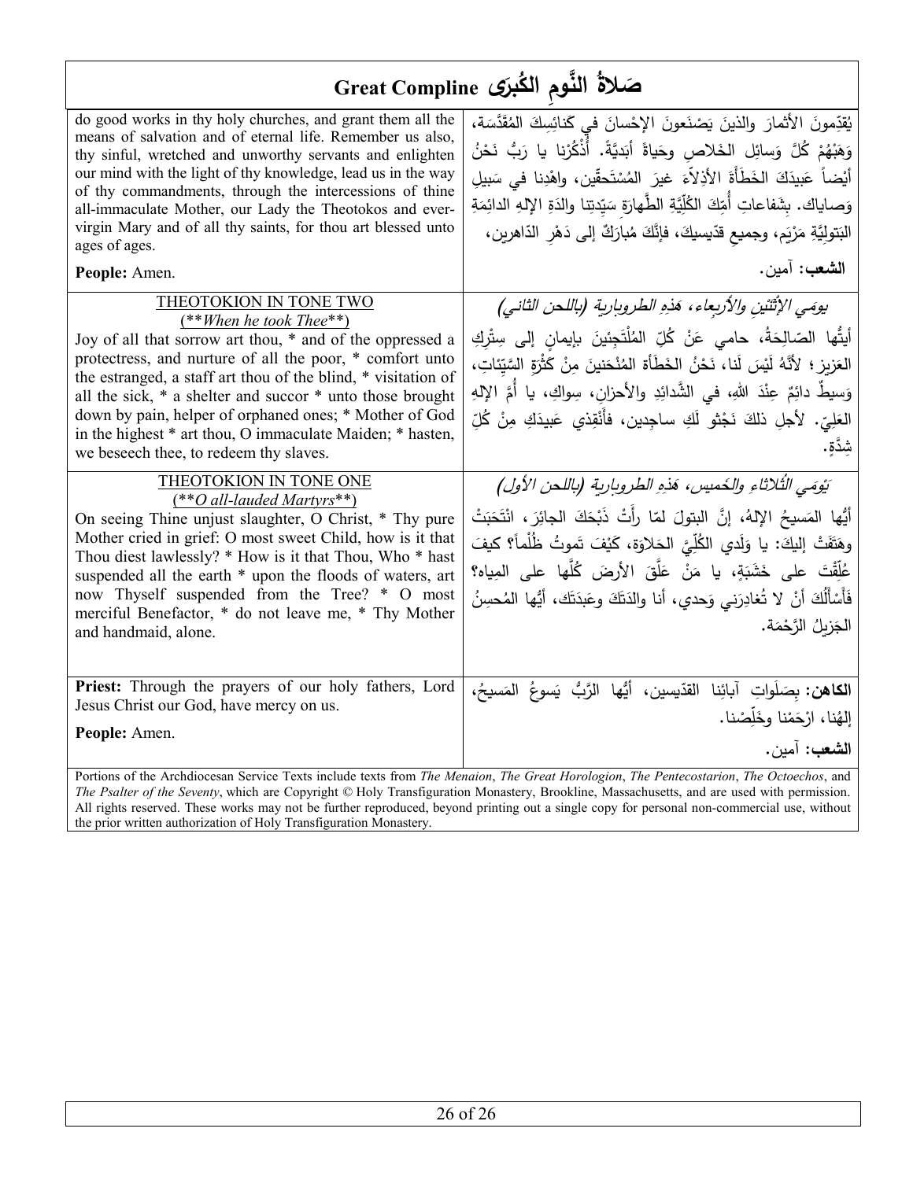# Great Compline صَلاةُ النَّومِ الكُبرَى

do good works in thy holy churches, and grant them all the means of salvation and of eternal life. Remember us also, thy sinful, wretched and unworthy servants and enlighten our mind with the light of thy knowledge, lead us in the way of thy commandments, through the intercessions of thine all-immaculate Mother, our Lady the Theotokos and ever-virgin Mary and of all thy saints, for thou art blessed unto ages of ages.

يُقدّمونَ الأثمارَ والذينَ يَصْنَعونَ الإحْسانَ في كنائِسِكَ المُقَدَّسَة، وَهَبْهُمْ كُلَّ وَسائِلِ الخَلاصِ وحَياةً أبَديَّةً. أُذْكُرْنا يا رَبُّ نَحْنُ أيْضاً عَبيدَكَ الخَطَأَةَ الأذِلاَّءَ غيرَ المُسْتَحقِّين، واهْدِنا في سَبيلِ وَصاياك. بِشفاعاتِ أُمِّكَ الكُلِّيَّةِ الطَّهارَةِ سَيِّدتِنا والدَةِ الإلهِ الدائِمَةِ البَتوليَّةِ مَرْيَم، وجميعِ قدّيسيكَ، فإنَّكَ مُبارَكٌ إلى دَهْرِ الدّاهرين،

**People:** Amen.

**الشعب:** آمين.

THEOTOKION IN TONE TWO
(**When he took Thee**)

Joy of all that sorrow art thou, * and of the oppressed a protectress, and nurture of all the poor, * comfort unto the estranged, a staff art thou of the blind, * visitation of all the sick, * a shelter and succor * unto those brought down by pain, helper of orphaned ones; * Mother of God in the highest * art thou, O immaculate Maiden; * hasten, we beseech thee, to redeem thy slaves.

*يومَي الإثْنَين والأربعاء، هَذهِ الطروبارية (باللحن الثاني)*

أيتُّها الصّالِحَةُ، حامي عَنْ كُلِّ المُلْتَجِئينَ بإيمانٍ إلى سِتْرِكِ العَزيزِ؛ لأنَّهُ لَيْسَ لَنا، نَحْنُ الخَطَأةَ المُنْحَنينَ مِنْ كَثْرَةِ السَّيِّئاتِ، وَسيطٌ دائِمٌ عِنْدَ اللهِ، في الشَّدائِدِ والأحزانِ، سِواكِ، يا أُمَّ الإلهِ العَليّ. لأجلِ ذلكَ نَجْثو لَكِ ساجِدين، فأَنْقِذي عَبيدَكِ مِنْ كُلِّ شِدَّةٍ.

THEOTOKION IN TONE ONE
(**O all-lauded Martyrs**)

On seeing Thine unjust slaughter, O Christ, * Thy pure Mother cried in grief: O most sweet Child, how is it that Thou diest lawlessly? * How is it that Thou, Who * hast suspended all the earth * upon the floods of waters, art now Thyself suspended from the Tree? * O most merciful Benefactor, * do not leave me, * Thy Mother and handmaid, alone.

*يَومَي الثُلاثاءِ والخَميس، هَذهِ الطروبارية (باللحن الأول)*

أيُّها المَسيحُ الإلهُ، إنَّ البتولَ لمّا رأَتْ ذَبْحَكَ الجائِرَ، انْتَحَبَتْ وهَتَفَتْ إليكَ: يا وَلَدي الكُلِّيَّ الحَلاوة، كَيْفَ تَموتُ ظُلْماً؟ كيفَ عُلِّقْتَ على خَشَبَةٍ، يا مَنْ عَلَّقَ الأرضَ كُلَّها على المِياه؟ فَأَسْأَلُكَ أنْ لا تُغادِرَني وَحدي، أنا والدَتَكَ وعَبدَتَك، أيُّها المُحسِنُ الجَزيلُ الرَّحْمَة.

**Priest:** Through the prayers of our holy fathers, Lord Jesus Christ our God, have mercy on us.

**الكاهن:** بِصَلَواتِ آبائِنا القدّيسين، أيُّها الرَّبُّ يَسوعُ المَسيحُ، إلهُنا، ارْحَمْنا وخَلِّصْنا.

**People:** Amen.

**الشعب:** آمين.

Portions of the Archdiocesan Service Texts include texts from *The Menaion*, *The Great Horologion*, *The Pentecostarion*, *The Octoechos*, and *The Psalter of the Seventy*, which are Copyright © Holy Transfiguration Monastery, Brookline, Massachusetts, and are used with permission. All rights reserved. These works may not be further reproduced, beyond printing out a single copy for personal non-commercial use, without the prior written authorization of Holy Transfiguration Monastery.